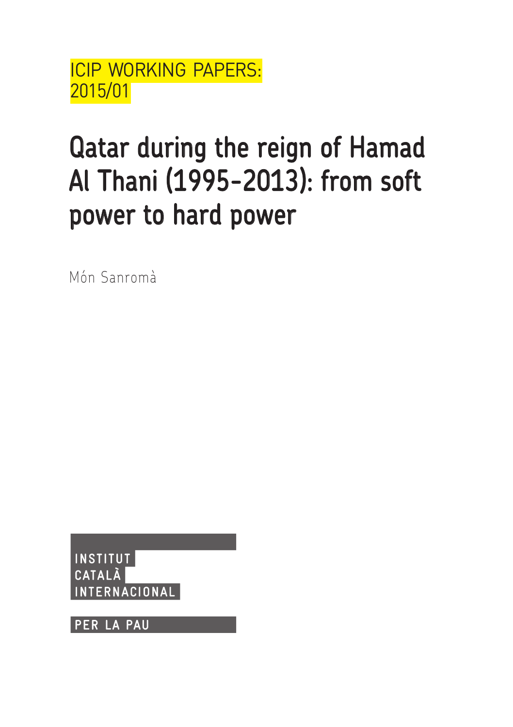ICIP WORKING PAPERS: 2015/01

# Qatar during the reign of Hamad Al Thani (1995-2013): from soft power to hard power

Món Sanromà

INSTITUT CATALÀ INTERNACIONAL PER LA PAU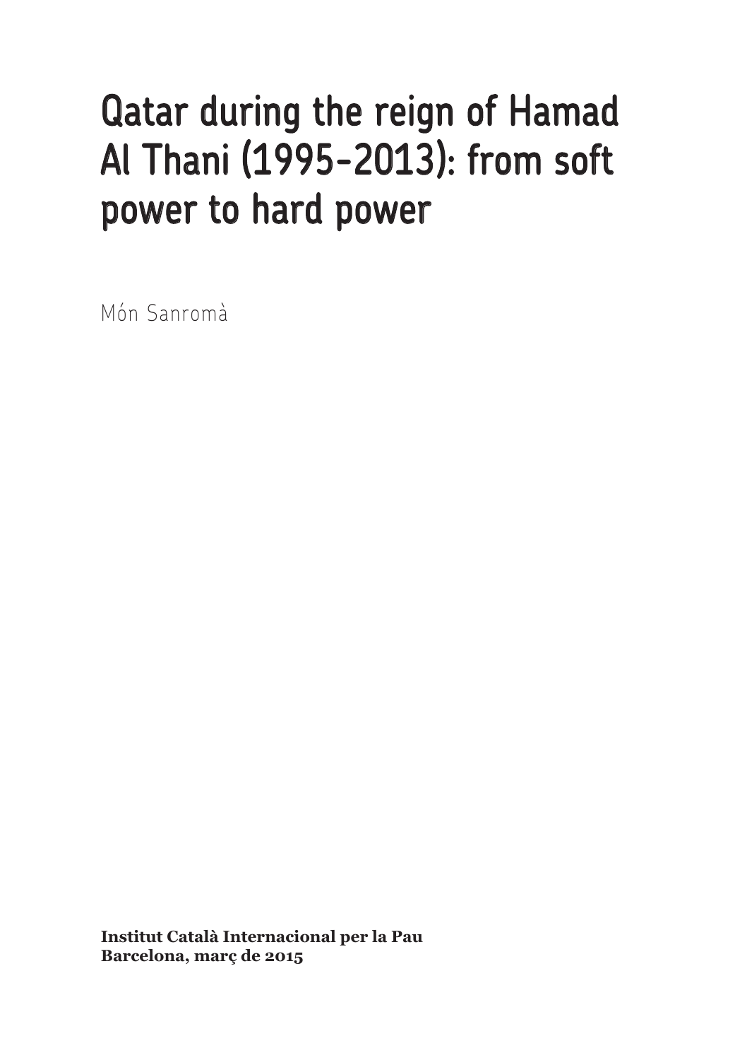# Qatar during the reign of Hamad Al Thani (1995-2013): from soft power to hard power

Món Sanromà

**Institut Català Internacional per la Pau**
**Barcelona, març de 2015**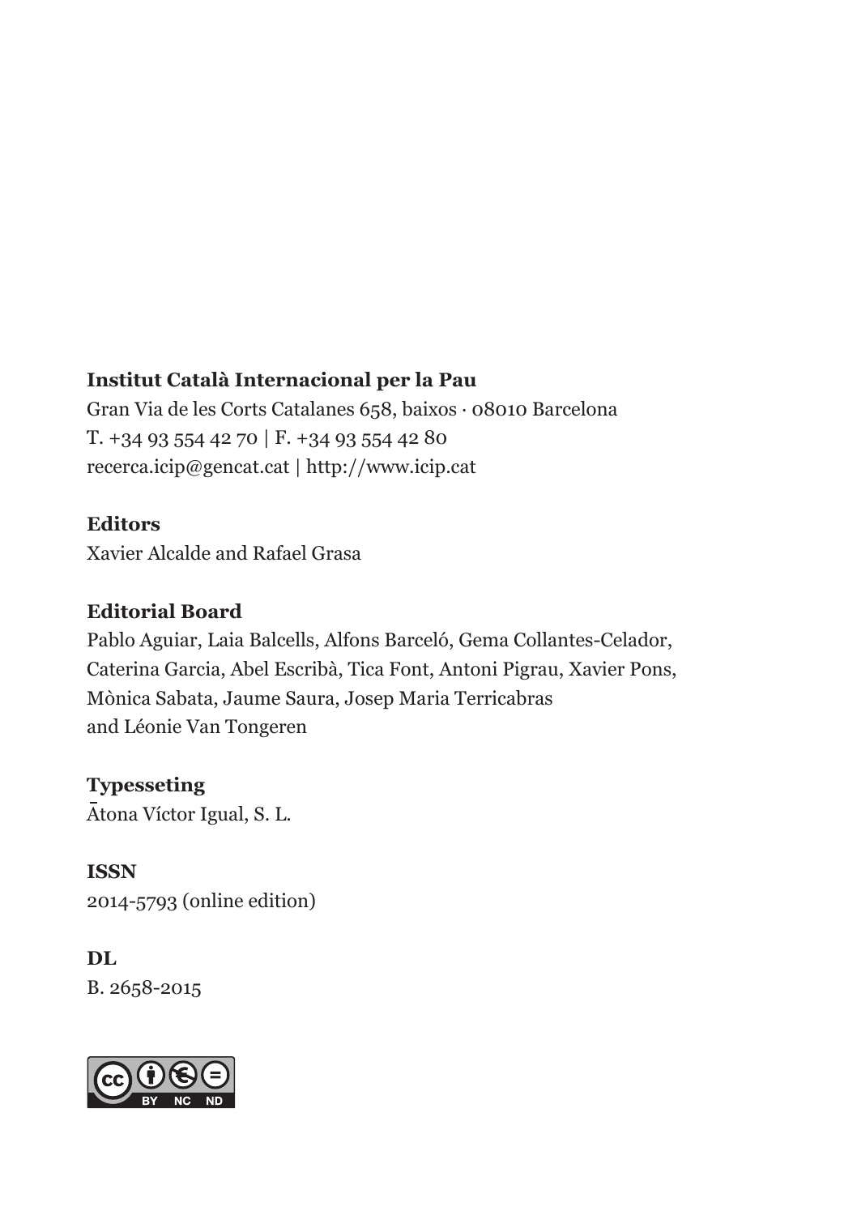**Institut Català Internacional per la Pau**
Gran Via de les Corts Catalanes 658, baixos · 08010 Barcelona
T. +34 93 554 42 70 | F. +34 93 554 42 80
recerca.icip@gencat.cat | http://www.icip.cat

**Editors**
Xavier Alcalde and Rafael Grasa

**Editorial Board**
Pablo Aguiar, Laia Balcells, Alfons Barceló, Gema Collantes-Celador, Caterina Garcia, Abel Escribà, Tica Font, Antoni Pigrau, Xavier Pons, Mònica Sabata, Jaume Saura, Josep Maria Terricabras and Léonie Van Tongeren

**Typesseting**
Ātona Víctor Igual, S. L.

**ISSN**
2014-5793 (online edition)

**DL**
B. 2658-2015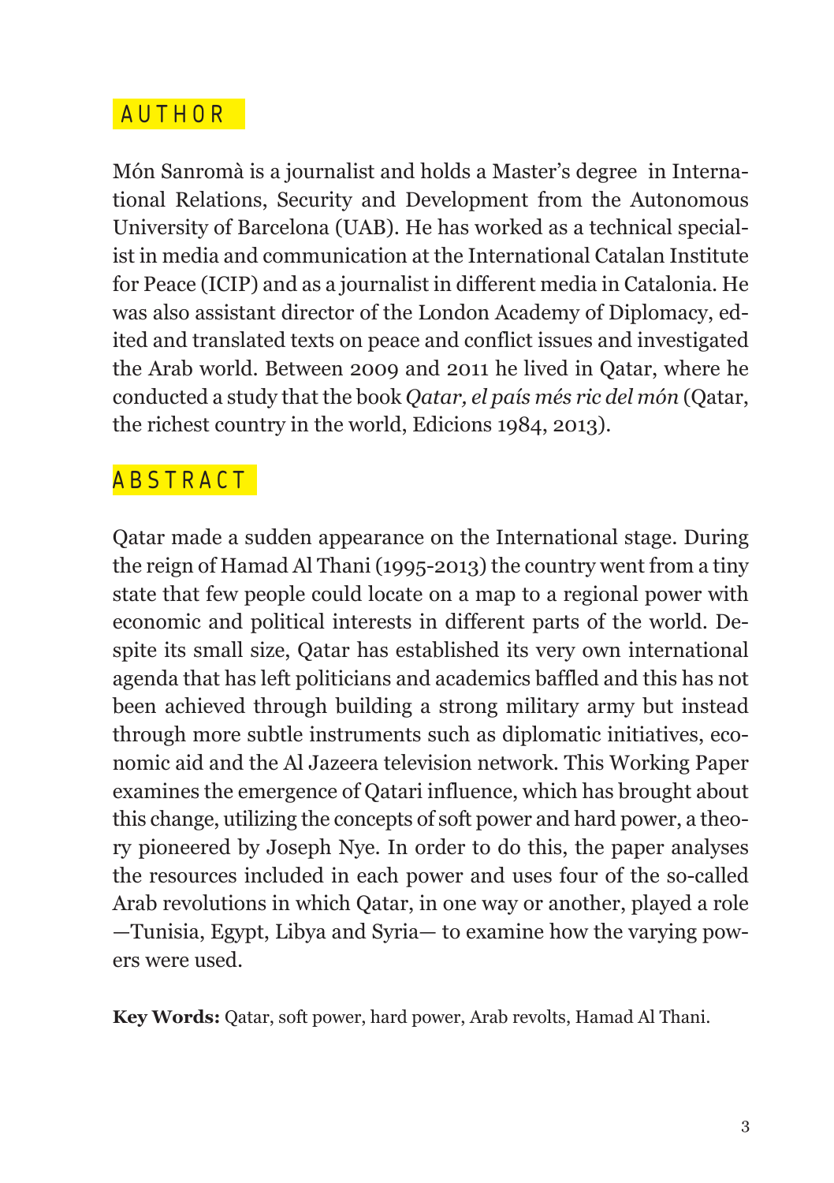## AUTHOR

Món Sanromà is a journalist and holds a Master's degree in International Relations, Security and Development from the Autonomous University of Barcelona (UAB). He has worked as a technical specialist in media and communication at the International Catalan Institute for Peace (ICIP) and as a journalist in different media in Catalonia. He was also assistant director of the London Academy of Diplomacy, edited and translated texts on peace and conflict issues and investigated the Arab world. Between 2009 and 2011 he lived in Qatar, where he conducted a study that the book *Qatar, el país més ric del món* (Qatar, the richest country in the world, Edicions 1984, 2013).

## ABSTRACT

Qatar made a sudden appearance on the International stage. During the reign of Hamad Al Thani (1995-2013) the country went from a tiny state that few people could locate on a map to a regional power with economic and political interests in different parts of the world. Despite its small size, Qatar has established its very own international agenda that has left politicians and academics baffled and this has not been achieved through building a strong military army but instead through more subtle instruments such as diplomatic initiatives, economic aid and the Al Jazeera television network. This Working Paper examines the emergence of Qatari influence, which has brought about this change, utilizing the concepts of soft power and hard power, a theory pioneered by Joseph Nye. In order to do this, the paper analyses the resources included in each power and uses four of the so-called Arab revolutions in which Qatar, in one way or another, played a role —Tunisia, Egypt, Libya and Syria— to examine how the varying powers were used.

**Key Words:** Qatar, soft power, hard power, Arab revolts, Hamad Al Thani.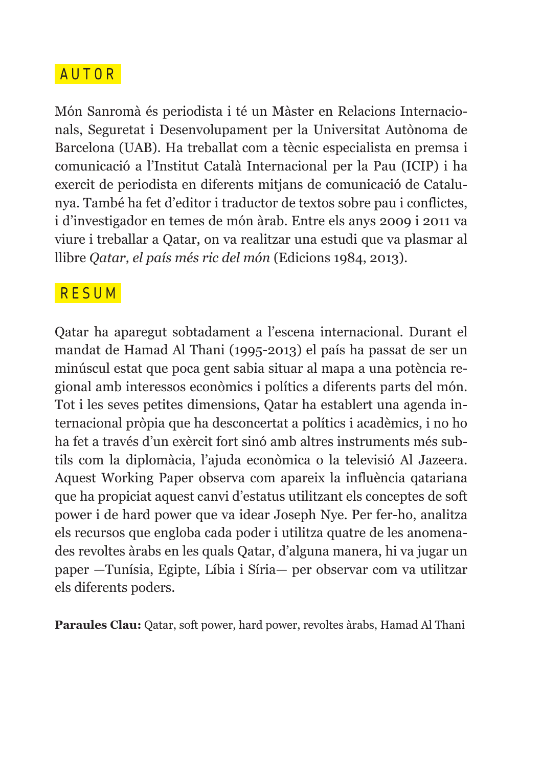## AUTOR

Món Sanromà és periodista i té un Màster en Relacions Internacionals, Seguretat i Desenvolupament per la Universitat Autònoma de Barcelona (UAB). Ha treballat com a tècnic especialista en premsa i comunicació a l'Institut Català Internacional per la Pau (ICIP) i ha exercit de periodista en diferents mitjans de comunicació de Catalunya. També ha fet d'editor i traductor de textos sobre pau i conflictes, i d'investigador en temes de món àrab. Entre els anys 2009 i 2011 va viure i treballar a Qatar, on va realitzar una estudi que va plasmar al llibre *Qatar, el país més ric del món* (Edicions 1984, 2013).

## RESUM

Qatar ha aparegut sobtadament a l'escena internacional. Durant el mandat de Hamad Al Thani (1995-2013) el país ha passat de ser un minúscul estat que poca gent sabia situar al mapa a una potència regional amb interessos econòmics i polítics a diferents parts del món. Tot i les seves petites dimensions, Qatar ha establert una agenda internacional pròpia que ha desconcertat a polítics i acadèmics, i no ho ha fet a través d'un exèrcit fort sinó amb altres instruments més subtils com la diplomàcia, l'ajuda econòmica o la televisió Al Jazeera. Aquest Working Paper observa com apareix la influència qatariana que ha propiciat aquest canvi d'estatus utilitzant els conceptes de soft power i de hard power que va idear Joseph Nye. Per fer-ho, analitza els recursos que engloba cada poder i utilitza quatre de les anomenades revoltes àrabs en les quals Qatar, d'alguna manera, hi va jugar un paper —Tunísia, Egipte, Líbia i Síria— per observar com va utilitzar els diferents poders.

**Paraules Clau:** Qatar, soft power, hard power, revoltes àrabs, Hamad Al Thani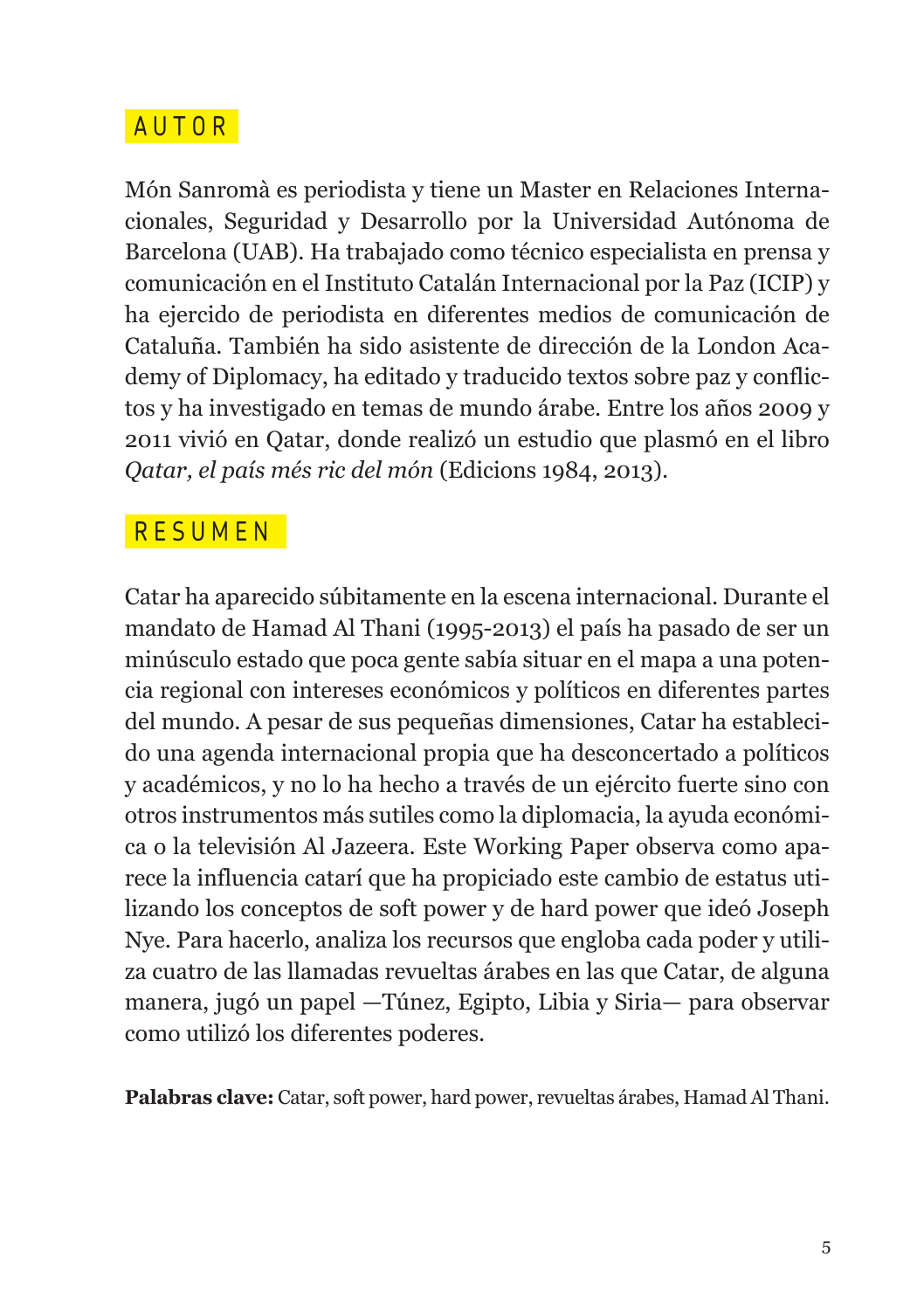## AUTOR

Món Sanromà es periodista y tiene un Master en Relaciones Internacionales, Seguridad y Desarrollo por la Universidad Autónoma de Barcelona (UAB). Ha trabajado como técnico especialista en prensa y comunicación en el Instituto Catalán Internacional por la Paz (ICIP) y ha ejercido de periodista en diferentes medios de comunicación de Cataluña. También ha sido asistente de dirección de la London Academy of Diplomacy, ha editado y traducido textos sobre paz y conflictos y ha investigado en temas de mundo árabe. Entre los años 2009 y 2011 vivió en Qatar, donde realizó un estudio que plasmó en el libro *Qatar, el país més ric del món* (Edicions 1984, 2013).

## RESUMEN

Catar ha aparecido súbitamente en la escena internacional. Durante el mandato de Hamad Al Thani (1995-2013) el país ha pasado de ser un minúsculo estado que poca gente sabía situar en el mapa a una potencia regional con intereses económicos y políticos en diferentes partes del mundo. A pesar de sus pequeñas dimensiones, Catar ha establecido una agenda internacional propia que ha desconcertado a políticos y académicos, y no lo ha hecho a través de un ejército fuerte sino con otros instrumentos más sutiles como la diplomacia, la ayuda económica o la televisión Al Jazeera. Este Working Paper observa como aparece la influencia catarí que ha propiciado este cambio de estatus utilizando los conceptos de soft power y de hard power que ideó Joseph Nye. Para hacerlo, analiza los recursos que engloba cada poder y utiliza cuatro de las llamadas revueltas árabes en las que Catar, de alguna manera, jugó un papel —Túnez, Egipto, Libia y Siria— para observar como utilizó los diferentes poderes.

**Palabras clave:** Catar, soft power, hard power, revueltas árabes, Hamad Al Thani.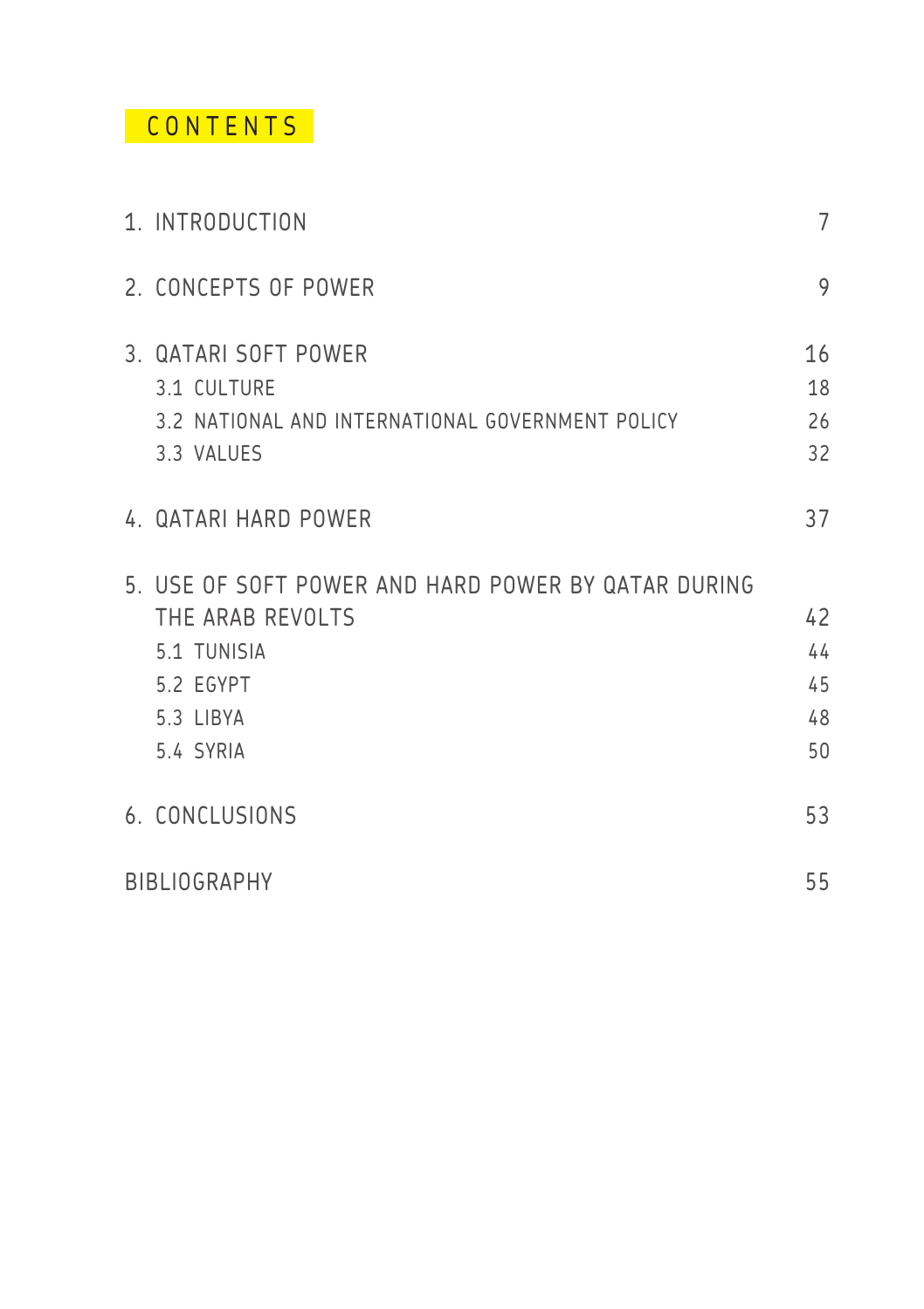# CONTENTS

| | |
|---|---|
| 1. INTRODUCTION | 7 |
| 2. CONCEPTS OF POWER | 9 |
| 3. QATARI SOFT POWER | 16 |
| 3.1 CULTURE | 18 |
| 3.2 NATIONAL AND INTERNATIONAL GOVERNMENT POLICY | 26 |
| 3.3 VALUES | 32 |
| 4. QATARI HARD POWER | 37 |
| 5. USE OF SOFT POWER AND HARD POWER BY QATAR DURING THE ARAB REVOLTS | 42 |
| 5.1 TUNISIA | 44 |
| 5.2 EGYPT | 45 |
| 5.3 LIBYA | 48 |
| 5.4 SYRIA | 50 |
| 6. CONCLUSIONS | 53 |
| BIBLIOGRAPHY | 55 |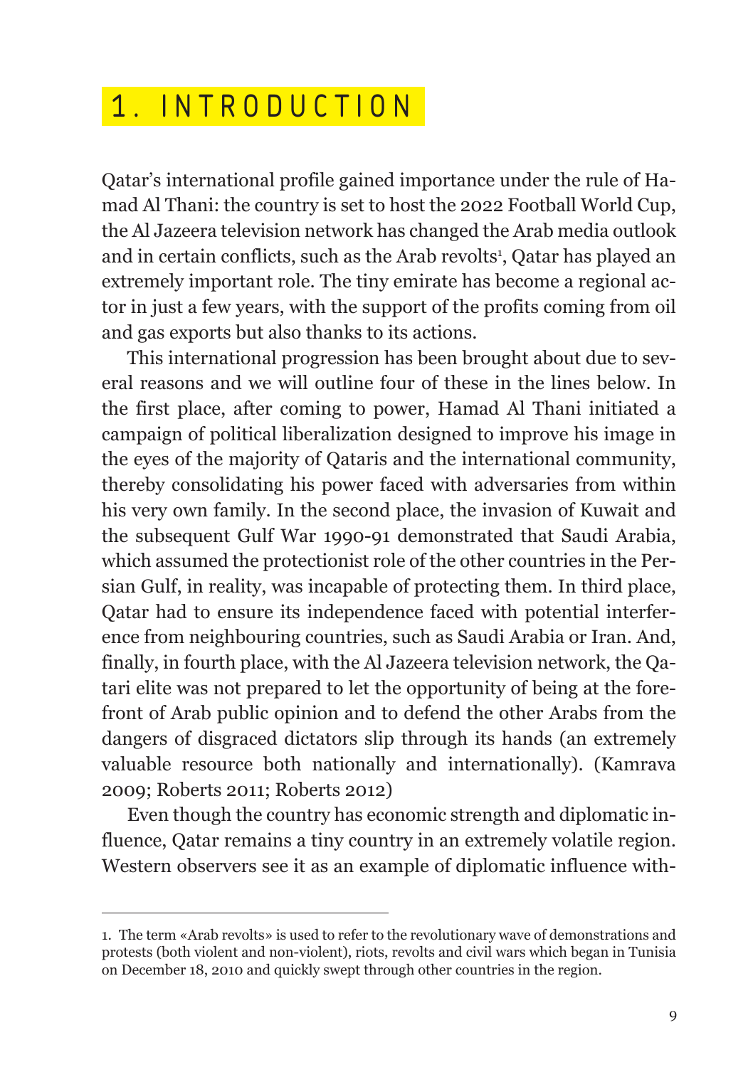# 1. INTRODUCTION

Qatar's international profile gained importance under the rule of Hamad Al Thani: the country is set to host the 2022 Football World Cup, the Al Jazeera television network has changed the Arab media outlook and in certain conflicts, such as the Arab revolts[1], Qatar has played an extremely important role. The tiny emirate has become a regional actor in just a few years, with the support of the profits coming from oil and gas exports but also thanks to its actions.

This international progression has been brought about due to several reasons and we will outline four of these in the lines below. In the first place, after coming to power, Hamad Al Thani initiated a campaign of political liberalization designed to improve his image in the eyes of the majority of Qataris and the international community, thereby consolidating his power faced with adversaries from within his very own family. In the second place, the invasion of Kuwait and the subsequent Gulf War 1990-91 demonstrated that Saudi Arabia, which assumed the protectionist role of the other countries in the Persian Gulf, in reality, was incapable of protecting them. In third place, Qatar had to ensure its independence faced with potential interference from neighbouring countries, such as Saudi Arabia or Iran. And, finally, in fourth place, with the Al Jazeera television network, the Qatari elite was not prepared to let the opportunity of being at the forefront of Arab public opinion and to defend the other Arabs from the dangers of disgraced dictators slip through its hands (an extremely valuable resource both nationally and internationally). (Kamrava 2009; Roberts 2011; Roberts 2012)

Even though the country has economic strength and diplomatic influence, Qatar remains a tiny country in an extremely volatile region. Western observers see it as an example of diplomatic influence with-

---

1. The term «Arab revolts» is used to refer to the revolutionary wave of demonstrations and protests (both violent and non-violent), riots, revolts and civil wars which began in Tunisia on December 18, 2010 and quickly swept through other countries in the region.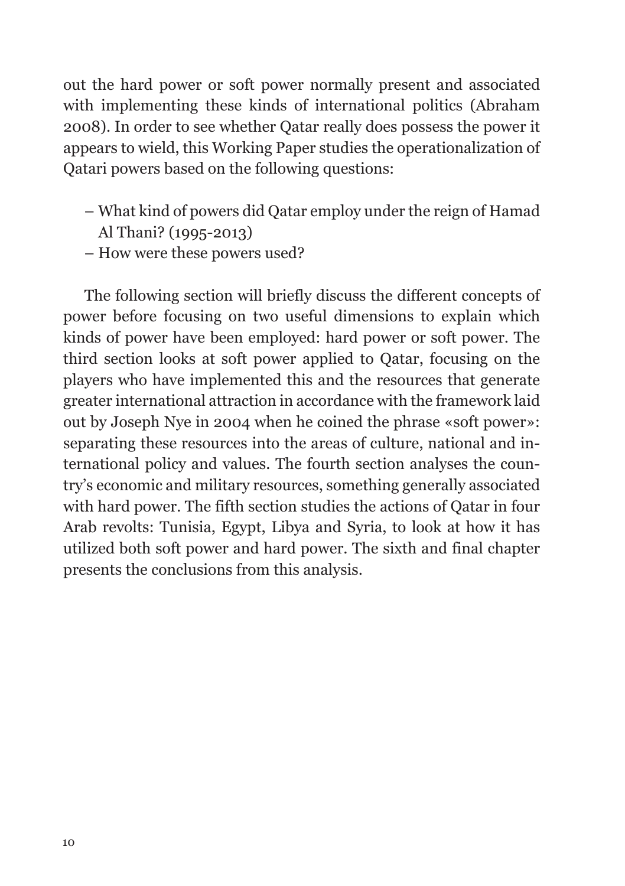out the hard power or soft power normally present and associated with implementing these kinds of international politics (Abraham 2008). In order to see whether Qatar really does possess the power it appears to wield, this Working Paper studies the operationalization of Qatari powers based on the following questions:

– What kind of powers did Qatar employ under the reign of Hamad Al Thani? (1995-2013)
– How were these powers used?

The following section will briefly discuss the different concepts of power before focusing on two useful dimensions to explain which kinds of power have been employed: hard power or soft power. The third section looks at soft power applied to Qatar, focusing on the players who have implemented this and the resources that generate greater international attraction in accordance with the framework laid out by Joseph Nye in 2004 when he coined the phrase «soft power»: separating these resources into the areas of culture, national and international policy and values. The fourth section analyses the country's economic and military resources, something generally associated with hard power. The fifth section studies the actions of Qatar in four Arab revolts: Tunisia, Egypt, Libya and Syria, to look at how it has utilized both soft power and hard power. The sixth and final chapter presents the conclusions from this analysis.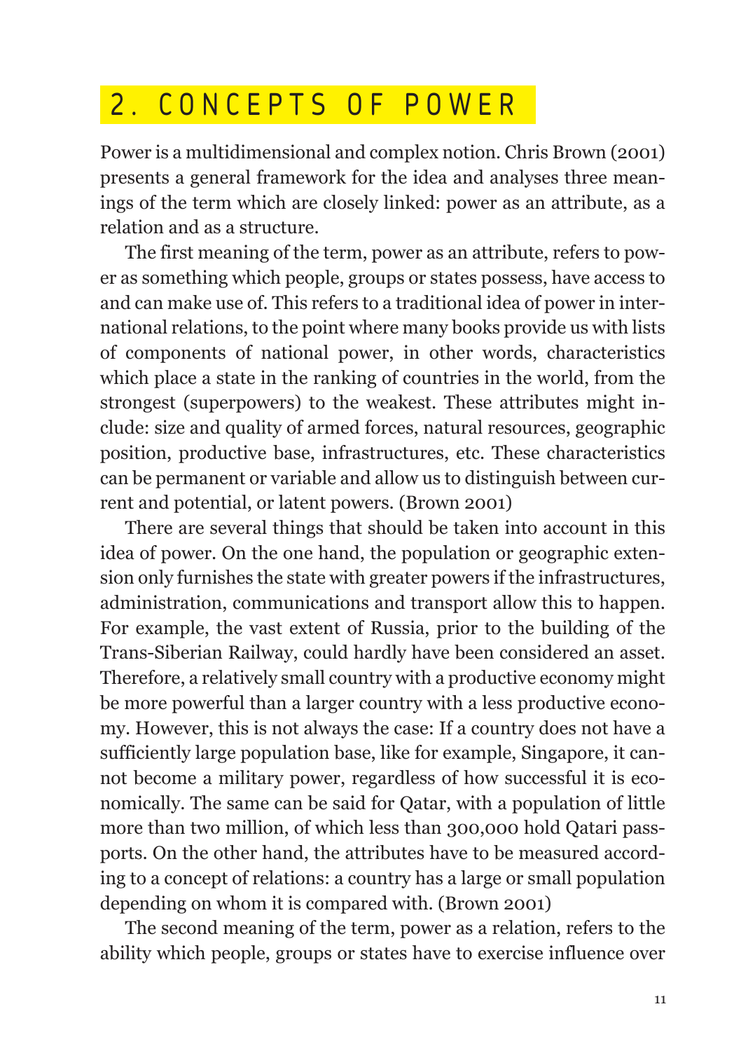## 2. CONCEPTS OF POWER

Power is a multidimensional and complex notion. Chris Brown (2001) presents a general framework for the idea and analyses three meanings of the term which are closely linked: power as an attribute, as a relation and as a structure.

The first meaning of the term, power as an attribute, refers to power as something which people, groups or states possess, have access to and can make use of. This refers to a traditional idea of power in international relations, to the point where many books provide us with lists of components of national power, in other words, characteristics which place a state in the ranking of countries in the world, from the strongest (superpowers) to the weakest. These attributes might include: size and quality of armed forces, natural resources, geographic position, productive base, infrastructures, etc. These characteristics can be permanent or variable and allow us to distinguish between current and potential, or latent powers. (Brown 2001)

There are several things that should be taken into account in this idea of power. On the one hand, the population or geographic extension only furnishes the state with greater powers if the infrastructures, administration, communications and transport allow this to happen. For example, the vast extent of Russia, prior to the building of the Trans-Siberian Railway, could hardly have been considered an asset. Therefore, a relatively small country with a productive economy might be more powerful than a larger country with a less productive economy. However, this is not always the case: If a country does not have a sufficiently large population base, like for example, Singapore, it cannot become a military power, regardless of how successful it is economically. The same can be said for Qatar, with a population of little more than two million, of which less than 300,000 hold Qatari passports. On the other hand, the attributes have to be measured according to a concept of relations: a country has a large or small population depending on whom it is compared with. (Brown 2001)

The second meaning of the term, power as a relation, refers to the ability which people, groups or states have to exercise influence over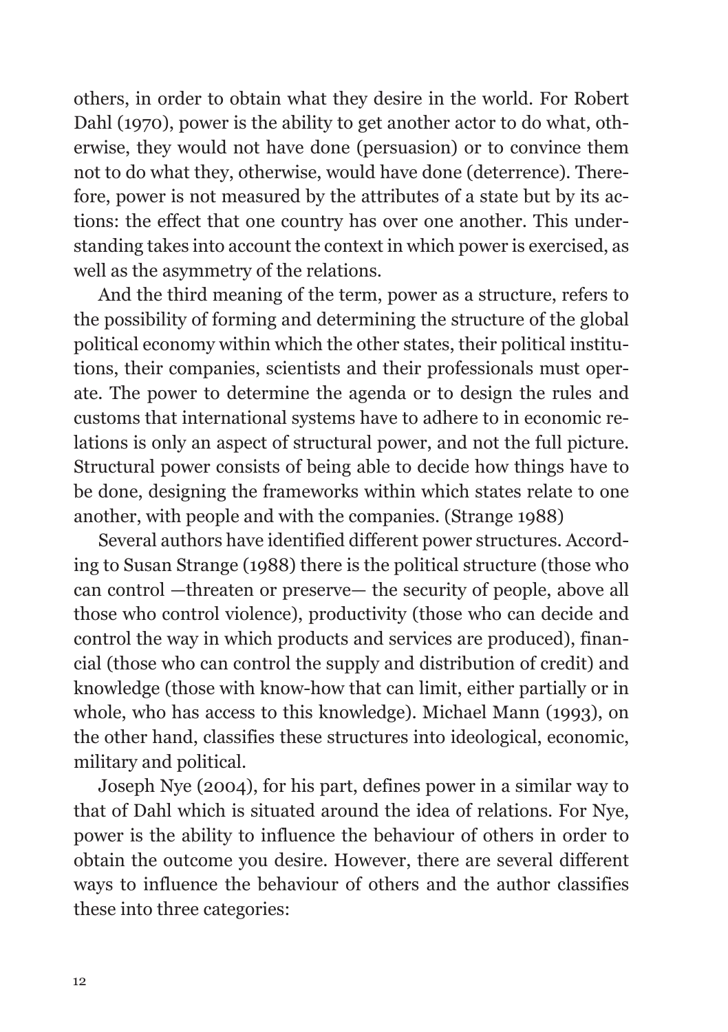others, in order to obtain what they desire in the world. For Robert Dahl (1970), power is the ability to get another actor to do what, otherwise, they would not have done (persuasion) or to convince them not to do what they, otherwise, would have done (deterrence). Therefore, power is not measured by the attributes of a state but by its actions: the effect that one country has over one another. This understanding takes into account the context in which power is exercised, as well as the asymmetry of the relations.

And the third meaning of the term, power as a structure, refers to the possibility of forming and determining the structure of the global political economy within which the other states, their political institutions, their companies, scientists and their professionals must operate. The power to determine the agenda or to design the rules and customs that international systems have to adhere to in economic relations is only an aspect of structural power, and not the full picture. Structural power consists of being able to decide how things have to be done, designing the frameworks within which states relate to one another, with people and with the companies. (Strange 1988)

Several authors have identified different power structures. According to Susan Strange (1988) there is the political structure (those who can control —threaten or preserve— the security of people, above all those who control violence), productivity (those who can decide and control the way in which products and services are produced), financial (those who can control the supply and distribution of credit) and knowledge (those with know-how that can limit, either partially or in whole, who has access to this knowledge). Michael Mann (1993), on the other hand, classifies these structures into ideological, economic, military and political.

Joseph Nye (2004), for his part, defines power in a similar way to that of Dahl which is situated around the idea of relations. For Nye, power is the ability to influence the behaviour of others in order to obtain the outcome you desire. However, there are several different ways to influence the behaviour of others and the author classifies these into three categories: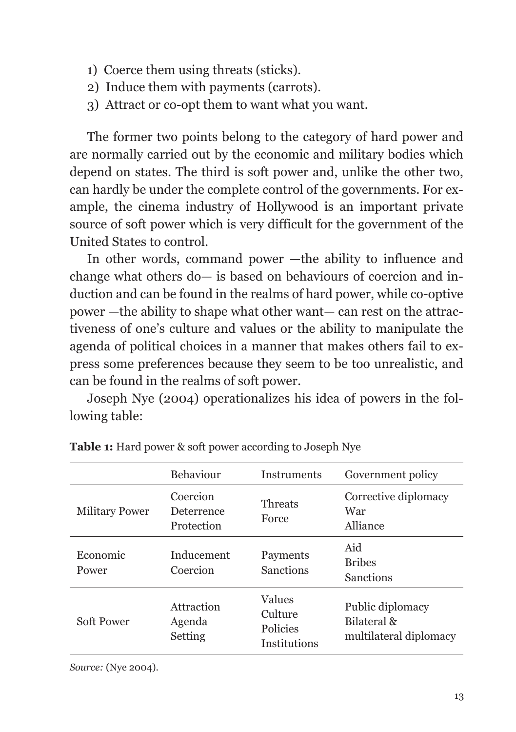1) Coerce them using threats (sticks).
2) Induce them with payments (carrots).
3) Attract or co-opt them to want what you want.

The former two points belong to the category of hard power and are normally carried out by the economic and military bodies which depend on states. The third is soft power and, unlike the other two, can hardly be under the complete control of the governments. For example, the cinema industry of Hollywood is an important private source of soft power which is very difficult for the government of the United States to control.

In other words, command power —the ability to influence and change what others do— is based on behaviours of coercion and induction and can be found in the realms of hard power, while co-optive power —the ability to shape what other want— can rest on the attractiveness of one's culture and values or the ability to manipulate the agenda of political choices in a manner that makes others fail to express some preferences because they seem to be too unrealistic, and can be found in the realms of soft power.

Joseph Nye (2004) operationalizes his idea of powers in the following table:

**Table 1:** Hard power & soft power according to Joseph Nye

| | Behaviour | Instruments | Government policy |
|---|---|---|---|
| Military Power | Coercion<br>Deterrence<br>Protection | Threats<br>Force | Corrective diplomacy<br>War<br>Alliance |
| Economic Power | Inducement<br>Coercion | Payments<br>Sanctions | Aid<br>Bribes<br>Sanctions |
| Soft Power | Attraction<br>Agenda Setting | Values<br>Culture<br>Policies<br>Institutions | Public diplomacy<br>Bilateral & multilateral diplomacy |

*Source:* (Nye 2004).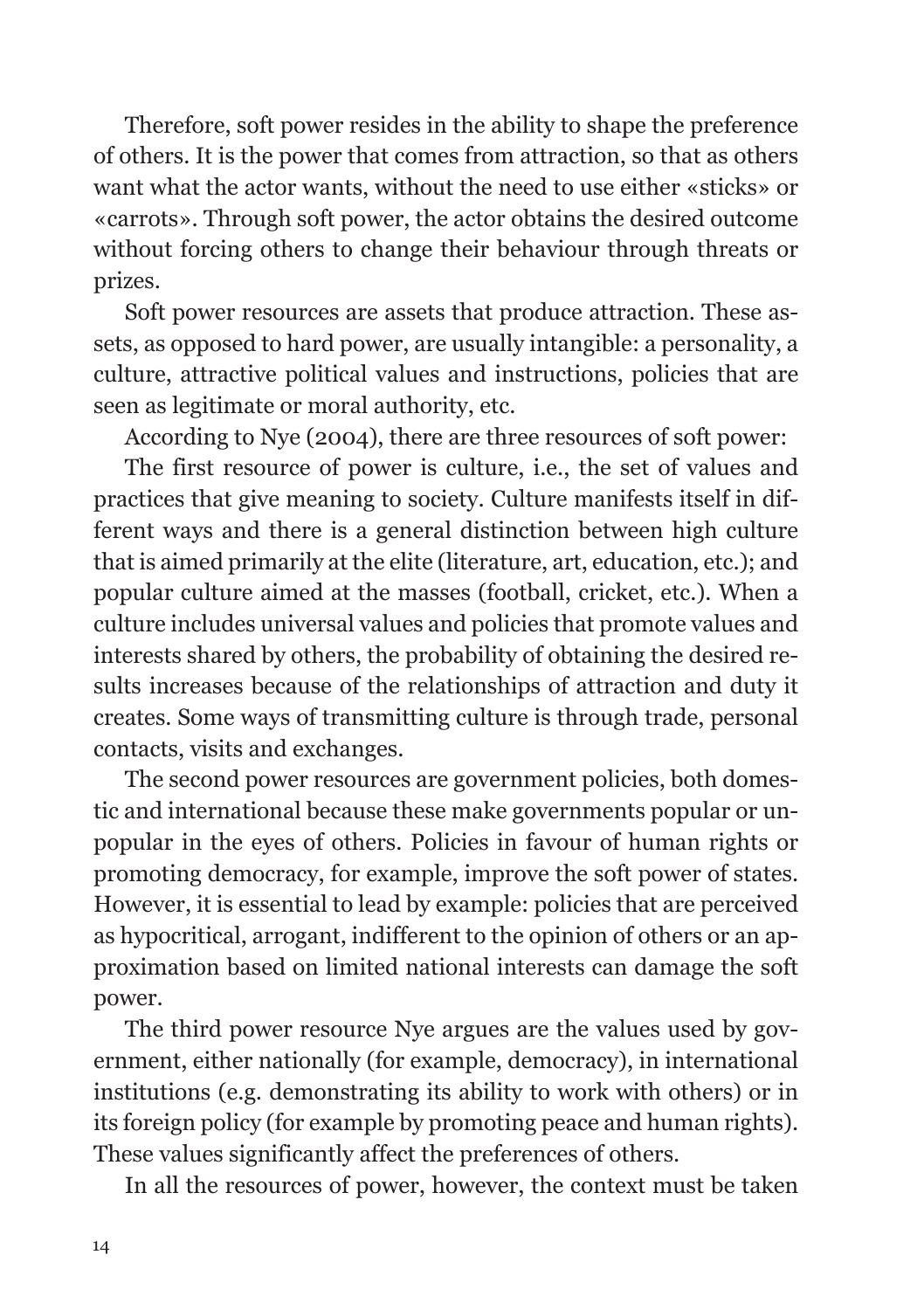Therefore, soft power resides in the ability to shape the preference of others. It is the power that comes from attraction, so that as others want what the actor wants, without the need to use either «sticks» or «carrots». Through soft power, the actor obtains the desired outcome without forcing others to change their behaviour through threats or prizes.

Soft power resources are assets that produce attraction. These assets, as opposed to hard power, are usually intangible: a personality, a culture, attractive political values and instructions, policies that are seen as legitimate or moral authority, etc.

According to Nye (2004), there are three resources of soft power:

The first resource of power is culture, i.e., the set of values and practices that give meaning to society. Culture manifests itself in different ways and there is a general distinction between high culture that is aimed primarily at the elite (literature, art, education, etc.); and popular culture aimed at the masses (football, cricket, etc.). When a culture includes universal values and policies that promote values and interests shared by others, the probability of obtaining the desired results increases because of the relationships of attraction and duty it creates. Some ways of transmitting culture is through trade, personal contacts, visits and exchanges.

The second power resources are government policies, both domestic and international because these make governments popular or unpopular in the eyes of others. Policies in favour of human rights or promoting democracy, for example, improve the soft power of states. However, it is essential to lead by example: policies that are perceived as hypocritical, arrogant, indifferent to the opinion of others or an approximation based on limited national interests can damage the soft power.

The third power resource Nye argues are the values used by government, either nationally (for example, democracy), in international institutions (e.g. demonstrating its ability to work with others) or in its foreign policy (for example by promoting peace and human rights). These values significantly affect the preferences of others.

In all the resources of power, however, the context must be taken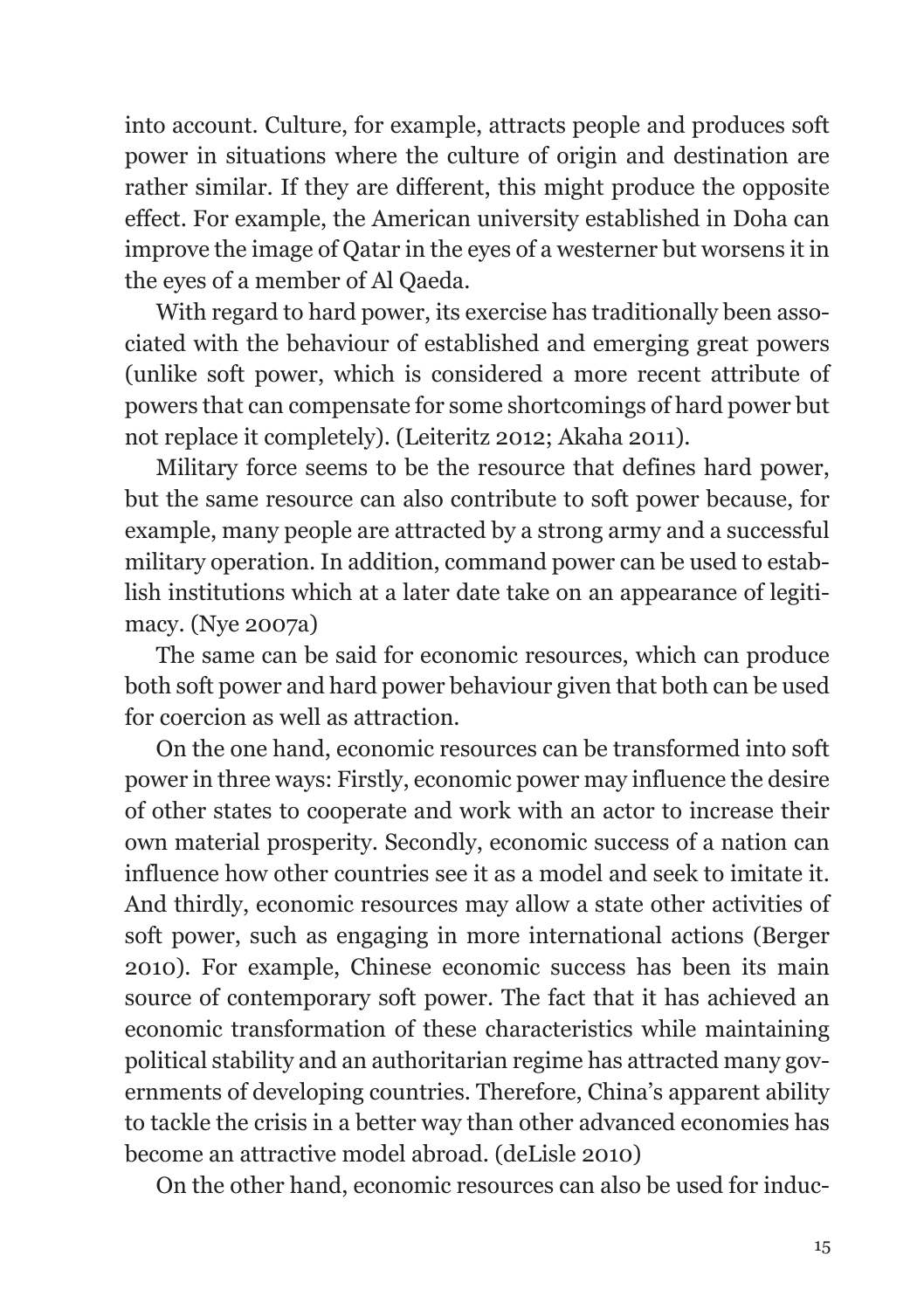into account. Culture, for example, attracts people and produces soft power in situations where the culture of origin and destination are rather similar. If they are different, this might produce the opposite effect. For example, the American university established in Doha can improve the image of Qatar in the eyes of a westerner but worsens it in the eyes of a member of Al Qaeda.

With regard to hard power, its exercise has traditionally been associated with the behaviour of established and emerging great powers (unlike soft power, which is considered a more recent attribute of powers that can compensate for some shortcomings of hard power but not replace it completely). (Leiteritz 2012; Akaha 2011).

Military force seems to be the resource that defines hard power, but the same resource can also contribute to soft power because, for example, many people are attracted by a strong army and a successful military operation. In addition, command power can be used to establish institutions which at a later date take on an appearance of legitimacy. (Nye 2007a)

The same can be said for economic resources, which can produce both soft power and hard power behaviour given that both can be used for coercion as well as attraction.

On the one hand, economic resources can be transformed into soft power in three ways: Firstly, economic power may influence the desire of other states to cooperate and work with an actor to increase their own material prosperity. Secondly, economic success of a nation can influence how other countries see it as a model and seek to imitate it. And thirdly, economic resources may allow a state other activities of soft power, such as engaging in more international actions (Berger 2010). For example, Chinese economic success has been its main source of contemporary soft power. The fact that it has achieved an economic transformation of these characteristics while maintaining political stability and an authoritarian regime has attracted many governments of developing countries. Therefore, China's apparent ability to tackle the crisis in a better way than other advanced economies has become an attractive model abroad. (deLisle 2010)

On the other hand, economic resources can also be used for induc-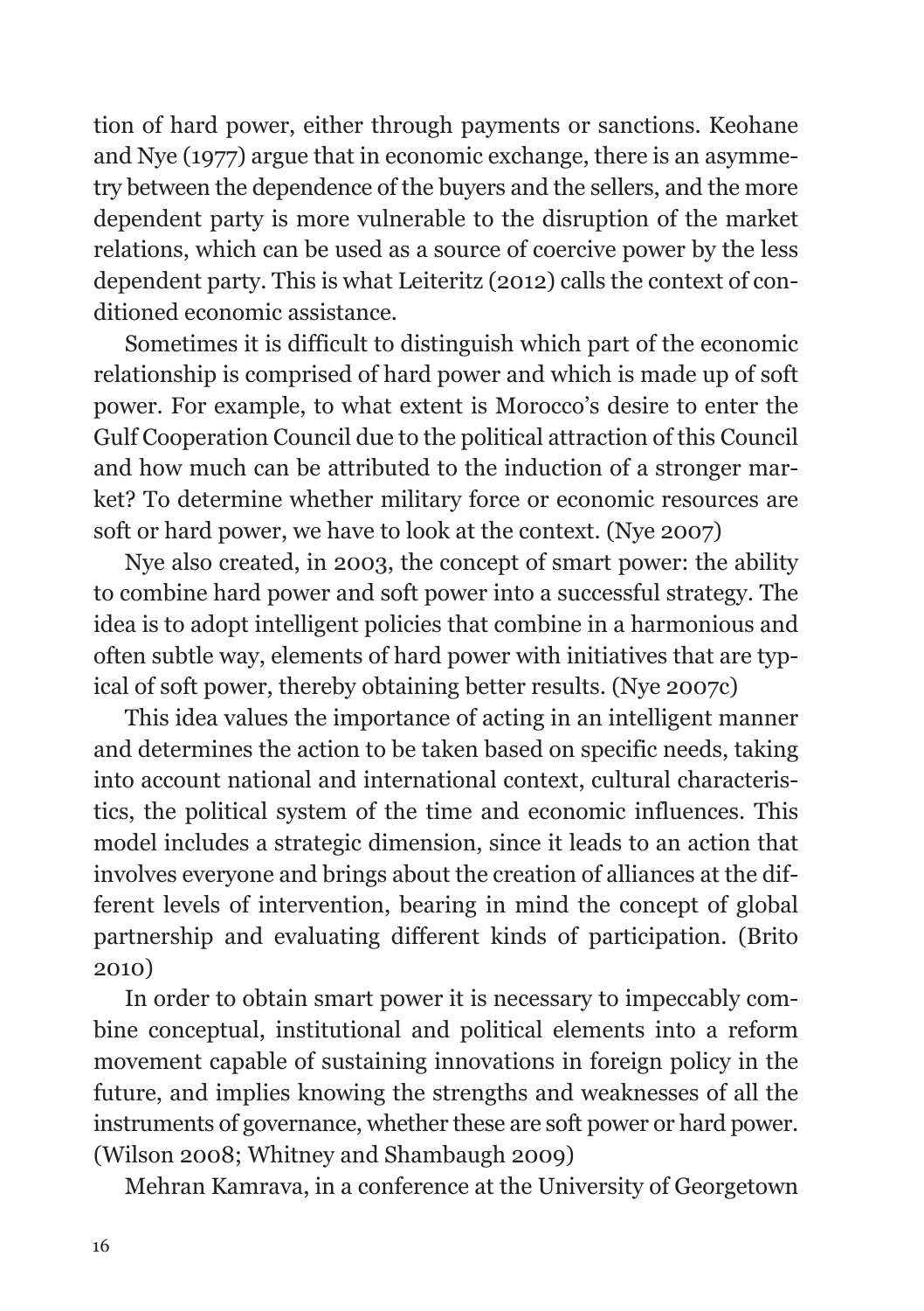tion of hard power, either through payments or sanctions. Keohane and Nye (1977) argue that in economic exchange, there is an asymmetry between the dependence of the buyers and the sellers, and the more dependent party is more vulnerable to the disruption of the market relations, which can be used as a source of coercive power by the less dependent party. This is what Leiteritz (2012) calls the context of conditioned economic assistance.

Sometimes it is difficult to distinguish which part of the economic relationship is comprised of hard power and which is made up of soft power. For example, to what extent is Morocco's desire to enter the Gulf Cooperation Council due to the political attraction of this Council and how much can be attributed to the induction of a stronger market? To determine whether military force or economic resources are soft or hard power, we have to look at the context. (Nye 2007)

Nye also created, in 2003, the concept of smart power: the ability to combine hard power and soft power into a successful strategy. The idea is to adopt intelligent policies that combine in a harmonious and often subtle way, elements of hard power with initiatives that are typical of soft power, thereby obtaining better results. (Nye 2007c)

This idea values the importance of acting in an intelligent manner and determines the action to be taken based on specific needs, taking into account national and international context, cultural characteristics, the political system of the time and economic influences. This model includes a strategic dimension, since it leads to an action that involves everyone and brings about the creation of alliances at the different levels of intervention, bearing in mind the concept of global partnership and evaluating different kinds of participation. (Brito 2010)

In order to obtain smart power it is necessary to impeccably combine conceptual, institutional and political elements into a reform movement capable of sustaining innovations in foreign policy in the future, and implies knowing the strengths and weaknesses of all the instruments of governance, whether these are soft power or hard power. (Wilson 2008; Whitney and Shambaugh 2009)

Mehran Kamrava, in a conference at the University of Georgetown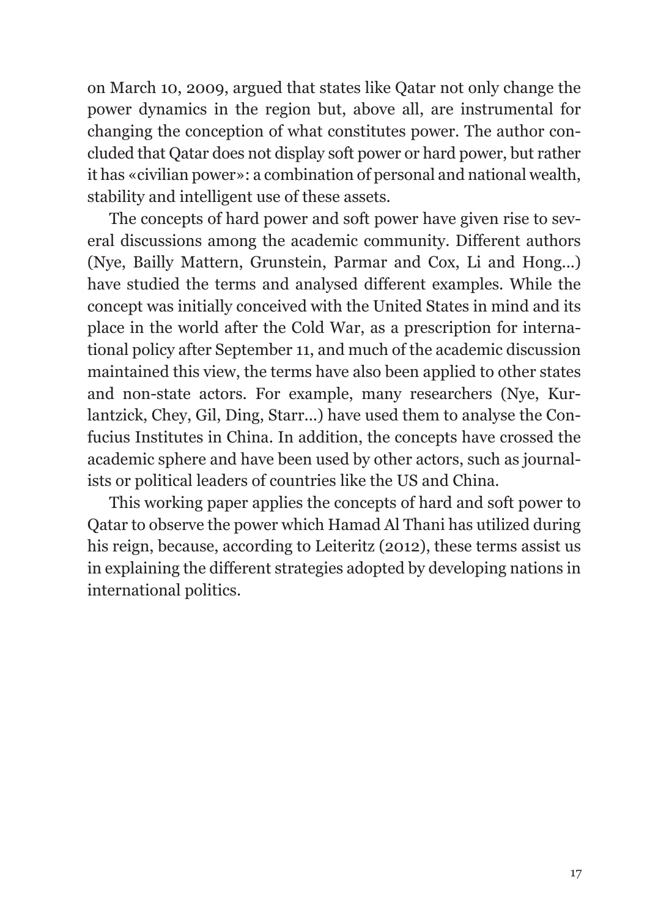on March 10, 2009, argued that states like Qatar not only change the power dynamics in the region but, above all, are instrumental for changing the conception of what constitutes power. The author concluded that Qatar does not display soft power or hard power, but rather it has «civilian power»: a combination of personal and national wealth, stability and intelligent use of these assets.

The concepts of hard power and soft power have given rise to several discussions among the academic community. Different authors (Nye, Bailly Mattern, Grunstein, Parmar and Cox, Li and Hong...) have studied the terms and analysed different examples. While the concept was initially conceived with the United States in mind and its place in the world after the Cold War, as a prescription for international policy after September 11, and much of the academic discussion maintained this view, the terms have also been applied to other states and non-state actors. For example, many researchers (Nye, Kurlantzick, Chey, Gil, Ding, Starr...) have used them to analyse the Confucius Institutes in China. In addition, the concepts have crossed the academic sphere and have been used by other actors, such as journalists or political leaders of countries like the US and China.

This working paper applies the concepts of hard and soft power to Qatar to observe the power which Hamad Al Thani has utilized during his reign, because, according to Leiteritz (2012), these terms assist us in explaining the different strategies adopted by developing nations in international politics.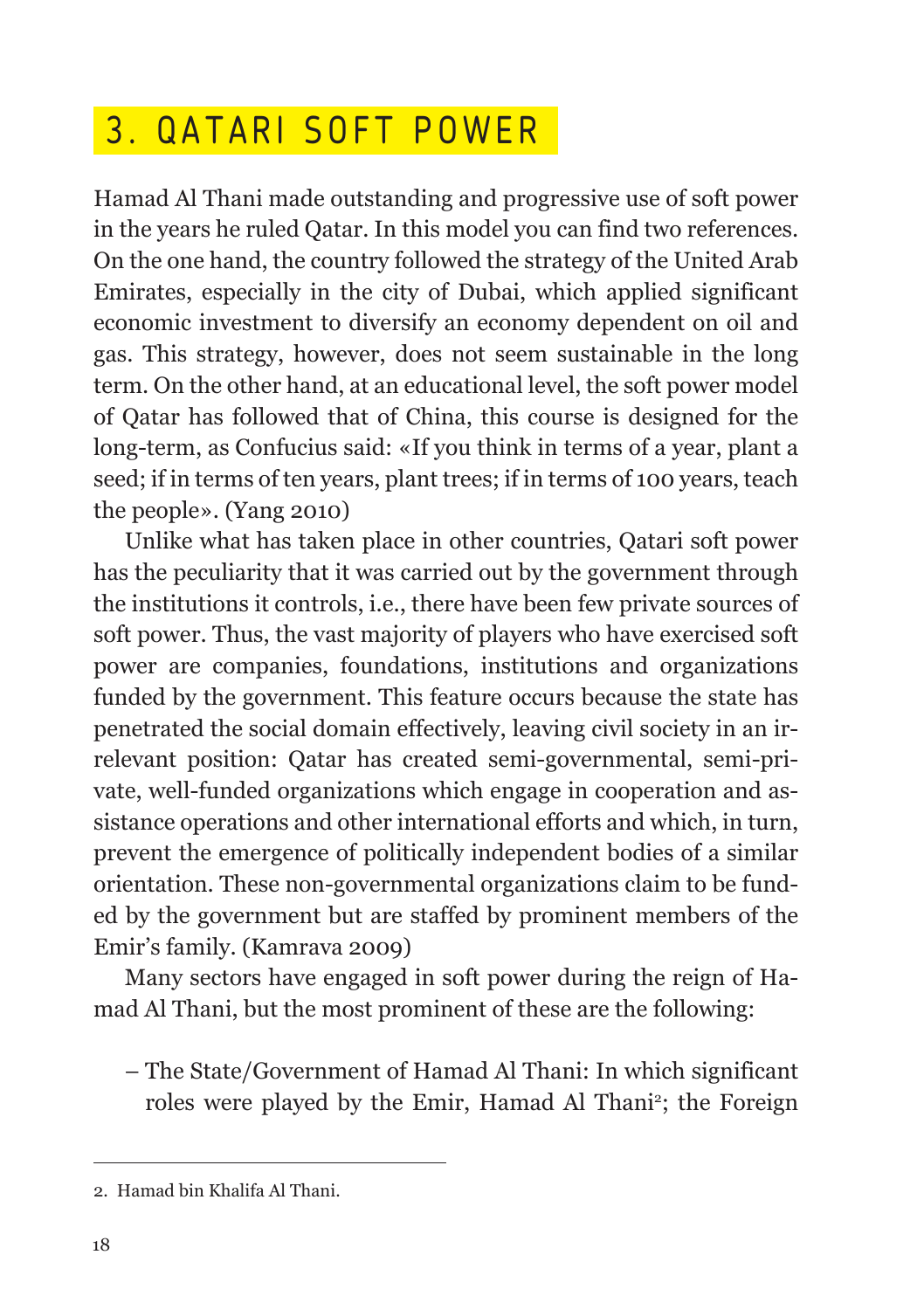## 3. QATARI SOFT POWER

Hamad Al Thani made outstanding and progressive use of soft power in the years he ruled Qatar. In this model you can find two references. On the one hand, the country followed the strategy of the United Arab Emirates, especially in the city of Dubai, which applied significant economic investment to diversify an economy dependent on oil and gas. This strategy, however, does not seem sustainable in the long term. On the other hand, at an educational level, the soft power model of Qatar has followed that of China, this course is designed for the long-term, as Confucius said: «If you think in terms of a year, plant a seed; if in terms of ten years, plant trees; if in terms of 100 years, teach the people». (Yang 2010)

Unlike what has taken place in other countries, Qatari soft power has the peculiarity that it was carried out by the government through the institutions it controls, i.e., there have been few private sources of soft power. Thus, the vast majority of players who have exercised soft power are companies, foundations, institutions and organizations funded by the government. This feature occurs because the state has penetrated the social domain effectively, leaving civil society in an irrelevant position: Qatar has created semi-governmental, semi-private, well-funded organizations which engage in cooperation and assistance operations and other international efforts and which, in turn, prevent the emergence of politically independent bodies of a similar orientation. These non-governmental organizations claim to be funded by the government but are staffed by prominent members of the Emir's family. (Kamrava 2009)

Many sectors have engaged in soft power during the reign of Hamad Al Thani, but the most prominent of these are the following:

- The State/Government of Hamad Al Thani: In which significant roles were played by the Emir, Hamad Al Thani[2]; the Foreign

---

2. Hamad bin Khalifa Al Thani.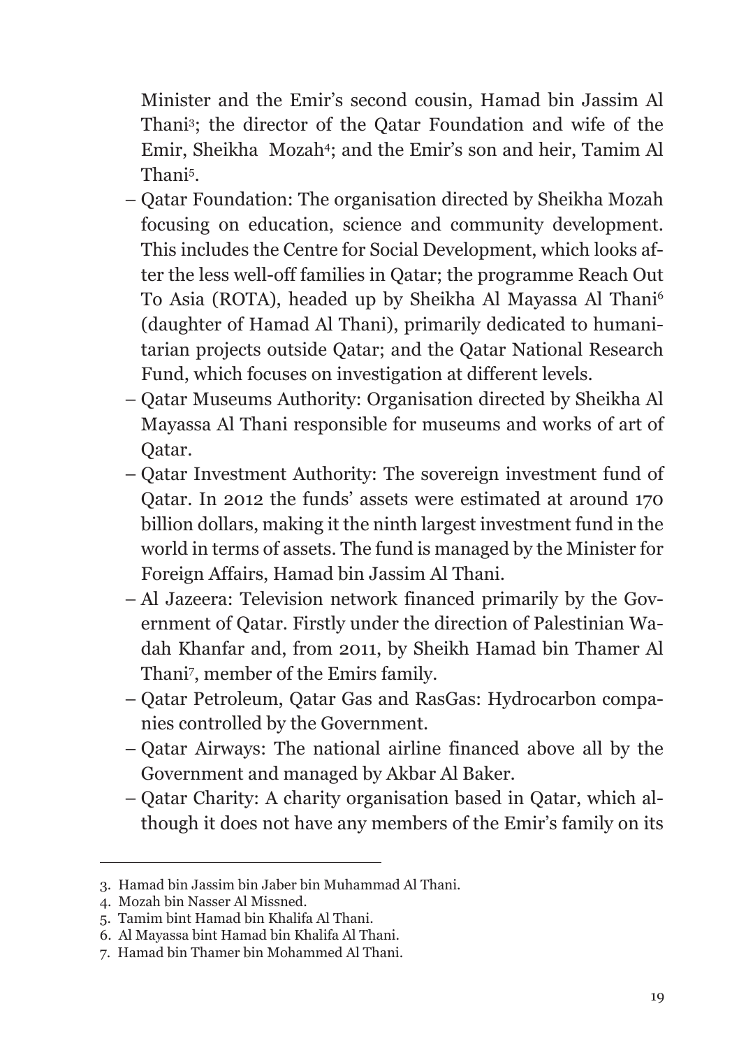Minister and the Emir's second cousin, Hamad bin Jassim Al Thani[3]; the director of the Qatar Foundation and wife of the Emir, Sheikha Mozah[4]; and the Emir's son and heir, Tamim Al Thani[5].

- Qatar Foundation: The organisation directed by Sheikha Mozah focusing on education, science and community development. This includes the Centre for Social Development, which looks after the less well-off families in Qatar; the programme Reach Out To Asia (ROTA), headed up by Sheikha Al Mayassa Al Thani[6] (daughter of Hamad Al Thani), primarily dedicated to humanitarian projects outside Qatar; and the Qatar National Research Fund, which focuses on investigation at different levels.
- Qatar Museums Authority: Organisation directed by Sheikha Al Mayassa Al Thani responsible for museums and works of art of Qatar.
- Qatar Investment Authority: The sovereign investment fund of Qatar. In 2012 the funds' assets were estimated at around 170 billion dollars, making it the ninth largest investment fund in the world in terms of assets. The fund is managed by the Minister for Foreign Affairs, Hamad bin Jassim Al Thani.
- Al Jazeera: Television network financed primarily by the Government of Qatar. Firstly under the direction of Palestinian Wadah Khanfar and, from 2011, by Sheikh Hamad bin Thamer Al Thani[7], member of the Emirs family.
- Qatar Petroleum, Qatar Gas and RasGas: Hydrocarbon companies controlled by the Government.
- Qatar Airways: The national airline financed above all by the Government and managed by Akbar Al Baker.
- Qatar Charity: A charity organisation based in Qatar, which although it does not have any members of the Emir's family on its

---

3. Hamad bin Jassim bin Jaber bin Muhammad Al Thani.
4. Mozah bin Nasser Al Missned.
5. Tamim bint Hamad bin Khalifa Al Thani.
6. Al Mayassa bint Hamad bin Khalifa Al Thani.
7. Hamad bin Thamer bin Mohammed Al Thani.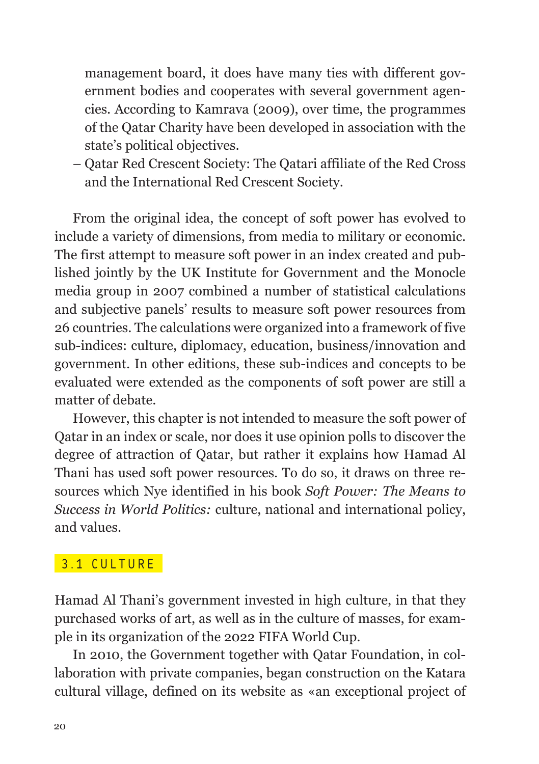management board, it does have many ties with different government bodies and cooperates with several government agencies. According to Kamrava (2009), over time, the programmes of the Qatar Charity have been developed in association with the state's political objectives.
- Qatar Red Crescent Society: The Qatari affiliate of the Red Cross and the International Red Crescent Society.

From the original idea, the concept of soft power has evolved to include a variety of dimensions, from media to military or economic. The first attempt to measure soft power in an index created and published jointly by the UK Institute for Government and the Monocle media group in 2007 combined a number of statistical calculations and subjective panels' results to measure soft power resources from 26 countries. The calculations were organized into a framework of five sub-indices: culture, diplomacy, education, business/innovation and government. In other editions, these sub-indices and concepts to be evaluated were extended as the components of soft power are still a matter of debate.

However, this chapter is not intended to measure the soft power of Qatar in an index or scale, nor does it use opinion polls to discover the degree of attraction of Qatar, but rather it explains how Hamad Al Thani has used soft power resources. To do so, it draws on three resources which Nye identified in his book *Soft Power: The Means to Success in World Politics:* culture, national and international policy, and values.

### 3.1 CULTURE

Hamad Al Thani's government invested in high culture, in that they purchased works of art, as well as in the culture of masses, for example in its organization of the 2022 FIFA World Cup.

In 2010, the Government together with Qatar Foundation, in collaboration with private companies, began construction on the Katara cultural village, defined on its website as «an exceptional project of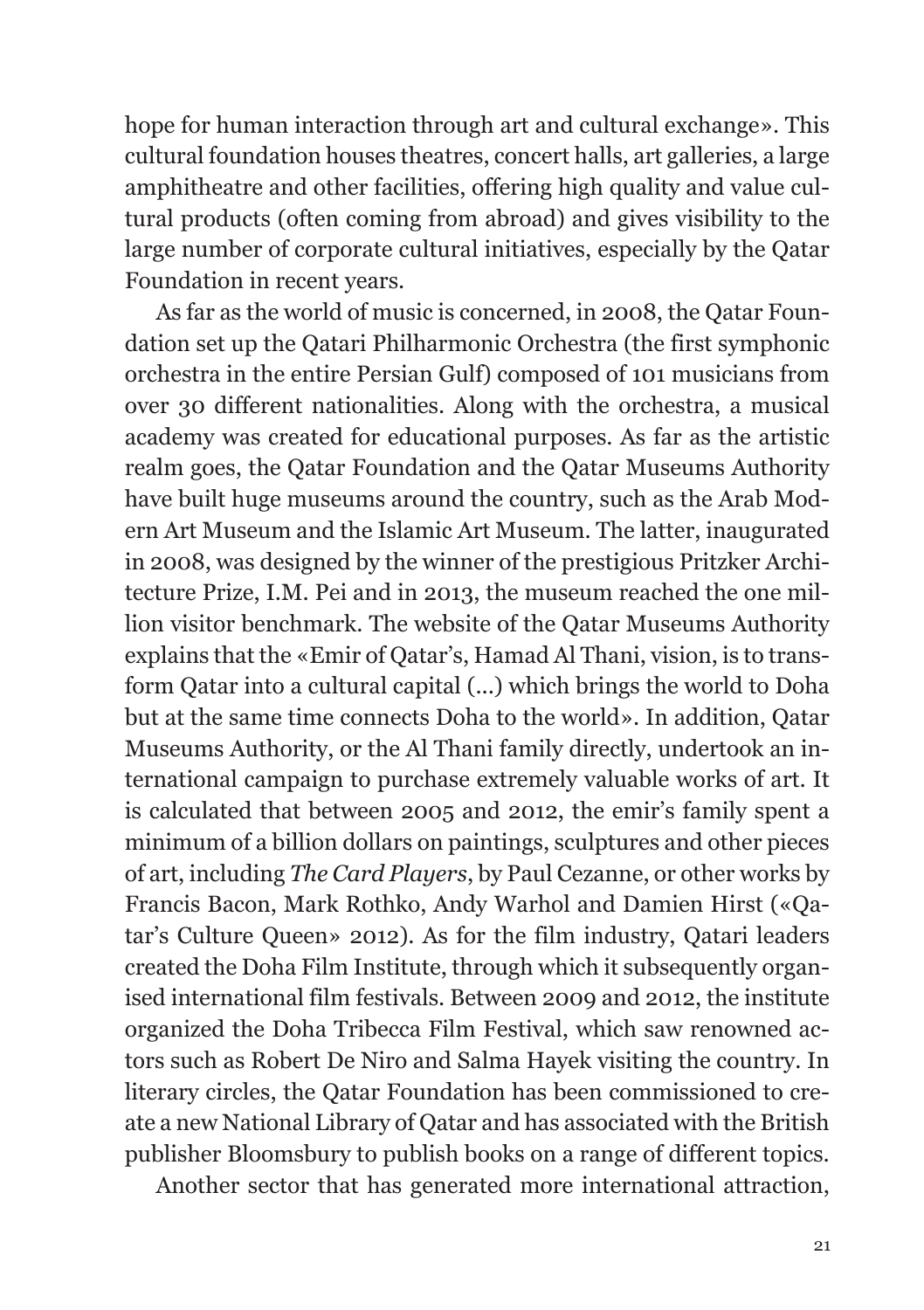hope for human interaction through art and cultural exchange». This cultural foundation houses theatres, concert halls, art galleries, a large amphitheatre and other facilities, offering high quality and value cultural products (often coming from abroad) and gives visibility to the large number of corporate cultural initiatives, especially by the Qatar Foundation in recent years.

As far as the world of music is concerned, in 2008, the Qatar Foundation set up the Qatari Philharmonic Orchestra (the first symphonic orchestra in the entire Persian Gulf) composed of 101 musicians from over 30 different nationalities. Along with the orchestra, a musical academy was created for educational purposes. As far as the artistic realm goes, the Qatar Foundation and the Qatar Museums Authority have built huge museums around the country, such as the Arab Modern Art Museum and the Islamic Art Museum. The latter, inaugurated in 2008, was designed by the winner of the prestigious Pritzker Architecture Prize, I.M. Pei and in 2013, the museum reached the one million visitor benchmark. The website of the Qatar Museums Authority explains that the «Emir of Qatar's, Hamad Al Thani, vision, is to transform Qatar into a cultural capital (...) which brings the world to Doha but at the same time connects Doha to the world». In addition, Qatar Museums Authority, or the Al Thani family directly, undertook an international campaign to purchase extremely valuable works of art. It is calculated that between 2005 and 2012, the emir's family spent a minimum of a billion dollars on paintings, sculptures and other pieces of art, including *The Card Players*, by Paul Cezanne, or other works by Francis Bacon, Mark Rothko, Andy Warhol and Damien Hirst («Qatar's Culture Queen» 2012). As for the film industry, Qatari leaders created the Doha Film Institute, through which it subsequently organised international film festivals. Between 2009 and 2012, the institute organized the Doha Tribecca Film Festival, which saw renowned actors such as Robert De Niro and Salma Hayek visiting the country. In literary circles, the Qatar Foundation has been commissioned to create a new National Library of Qatar and has associated with the British publisher Bloomsbury to publish books on a range of different topics.

Another sector that has generated more international attraction,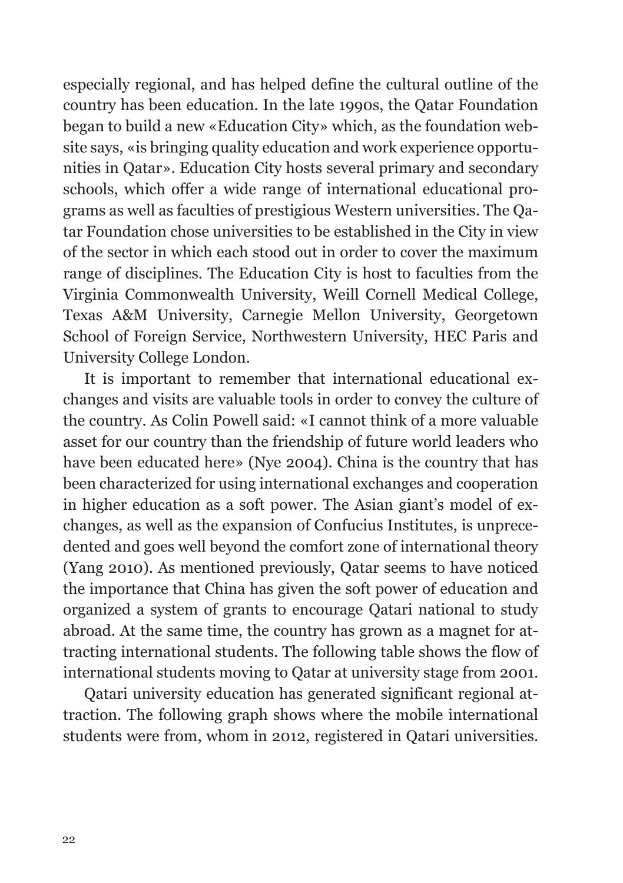especially regional, and has helped define the cultural outline of the country has been education. In the late 1990s, the Qatar Foundation began to build a new «Education City» which, as the foundation website says, «is bringing quality education and work experience opportunities in Qatar». Education City hosts several primary and secondary schools, which offer a wide range of international educational programs as well as faculties of prestigious Western universities. The Qatar Foundation chose universities to be established in the City in view of the sector in which each stood out in order to cover the maximum range of disciplines. The Education City is host to faculties from the Virginia Commonwealth University, Weill Cornell Medical College, Texas A&M University, Carnegie Mellon University, Georgetown School of Foreign Service, Northwestern University, HEC Paris and University College London.

It is important to remember that international educational exchanges and visits are valuable tools in order to convey the culture of the country. As Colin Powell said: «I cannot think of a more valuable asset for our country than the friendship of future world leaders who have been educated here» (Nye 2004). China is the country that has been characterized for using international exchanges and cooperation in higher education as a soft power. The Asian giant's model of exchanges, as well as the expansion of Confucius Institutes, is unprecedented and goes well beyond the comfort zone of international theory (Yang 2010). As mentioned previously, Qatar seems to have noticed the importance that China has given the soft power of education and organized a system of grants to encourage Qatari national to study abroad. At the same time, the country has grown as a magnet for attracting international students. The following table shows the flow of international students moving to Qatar at university stage from 2001.

Qatari university education has generated significant regional attraction. The following graph shows where the mobile international students were from, whom in 2012, registered in Qatari universities.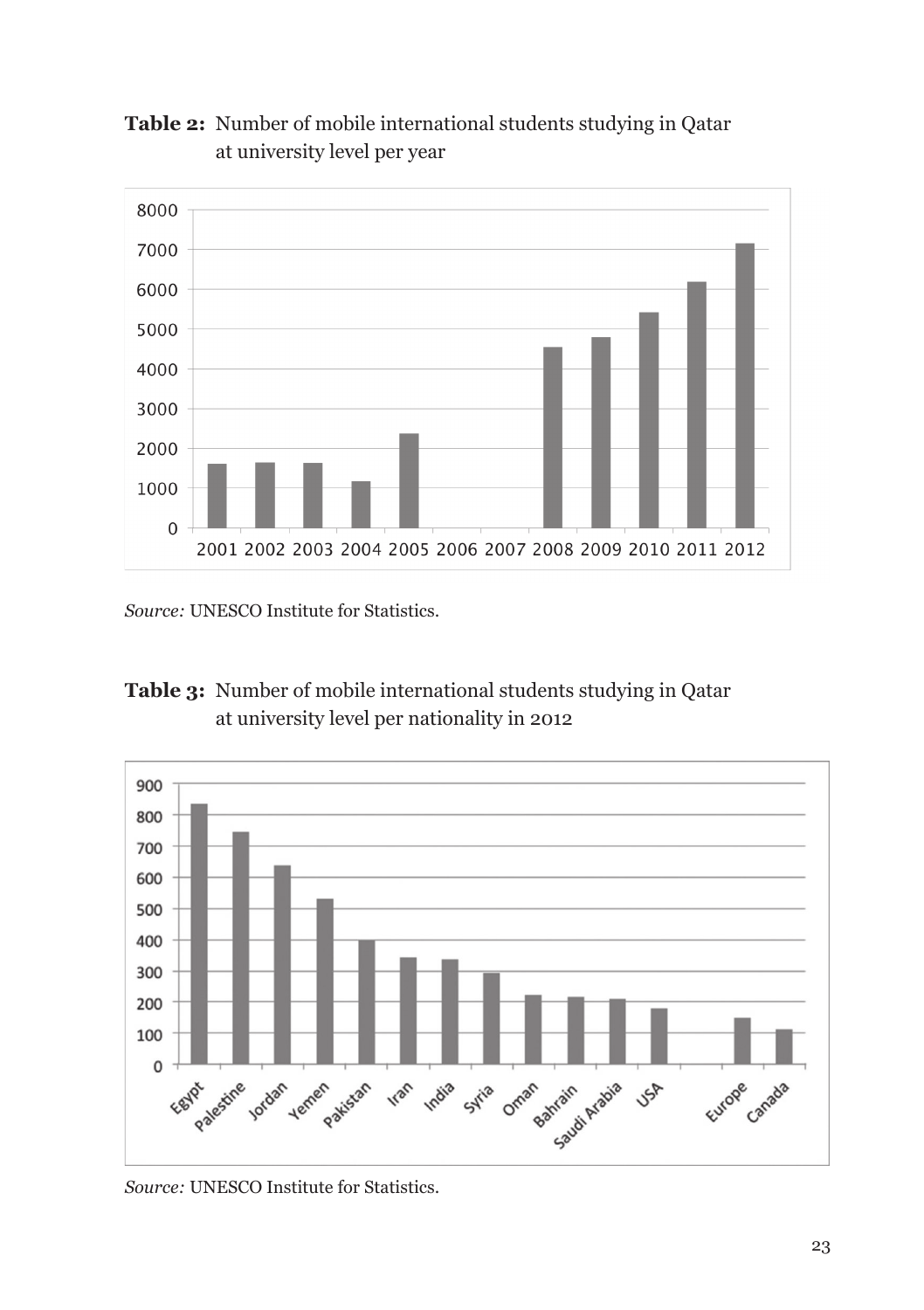**Table 2:** Number of mobile international students studying in Qatar at university level per year

*Source:* UNESCO Institute for Statistics.

**Table 3:** Number of mobile international students studying in Qatar at university level per nationality in 2012

*Source:* UNESCO Institute for Statistics.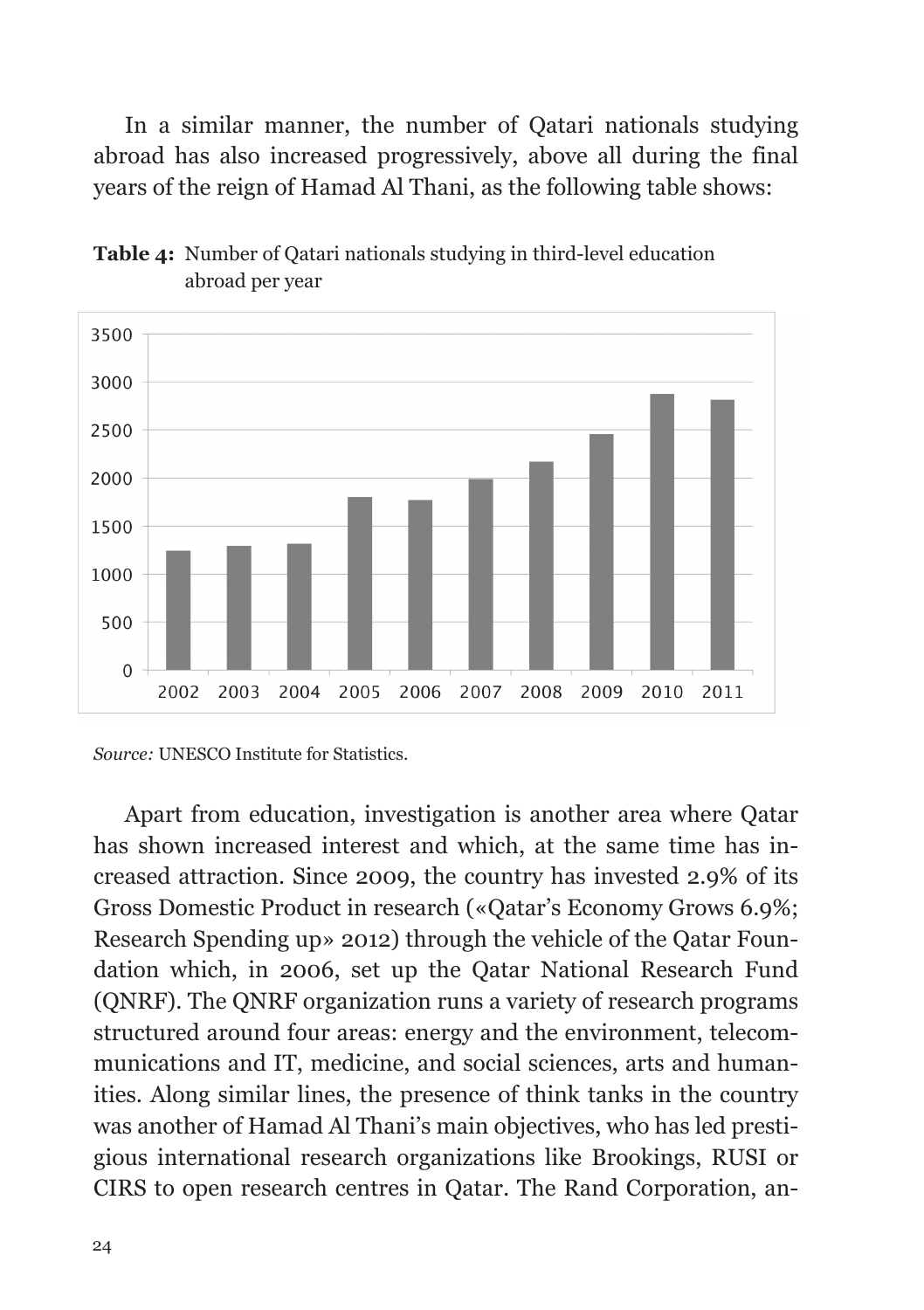In a similar manner, the number of Qatari nationals studying abroad has also increased progressively, above all during the final years of the reign of Hamad Al Thani, as the following table shows:

**Table 4:** Number of Qatari nationals studying in third-level education abroad per year

*Source:* UNESCO Institute for Statistics.

Apart from education, investigation is another area where Qatar has shown increased interest and which, at the same time has increased attraction. Since 2009, the country has invested 2.9% of its Gross Domestic Product in research («Qatar's Economy Grows 6.9%; Research Spending up» 2012) through the vehicle of the Qatar Foundation which, in 2006, set up the Qatar National Research Fund (QNRF). The QNRF organization runs a variety of research programs structured around four areas: energy and the environment, telecommunications and IT, medicine, and social sciences, arts and humanities. Along similar lines, the presence of think tanks in the country was another of Hamad Al Thani's main objectives, who has led prestigious international research organizations like Brookings, RUSI or CIRS to open research centres in Qatar. The Rand Corporation, an-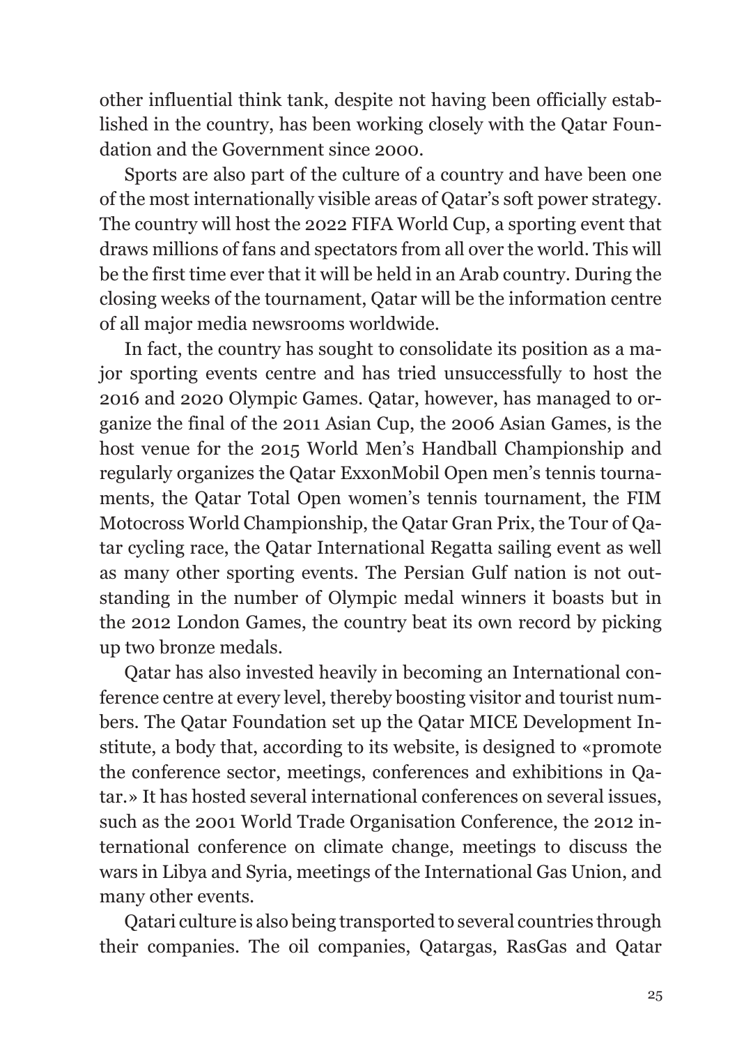other influential think tank, despite not having been officially established in the country, has been working closely with the Qatar Foundation and the Government since 2000.

Sports are also part of the culture of a country and have been one of the most internationally visible areas of Qatar's soft power strategy. The country will host the 2022 FIFA World Cup, a sporting event that draws millions of fans and spectators from all over the world. This will be the first time ever that it will be held in an Arab country. During the closing weeks of the tournament, Qatar will be the information centre of all major media newsrooms worldwide.

In fact, the country has sought to consolidate its position as a major sporting events centre and has tried unsuccessfully to host the 2016 and 2020 Olympic Games. Qatar, however, has managed to organize the final of the 2011 Asian Cup, the 2006 Asian Games, is the host venue for the 2015 World Men's Handball Championship and regularly organizes the Qatar ExxonMobil Open men's tennis tournaments, the Qatar Total Open women's tennis tournament, the FIM Motocross World Championship, the Qatar Gran Prix, the Tour of Qatar cycling race, the Qatar International Regatta sailing event as well as many other sporting events. The Persian Gulf nation is not outstanding in the number of Olympic medal winners it boasts but in the 2012 London Games, the country beat its own record by picking up two bronze medals.

Qatar has also invested heavily in becoming an International conference centre at every level, thereby boosting visitor and tourist numbers. The Qatar Foundation set up the Qatar MICE Development Institute, a body that, according to its website, is designed to «promote the conference sector, meetings, conferences and exhibitions in Qatar.» It has hosted several international conferences on several issues, such as the 2001 World Trade Organisation Conference, the 2012 international conference on climate change, meetings to discuss the wars in Libya and Syria, meetings of the International Gas Union, and many other events.

Qatari culture is also being transported to several countries through their companies. The oil companies, Qatargas, RasGas and Qatar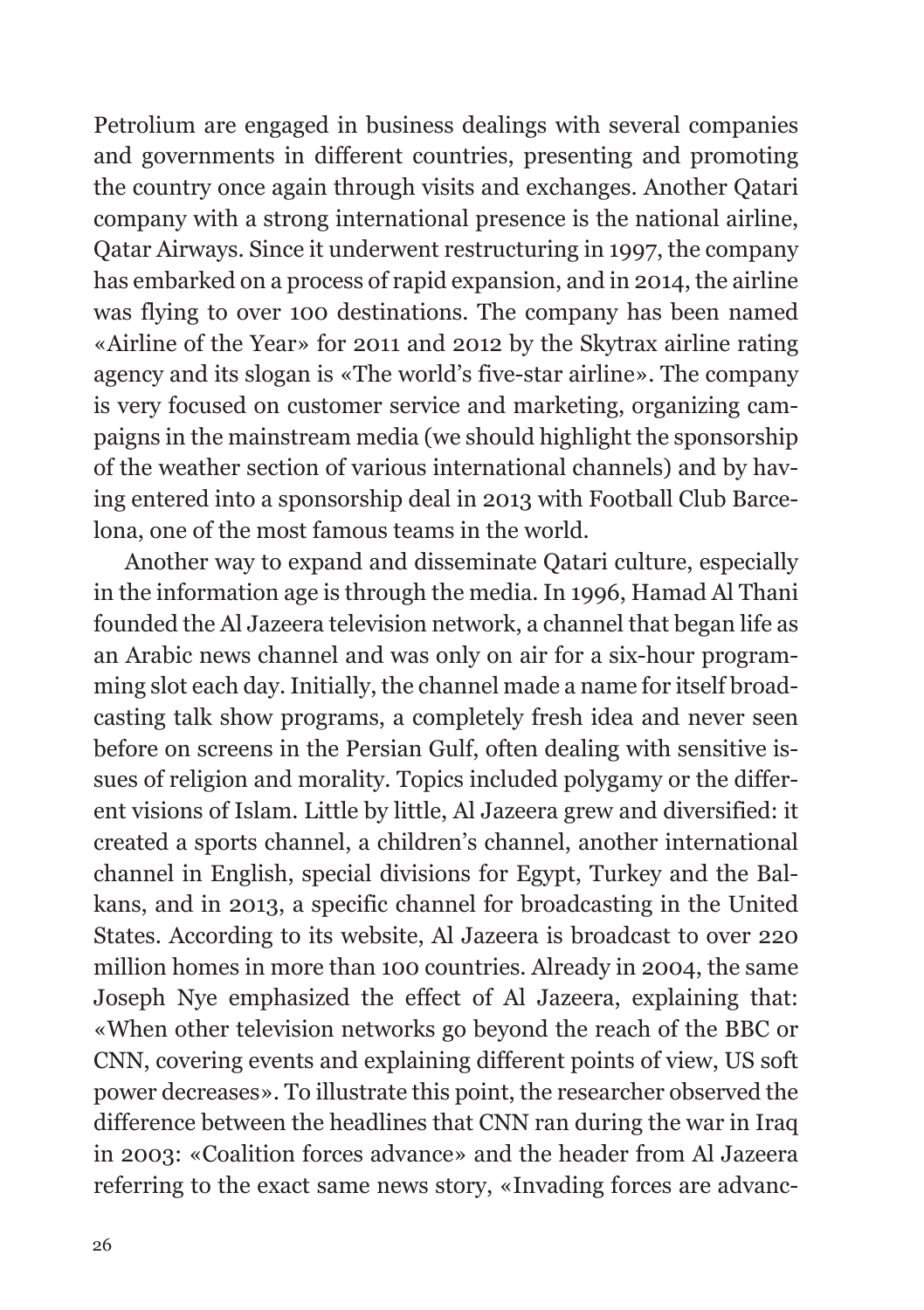Petrolium are engaged in business dealings with several companies and governments in different countries, presenting and promoting the country once again through visits and exchanges. Another Qatari company with a strong international presence is the national airline, Qatar Airways. Since it underwent restructuring in 1997, the company has embarked on a process of rapid expansion, and in 2014, the airline was flying to over 100 destinations. The company has been named «Airline of the Year» for 2011 and 2012 by the Skytrax airline rating agency and its slogan is «The world's five-star airline». The company is very focused on customer service and marketing, organizing campaigns in the mainstream media (we should highlight the sponsorship of the weather section of various international channels) and by having entered into a sponsorship deal in 2013 with Football Club Barcelona, one of the most famous teams in the world.

Another way to expand and disseminate Qatari culture, especially in the information age is through the media. In 1996, Hamad Al Thani founded the Al Jazeera television network, a channel that began life as an Arabic news channel and was only on air for a six-hour programming slot each day. Initially, the channel made a name for itself broadcasting talk show programs, a completely fresh idea and never seen before on screens in the Persian Gulf, often dealing with sensitive issues of religion and morality. Topics included polygamy or the different visions of Islam. Little by little, Al Jazeera grew and diversified: it created a sports channel, a children's channel, another international channel in English, special divisions for Egypt, Turkey and the Balkans, and in 2013, a specific channel for broadcasting in the United States. According to its website, Al Jazeera is broadcast to over 220 million homes in more than 100 countries. Already in 2004, the same Joseph Nye emphasized the effect of Al Jazeera, explaining that: «When other television networks go beyond the reach of the BBC or CNN, covering events and explaining different points of view, US soft power decreases». To illustrate this point, the researcher observed the difference between the headlines that CNN ran during the war in Iraq in 2003: «Coalition forces advance» and the header from Al Jazeera referring to the exact same news story, «Invading forces are advanc-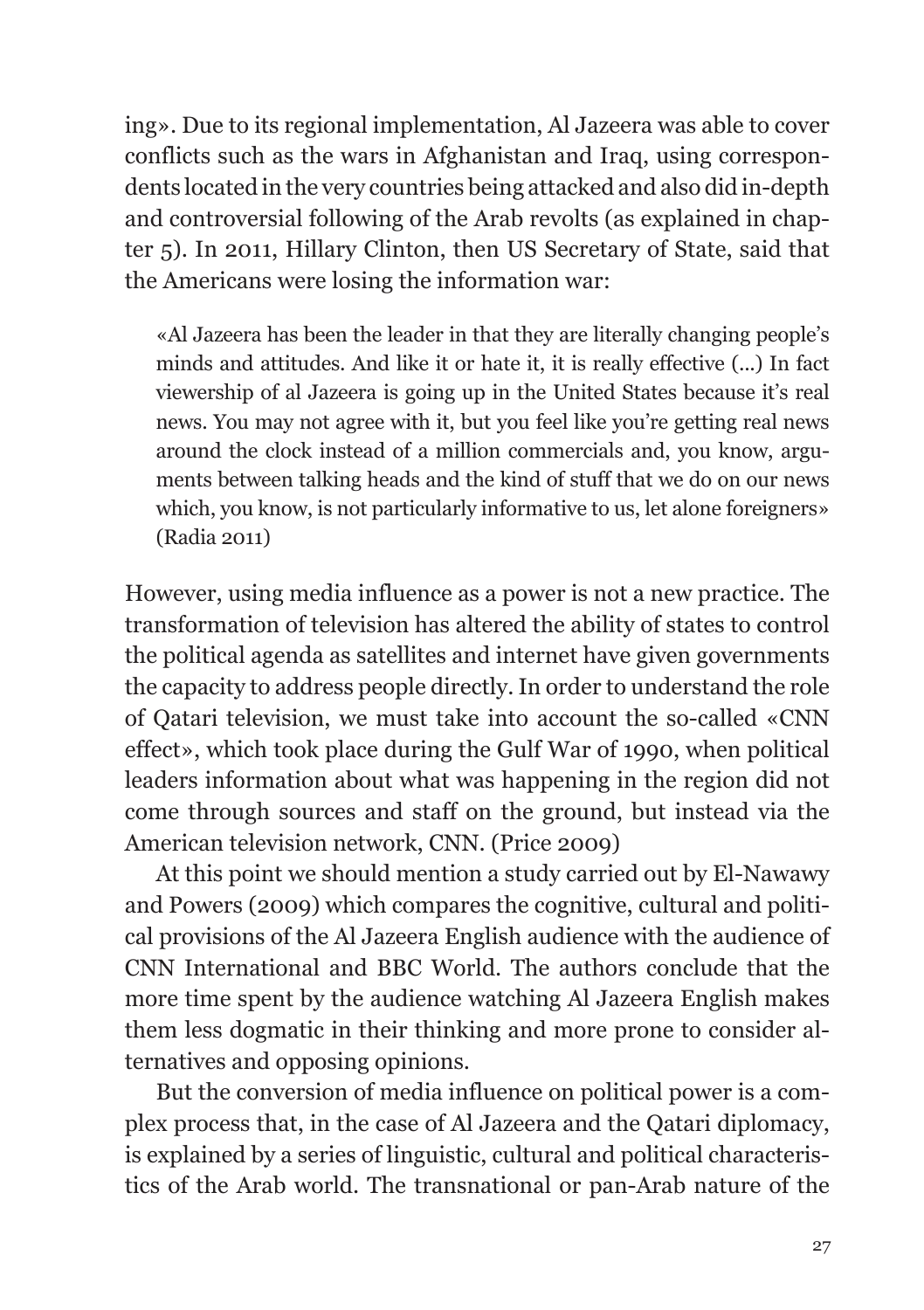ing». Due to its regional implementation, Al Jazeera was able to cover conflicts such as the wars in Afghanistan and Iraq, using correspondents located in the very countries being attacked and also did in-depth and controversial following of the Arab revolts (as explained in chapter 5). In 2011, Hillary Clinton, then US Secretary of State, said that the Americans were losing the information war:

> «Al Jazeera has been the leader in that they are literally changing people's minds and attitudes. And like it or hate it, it is really effective (...) In fact viewership of al Jazeera is going up in the United States because it's real news. You may not agree with it, but you feel like you're getting real news around the clock instead of a million commercials and, you know, arguments between talking heads and the kind of stuff that we do on our news which, you know, is not particularly informative to us, let alone foreigners» (Radia 2011)

However, using media influence as a power is not a new practice. The transformation of television has altered the ability of states to control the political agenda as satellites and internet have given governments the capacity to address people directly. In order to understand the role of Qatari television, we must take into account the so-called «CNN effect», which took place during the Gulf War of 1990, when political leaders information about what was happening in the region did not come through sources and staff on the ground, but instead via the American television network, CNN. (Price 2009)

At this point we should mention a study carried out by El-Nawawy and Powers (2009) which compares the cognitive, cultural and political provisions of the Al Jazeera English audience with the audience of CNN International and BBC World. The authors conclude that the more time spent by the audience watching Al Jazeera English makes them less dogmatic in their thinking and more prone to consider alternatives and opposing opinions.

But the conversion of media influence on political power is a complex process that, in the case of Al Jazeera and the Qatari diplomacy, is explained by a series of linguistic, cultural and political characteristics of the Arab world. The transnational or pan-Arab nature of the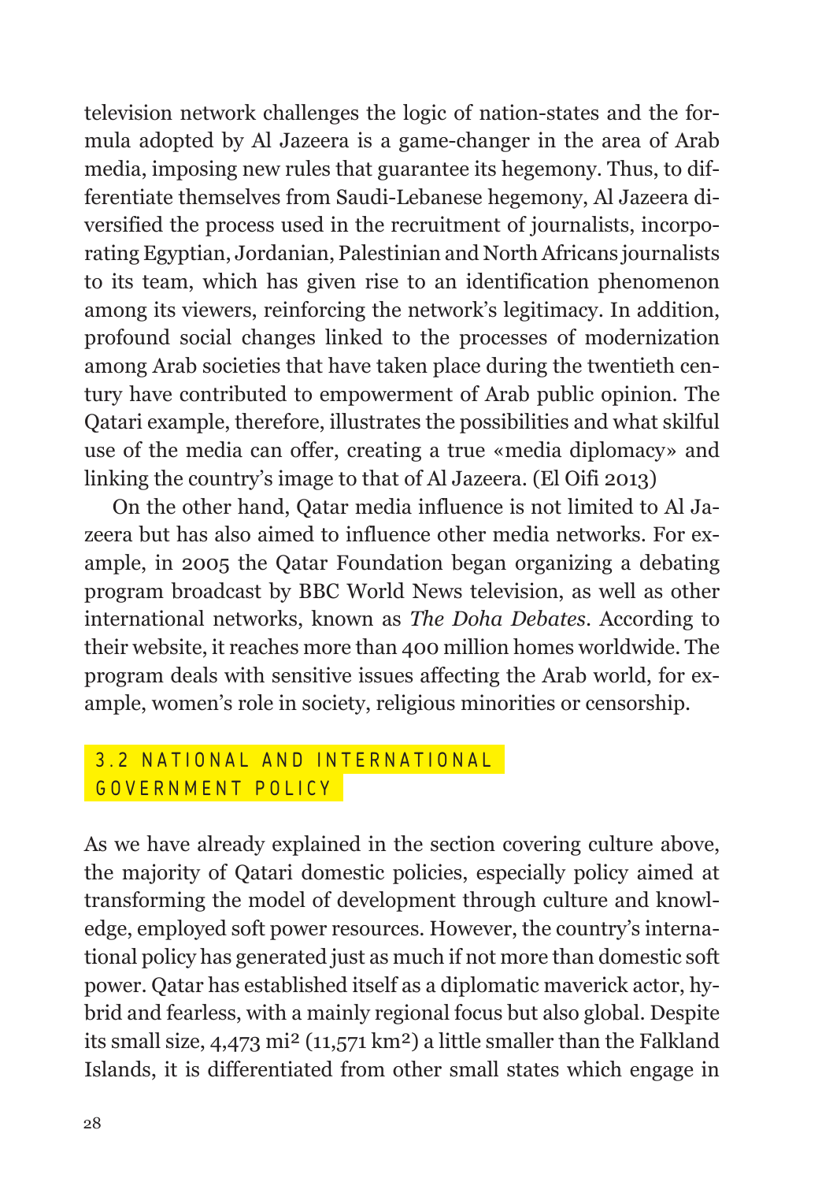television network challenges the logic of nation-states and the formula adopted by Al Jazeera is a game-changer in the area of Arab media, imposing new rules that guarantee its hegemony. Thus, to differentiate themselves from Saudi-Lebanese hegemony, Al Jazeera diversified the process used in the recruitment of journalists, incorporating Egyptian, Jordanian, Palestinian and North Africans journalists to its team, which has given rise to an identification phenomenon among its viewers, reinforcing the network's legitimacy. In addition, profound social changes linked to the processes of modernization among Arab societies that have taken place during the twentieth century have contributed to empowerment of Arab public opinion. The Qatari example, therefore, illustrates the possibilities and what skilful use of the media can offer, creating a true «media diplomacy» and linking the country's image to that of Al Jazeera. (El Oifi 2013)

On the other hand, Qatar media influence is not limited to Al Jazeera but has also aimed to influence other media networks. For example, in 2005 the Qatar Foundation began organizing a debating program broadcast by BBC World News television, as well as other international networks, known as *The Doha Debates*. According to their website, it reaches more than 400 million homes worldwide. The program deals with sensitive issues affecting the Arab world, for example, women's role in society, religious minorities or censorship.

## 3.2 NATIONAL AND INTERNATIONAL GOVERNMENT POLICY

As we have already explained in the section covering culture above, the majority of Qatari domestic policies, especially policy aimed at transforming the model of development through culture and knowledge, employed soft power resources. However, the country's international policy has generated just as much if not more than domestic soft power. Qatar has established itself as a diplomatic maverick actor, hybrid and fearless, with a mainly regional focus but also global. Despite its small size, 4,473 mi² (11,571 km²) a little smaller than the Falkland Islands, it is differentiated from other small states which engage in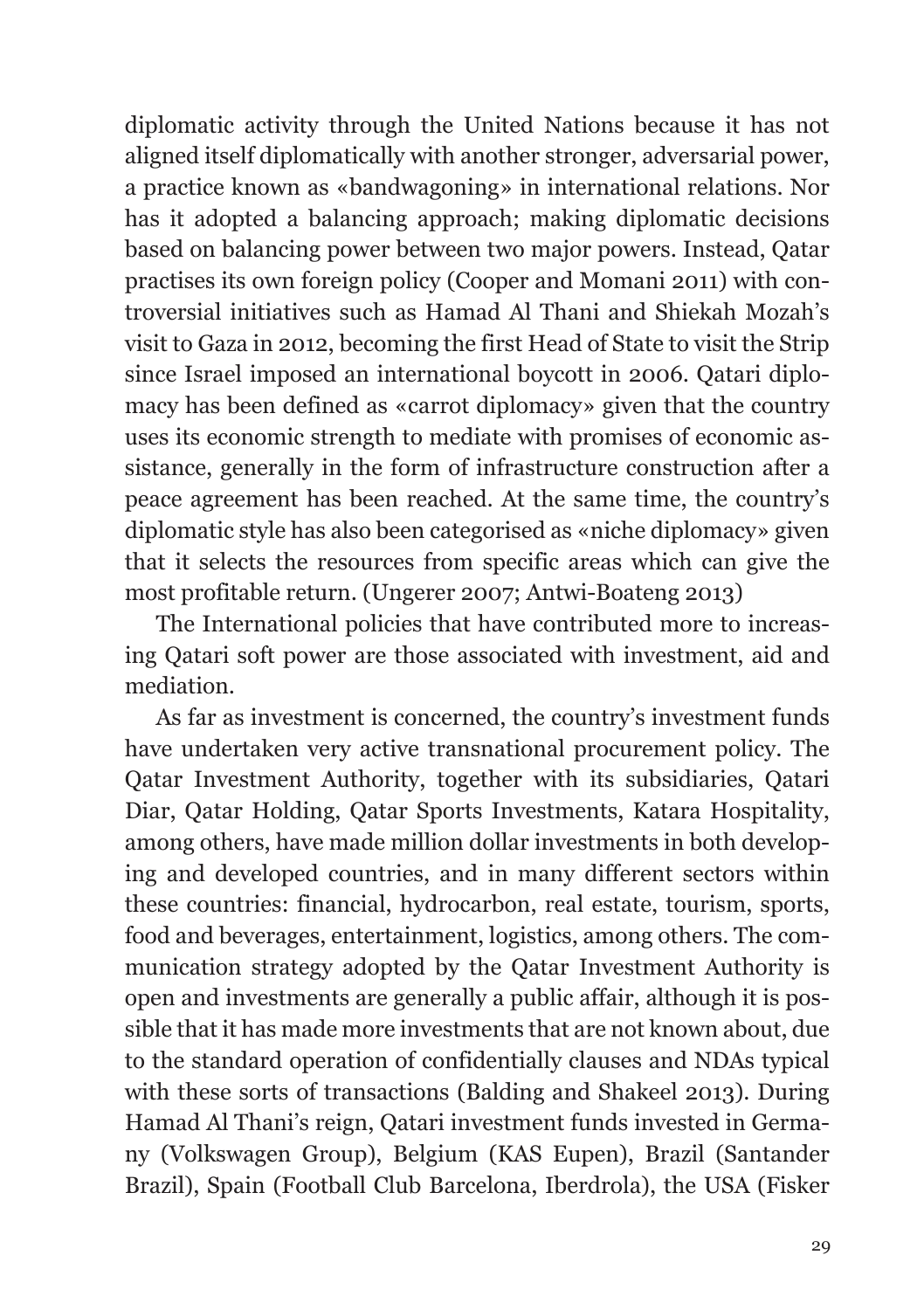diplomatic activity through the United Nations because it has not aligned itself diplomatically with another stronger, adversarial power, a practice known as «bandwagoning» in international relations. Nor has it adopted a balancing approach; making diplomatic decisions based on balancing power between two major powers. Instead, Qatar practises its own foreign policy (Cooper and Momani 2011) with controversial initiatives such as Hamad Al Thani and Shiekah Mozah's visit to Gaza in 2012, becoming the first Head of State to visit the Strip since Israel imposed an international boycott in 2006. Qatari diplomacy has been defined as «carrot diplomacy» given that the country uses its economic strength to mediate with promises of economic assistance, generally in the form of infrastructure construction after a peace agreement has been reached. At the same time, the country's diplomatic style has also been categorised as «niche diplomacy» given that it selects the resources from specific areas which can give the most profitable return. (Ungerer 2007; Antwi-Boateng 2013)

The International policies that have contributed more to increasing Qatari soft power are those associated with investment, aid and mediation.

As far as investment is concerned, the country's investment funds have undertaken very active transnational procurement policy. The Qatar Investment Authority, together with its subsidiaries, Qatari Diar, Qatar Holding, Qatar Sports Investments, Katara Hospitality, among others, have made million dollar investments in both developing and developed countries, and in many different sectors within these countries: financial, hydrocarbon, real estate, tourism, sports, food and beverages, entertainment, logistics, among others. The communication strategy adopted by the Qatar Investment Authority is open and investments are generally a public affair, although it is possible that it has made more investments that are not known about, due to the standard operation of confidentially clauses and NDAs typical with these sorts of transactions (Balding and Shakeel 2013). During Hamad Al Thani's reign, Qatari investment funds invested in Germany (Volkswagen Group), Belgium (KAS Eupen), Brazil (Santander Brazil), Spain (Football Club Barcelona, Iberdrola), the USA (Fisker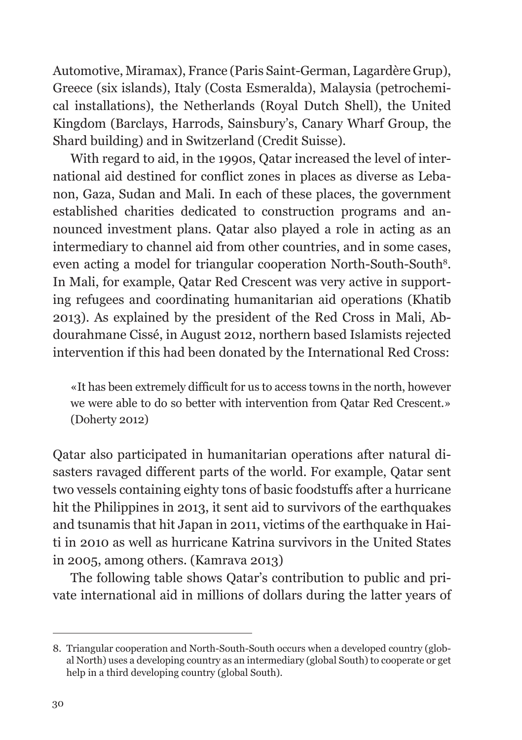Automotive, Miramax), France (Paris Saint-German, Lagardère Grup), Greece (six islands), Italy (Costa Esmeralda), Malaysia (petrochemical installations), the Netherlands (Royal Dutch Shell), the United Kingdom (Barclays, Harrods, Sainsbury's, Canary Wharf Group, the Shard building) and in Switzerland (Credit Suisse).

With regard to aid, in the 1990s, Qatar increased the level of international aid destined for conflict zones in places as diverse as Lebanon, Gaza, Sudan and Mali. In each of these places, the government established charities dedicated to construction programs and announced investment plans. Qatar also played a role in acting as an intermediary to channel aid from other countries, and in some cases, even acting a model for triangular cooperation North-South-South[8]. In Mali, for example, Qatar Red Crescent was very active in supporting refugees and coordinating humanitarian aid operations (Khatib 2013). As explained by the president of the Red Cross in Mali, Abdourahmane Cissé, in August 2012, northern based Islamists rejected intervention if this had been donated by the International Red Cross:

> «It has been extremely difficult for us to access towns in the north, however we were able to do so better with intervention from Qatar Red Crescent.» (Doherty 2012)

Qatar also participated in humanitarian operations after natural disasters ravaged different parts of the world. For example, Qatar sent two vessels containing eighty tons of basic foodstuffs after a hurricane hit the Philippines in 2013, it sent aid to survivors of the earthquakes and tsunamis that hit Japan in 2011, victims of the earthquake in Haiti in 2010 as well as hurricane Katrina survivors in the United States in 2005, among others. (Kamrava 2013)

The following table shows Qatar's contribution to public and private international aid in millions of dollars during the latter years of

---

8. Triangular cooperation and North-South-South occurs when a developed country (global North) uses a developing country as an intermediary (global South) to cooperate or get help in a third developing country (global South).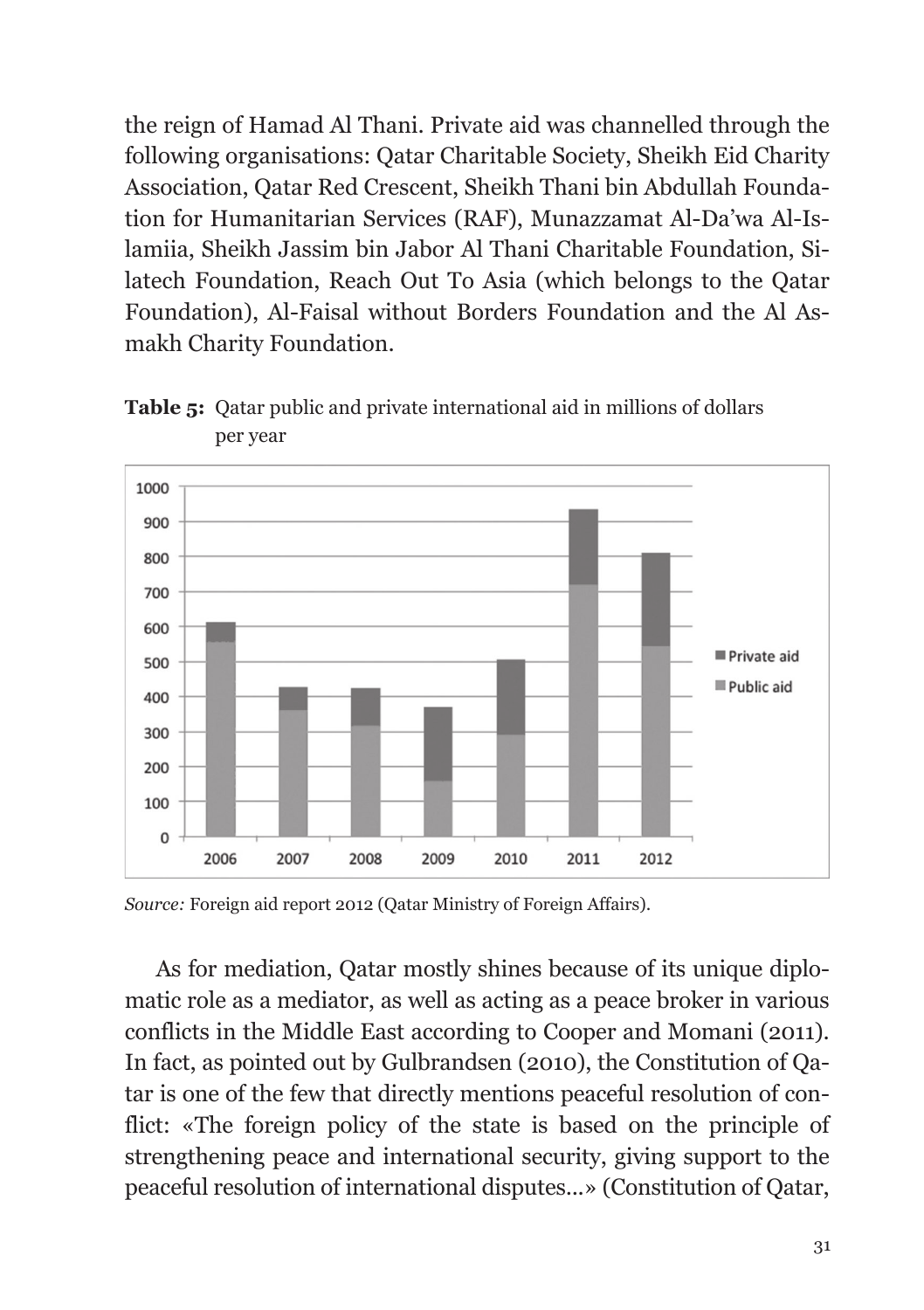the reign of Hamad Al Thani. Private aid was channelled through the following organisations: Qatar Charitable Society, Sheikh Eid Charity Association, Qatar Red Crescent, Sheikh Thani bin Abdullah Foundation for Humanitarian Services (RAF), Munazzamat Al-Da'wa Al-Islamiia, Sheikh Jassim bin Jabor Al Thani Charitable Foundation, Silatech Foundation, Reach Out To Asia (which belongs to the Qatar Foundation), Al-Faisal without Borders Foundation and the Al Asmakh Charity Foundation.

**Table 5:** Qatar public and private international aid in millions of dollars per year

*Source:* Foreign aid report 2012 (Qatar Ministry of Foreign Affairs).

As for mediation, Qatar mostly shines because of its unique diplomatic role as a mediator, as well as acting as a peace broker in various conflicts in the Middle East according to Cooper and Momani (2011). In fact, as pointed out by Gulbrandsen (2010), the Constitution of Qatar is one of the few that directly mentions peaceful resolution of conflict: «The foreign policy of the state is based on the principle of strengthening peace and international security, giving support to the peaceful resolution of international disputes…» (Constitution of Qatar,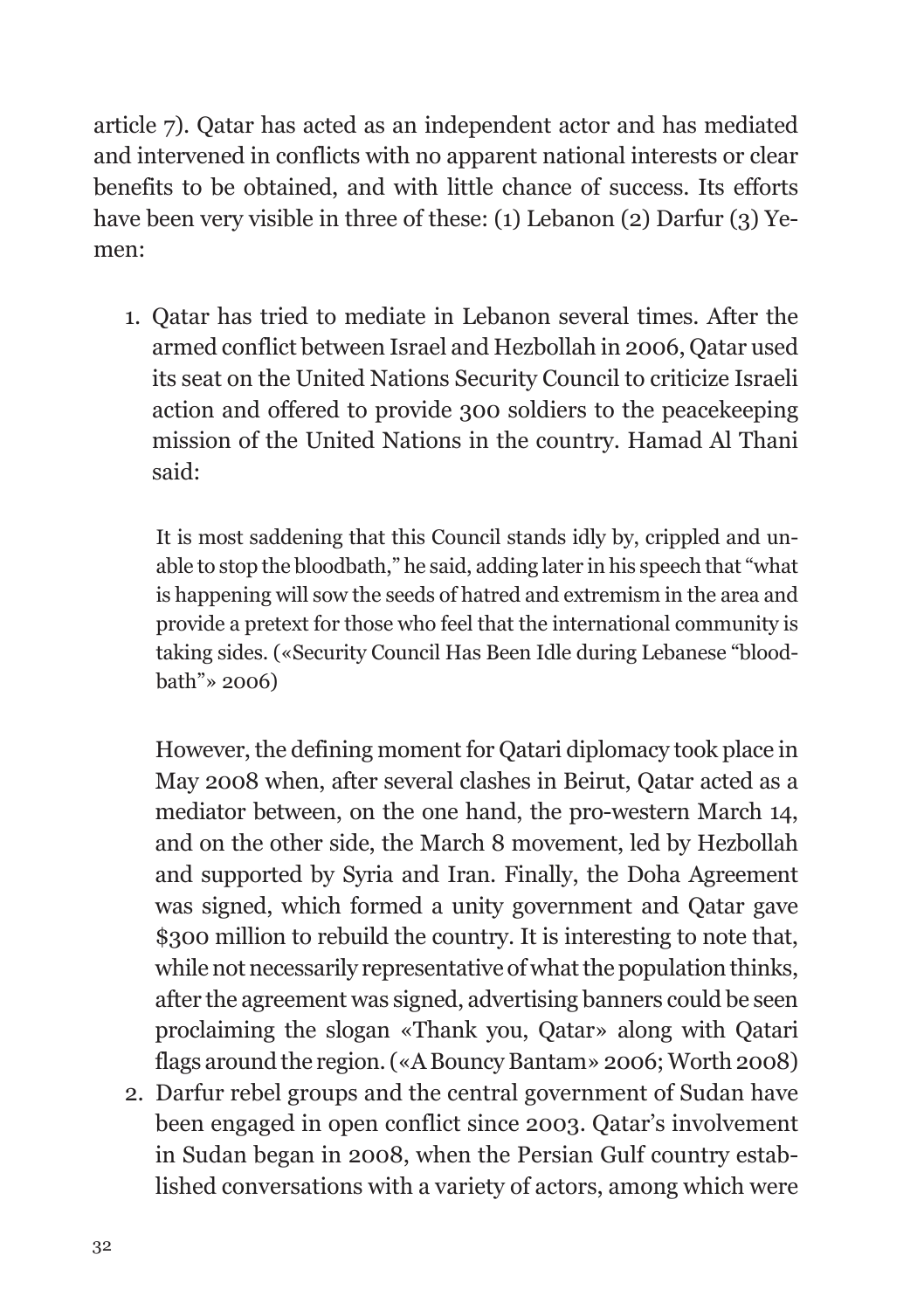article 7). Qatar has acted as an independent actor and has mediated and intervened in conflicts with no apparent national interests or clear benefits to be obtained, and with little chance of success. Its efforts have been very visible in three of these: (1) Lebanon (2) Darfur (3) Yemen:

1. Qatar has tried to mediate in Lebanon several times. After the armed conflict between Israel and Hezbollah in 2006, Qatar used its seat on the United Nations Security Council to criticize Israeli action and offered to provide 300 soldiers to the peacekeeping mission of the United Nations in the country. Hamad Al Thani said:

   > It is most saddening that this Council stands idly by, crippled and unable to stop the bloodbath," he said, adding later in his speech that "what is happening will sow the seeds of hatred and extremism in the area and provide a pretext for those who feel that the international community is taking sides. («Security Council Has Been Idle during Lebanese "bloodbath"» 2006)

   However, the defining moment for Qatari diplomacy took place in May 2008 when, after several clashes in Beirut, Qatar acted as a mediator between, on the one hand, the pro-western March 14, and on the other side, the March 8 movement, led by Hezbollah and supported by Syria and Iran. Finally, the Doha Agreement was signed, which formed a unity government and Qatar gave $300 million to rebuild the country. It is interesting to note that, while not necessarily representative of what the population thinks, after the agreement was signed, advertising banners could be seen proclaiming the slogan «Thank you, Qatar» along with Qatari flags around the region. («A Bouncy Bantam» 2006; Worth 2008)
2. Darfur rebel groups and the central government of Sudan have been engaged in open conflict since 2003. Qatar's involvement in Sudan began in 2008, when the Persian Gulf country established conversations with a variety of actors, among which were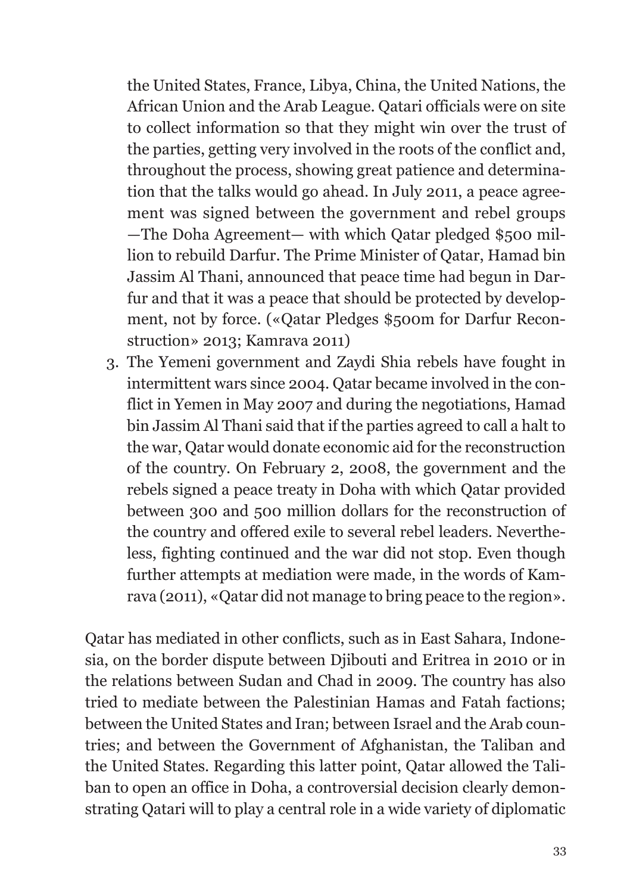the United States, France, Libya, China, the United Nations, the African Union and the Arab League. Qatari officials were on site to collect information so that they might win over the trust of the parties, getting very involved in the roots of the conflict and, throughout the process, showing great patience and determination that the talks would go ahead. In July 2011, a peace agreement was signed between the government and rebel groups —The Doha Agreement— with which Qatar pledged $500 million to rebuild Darfur. The Prime Minister of Qatar, Hamad bin Jassim Al Thani, announced that peace time had begun in Darfur and that it was a peace that should be protected by development, not by force. («Qatar Pledges $500m for Darfur Reconstruction» 2013; Kamrava 2011)

3. The Yemeni government and Zaydi Shia rebels have fought in intermittent wars since 2004. Qatar became involved in the conflict in Yemen in May 2007 and during the negotiations, Hamad bin Jassim Al Thani said that if the parties agreed to call a halt to the war, Qatar would donate economic aid for the reconstruction of the country. On February 2, 2008, the government and the rebels signed a peace treaty in Doha with which Qatar provided between 300 and 500 million dollars for the reconstruction of the country and offered exile to several rebel leaders. Nevertheless, fighting continued and the war did not stop. Even though further attempts at mediation were made, in the words of Kamrava (2011), «Qatar did not manage to bring peace to the region».

Qatar has mediated in other conflicts, such as in East Sahara, Indonesia, on the border dispute between Djibouti and Eritrea in 2010 or in the relations between Sudan and Chad in 2009. The country has also tried to mediate between the Palestinian Hamas and Fatah factions; between the United States and Iran; between Israel and the Arab countries; and between the Government of Afghanistan, the Taliban and the United States. Regarding this latter point, Qatar allowed the Taliban to open an office in Doha, a controversial decision clearly demonstrating Qatari will to play a central role in a wide variety of diplomatic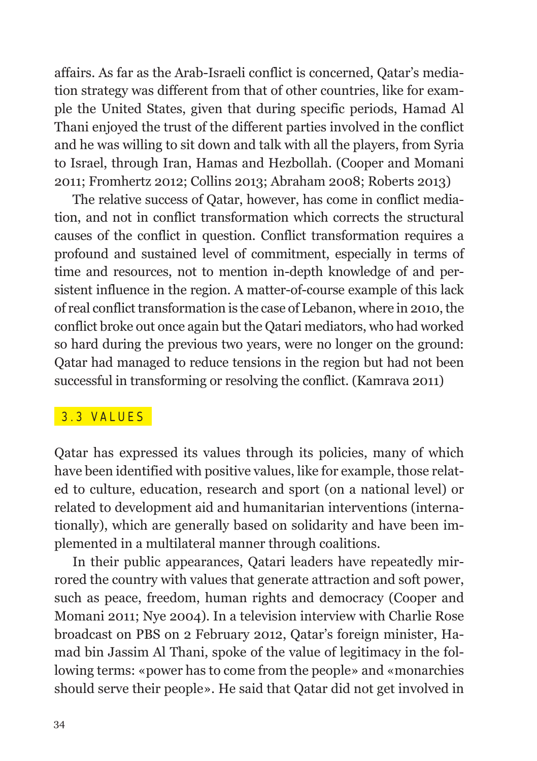affairs. As far as the Arab-Israeli conflict is concerned, Qatar's mediation strategy was different from that of other countries, like for example the United States, given that during specific periods, Hamad Al Thani enjoyed the trust of the different parties involved in the conflict and he was willing to sit down and talk with all the players, from Syria to Israel, through Iran, Hamas and Hezbollah. (Cooper and Momani 2011; Fromhertz 2012; Collins 2013; Abraham 2008; Roberts 2013)

The relative success of Qatar, however, has come in conflict mediation, and not in conflict transformation which corrects the structural causes of the conflict in question. Conflict transformation requires a profound and sustained level of commitment, especially in terms of time and resources, not to mention in-depth knowledge of and persistent influence in the region. A matter-of-course example of this lack of real conflict transformation is the case of Lebanon, where in 2010, the conflict broke out once again but the Qatari mediators, who had worked so hard during the previous two years, were no longer on the ground: Qatar had managed to reduce tensions in the region but had not been successful in transforming or resolving the conflict. (Kamrava 2011)

## 3.3 VALUES

Qatar has expressed its values through its policies, many of which have been identified with positive values, like for example, those related to culture, education, research and sport (on a national level) or related to development aid and humanitarian interventions (internationally), which are generally based on solidarity and have been implemented in a multilateral manner through coalitions.

In their public appearances, Qatari leaders have repeatedly mirrored the country with values that generate attraction and soft power, such as peace, freedom, human rights and democracy (Cooper and Momani 2011; Nye 2004). In a television interview with Charlie Rose broadcast on PBS on 2 February 2012, Qatar's foreign minister, Hamad bin Jassim Al Thani, spoke of the value of legitimacy in the following terms: «power has to come from the people» and «monarchies should serve their people». He said that Qatar did not get involved in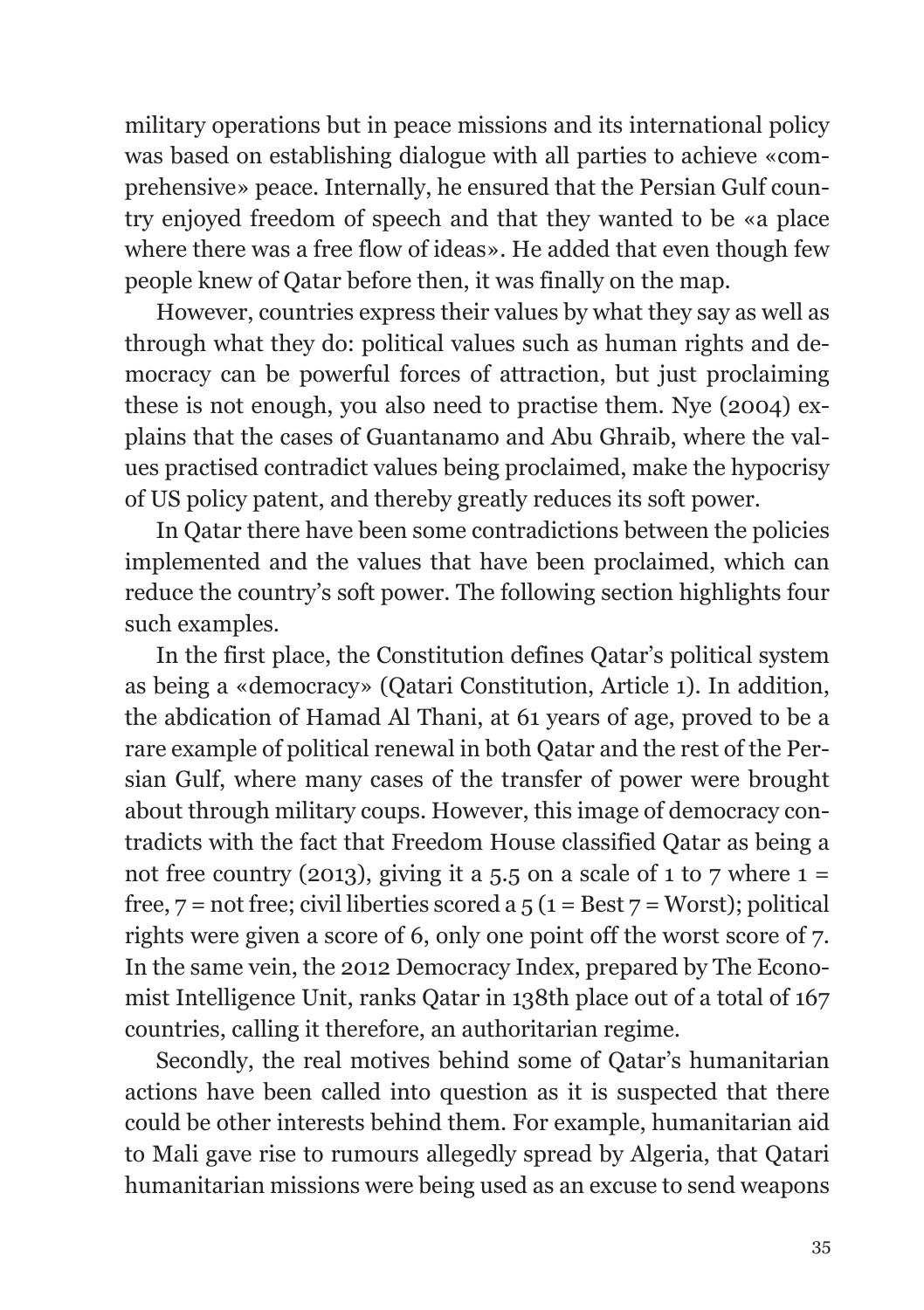military operations but in peace missions and its international policy was based on establishing dialogue with all parties to achieve «comprehensive» peace. Internally, he ensured that the Persian Gulf country enjoyed freedom of speech and that they wanted to be «a place where there was a free flow of ideas». He added that even though few people knew of Qatar before then, it was finally on the map.

However, countries express their values by what they say as well as through what they do: political values such as human rights and democracy can be powerful forces of attraction, but just proclaiming these is not enough, you also need to practise them. Nye (2004) explains that the cases of Guantanamo and Abu Ghraib, where the values practised contradict values being proclaimed, make the hypocrisy of US policy patent, and thereby greatly reduces its soft power.

In Qatar there have been some contradictions between the policies implemented and the values that have been proclaimed, which can reduce the country's soft power. The following section highlights four such examples.

In the first place, the Constitution defines Qatar's political system as being a «democracy» (Qatari Constitution, Article 1). In addition, the abdication of Hamad Al Thani, at 61 years of age, proved to be a rare example of political renewal in both Qatar and the rest of the Persian Gulf, where many cases of the transfer of power were brought about through military coups. However, this image of democracy contradicts with the fact that Freedom House classified Qatar as being a not free country (2013), giving it a 5.5 on a scale of 1 to 7 where 1 = free, 7 = not free; civil liberties scored a 5 (1 = Best 7 = Worst); political rights were given a score of 6, only one point off the worst score of 7. In the same vein, the 2012 Democracy Index, prepared by The Economist Intelligence Unit, ranks Qatar in 138th place out of a total of 167 countries, calling it therefore, an authoritarian regime.

Secondly, the real motives behind some of Qatar's humanitarian actions have been called into question as it is suspected that there could be other interests behind them. For example, humanitarian aid to Mali gave rise to rumours allegedly spread by Algeria, that Qatari humanitarian missions were being used as an excuse to send weapons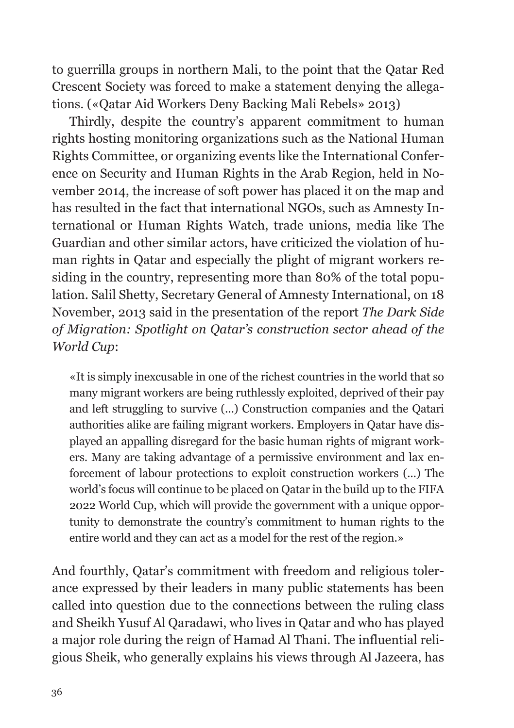to guerrilla groups in northern Mali, to the point that the Qatar Red Crescent Society was forced to make a statement denying the allegations. («Qatar Aid Workers Deny Backing Mali Rebels» 2013)

Thirdly, despite the country's apparent commitment to human rights hosting monitoring organizations such as the National Human Rights Committee, or organizing events like the International Conference on Security and Human Rights in the Arab Region, held in November 2014, the increase of soft power has placed it on the map and has resulted in the fact that international NGOs, such as Amnesty International or Human Rights Watch, trade unions, media like The Guardian and other similar actors, have criticized the violation of human rights in Qatar and especially the plight of migrant workers residing in the country, representing more than 80% of the total population. Salil Shetty, Secretary General of Amnesty International, on 18 November, 2013 said in the presentation of the report *The Dark Side of Migration: Spotlight on Qatar's construction sector ahead of the World Cup*:

> «It is simply inexcusable in one of the richest countries in the world that so many migrant workers are being ruthlessly exploited, deprived of their pay and left struggling to survive (...) Construction companies and the Qatari authorities alike are failing migrant workers. Employers in Qatar have displayed an appalling disregard for the basic human rights of migrant workers. Many are taking advantage of a permissive environment and lax enforcement of labour protections to exploit construction workers (...) The world's focus will continue to be placed on Qatar in the build up to the FIFA 2022 World Cup, which will provide the government with a unique opportunity to demonstrate the country's commitment to human rights to the entire world and they can act as a model for the rest of the region.»

And fourthly, Qatar's commitment with freedom and religious tolerance expressed by their leaders in many public statements has been called into question due to the connections between the ruling class and Sheikh Yusuf Al Qaradawi, who lives in Qatar and who has played a major role during the reign of Hamad Al Thani. The influential religious Sheik, who generally explains his views through Al Jazeera, has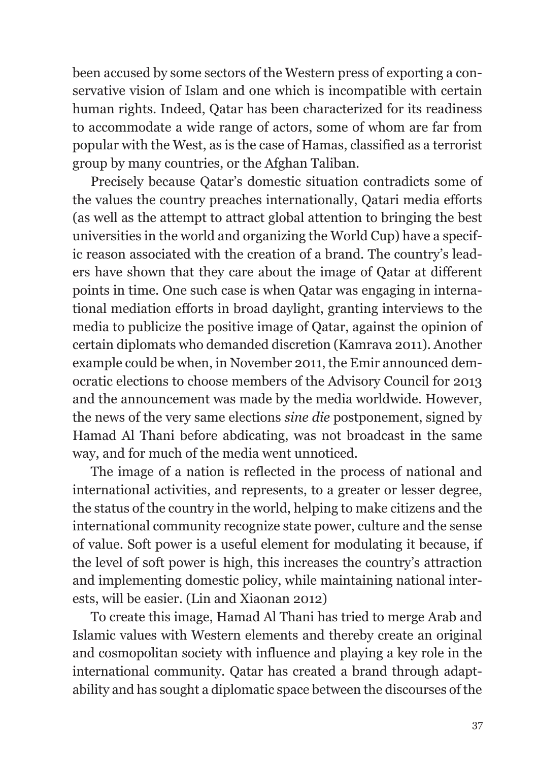been accused by some sectors of the Western press of exporting a conservative vision of Islam and one which is incompatible with certain human rights. Indeed, Qatar has been characterized for its readiness to accommodate a wide range of actors, some of whom are far from popular with the West, as is the case of Hamas, classified as a terrorist group by many countries, or the Afghan Taliban.

Precisely because Qatar's domestic situation contradicts some of the values the country preaches internationally, Qatari media efforts (as well as the attempt to attract global attention to bringing the best universities in the world and organizing the World Cup) have a specific reason associated with the creation of a brand. The country's leaders have shown that they care about the image of Qatar at different points in time. One such case is when Qatar was engaging in international mediation efforts in broad daylight, granting interviews to the media to publicize the positive image of Qatar, against the opinion of certain diplomats who demanded discretion (Kamrava 2011). Another example could be when, in November 2011, the Emir announced democratic elections to choose members of the Advisory Council for 2013 and the announcement was made by the media worldwide. However, the news of the very same elections *sine die* postponement, signed by Hamad Al Thani before abdicating, was not broadcast in the same way, and for much of the media went unnoticed.

The image of a nation is reflected in the process of national and international activities, and represents, to a greater or lesser degree, the status of the country in the world, helping to make citizens and the international community recognize state power, culture and the sense of value. Soft power is a useful element for modulating it because, if the level of soft power is high, this increases the country's attraction and implementing domestic policy, while maintaining national interests, will be easier. (Lin and Xiaonan 2012)

To create this image, Hamad Al Thani has tried to merge Arab and Islamic values with Western elements and thereby create an original and cosmopolitan society with influence and playing a key role in the international community. Qatar has created a brand through adaptability and has sought a diplomatic space between the discourses of the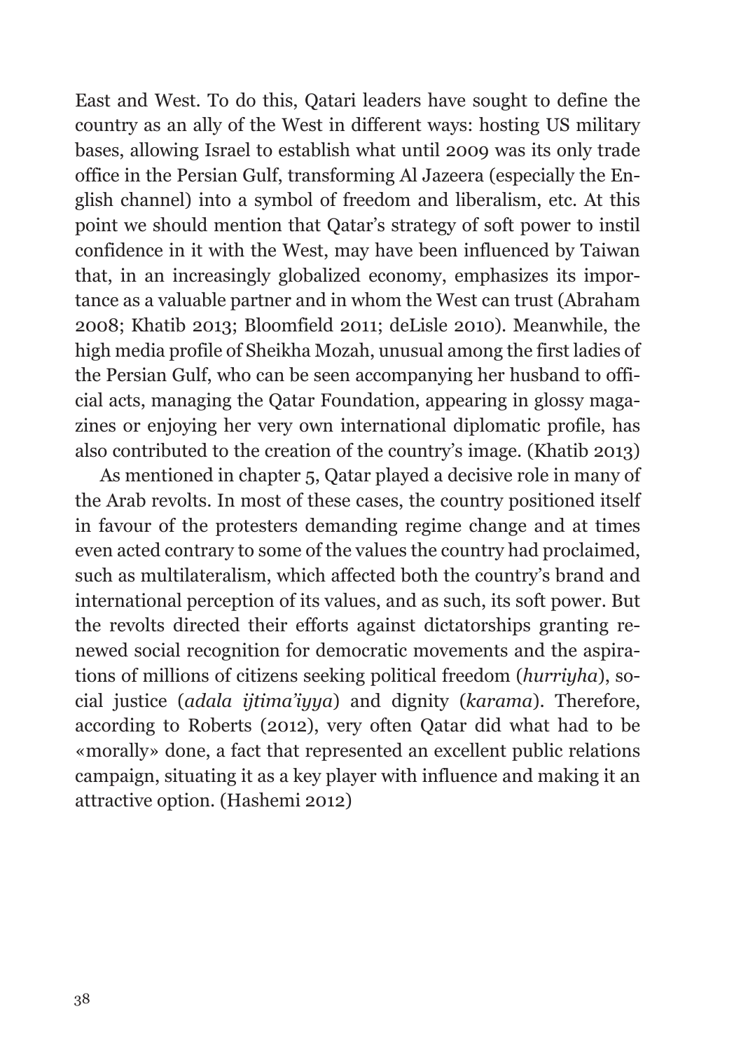East and West. To do this, Qatari leaders have sought to define the country as an ally of the West in different ways: hosting US military bases, allowing Israel to establish what until 2009 was its only trade office in the Persian Gulf, transforming Al Jazeera (especially the English channel) into a symbol of freedom and liberalism, etc. At this point we should mention that Qatar's strategy of soft power to instil confidence in it with the West, may have been influenced by Taiwan that, in an increasingly globalized economy, emphasizes its importance as a valuable partner and in whom the West can trust (Abraham 2008; Khatib 2013; Bloomfield 2011; deLisle 2010). Meanwhile, the high media profile of Sheikha Mozah, unusual among the first ladies of the Persian Gulf, who can be seen accompanying her husband to official acts, managing the Qatar Foundation, appearing in glossy magazines or enjoying her very own international diplomatic profile, has also contributed to the creation of the country's image. (Khatib 2013)

As mentioned in chapter 5, Qatar played a decisive role in many of the Arab revolts. In most of these cases, the country positioned itself in favour of the protesters demanding regime change and at times even acted contrary to some of the values the country had proclaimed, such as multilateralism, which affected both the country's brand and international perception of its values, and as such, its soft power. But the revolts directed their efforts against dictatorships granting renewed social recognition for democratic movements and the aspirations of millions of citizens seeking political freedom (*hurriyha*), social justice (*adala ijtima'iyya*) and dignity (*karama*). Therefore, according to Roberts (2012), very often Qatar did what had to be «morally» done, a fact that represented an excellent public relations campaign, situating it as a key player with influence and making it an attractive option. (Hashemi 2012)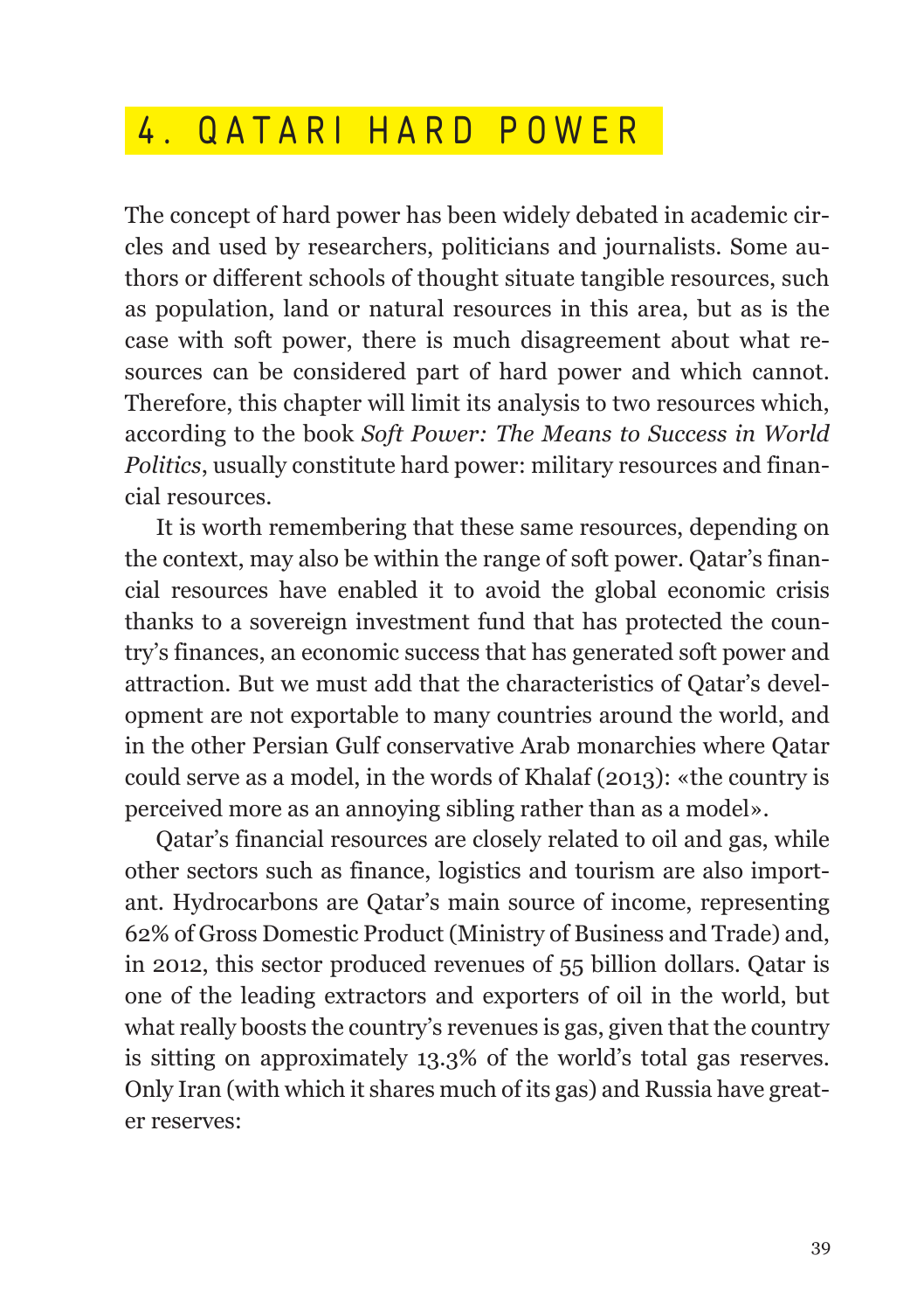# 4. QATARI HARD POWER

The concept of hard power has been widely debated in academic circles and used by researchers, politicians and journalists. Some authors or different schools of thought situate tangible resources, such as population, land or natural resources in this area, but as is the case with soft power, there is much disagreement about what resources can be considered part of hard power and which cannot. Therefore, this chapter will limit its analysis to two resources which, according to the book *Soft Power: The Means to Success in World Politics*, usually constitute hard power: military resources and financial resources.

It is worth remembering that these same resources, depending on the context, may also be within the range of soft power. Qatar's financial resources have enabled it to avoid the global economic crisis thanks to a sovereign investment fund that has protected the country's finances, an economic success that has generated soft power and attraction. But we must add that the characteristics of Qatar's development are not exportable to many countries around the world, and in the other Persian Gulf conservative Arab monarchies where Qatar could serve as a model, in the words of Khalaf (2013): «the country is perceived more as an annoying sibling rather than as a model».

Qatar's financial resources are closely related to oil and gas, while other sectors such as finance, logistics and tourism are also important. Hydrocarbons are Qatar's main source of income, representing 62% of Gross Domestic Product (Ministry of Business and Trade) and, in 2012, this sector produced revenues of 55 billion dollars. Qatar is one of the leading extractors and exporters of oil in the world, but what really boosts the country's revenues is gas, given that the country is sitting on approximately 13.3% of the world's total gas reserves. Only Iran (with which it shares much of its gas) and Russia have greater reserves: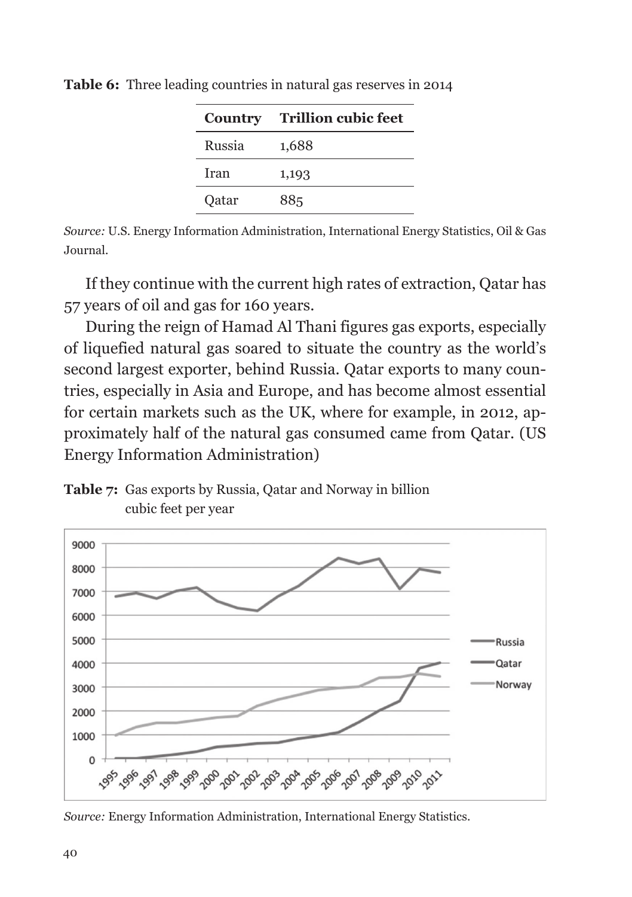**Table 6:** Three leading countries in natural gas reserves in 2014

| Country | Trillion cubic feet |
|---|---|
| Russia | 1,688 |
| Iran | 1,193 |
| Qatar | 885 |

*Source:* U.S. Energy Information Administration, International Energy Statistics, Oil & Gas Journal.

If they continue with the current high rates of extraction, Qatar has 57 years of oil and gas for 160 years.

During the reign of Hamad Al Thani figures gas exports, especially of liquefied natural gas soared to situate the country as the world's second largest exporter, behind Russia. Qatar exports to many countries, especially in Asia and Europe, and has become almost essential for certain markets such as the UK, where for example, in 2012, approximately half of the natural gas consumed came from Qatar. (US Energy Information Administration)

**Table 7:** Gas exports by Russia, Qatar and Norway in billion cubic feet per year

*Source:* Energy Information Administration, International Energy Statistics.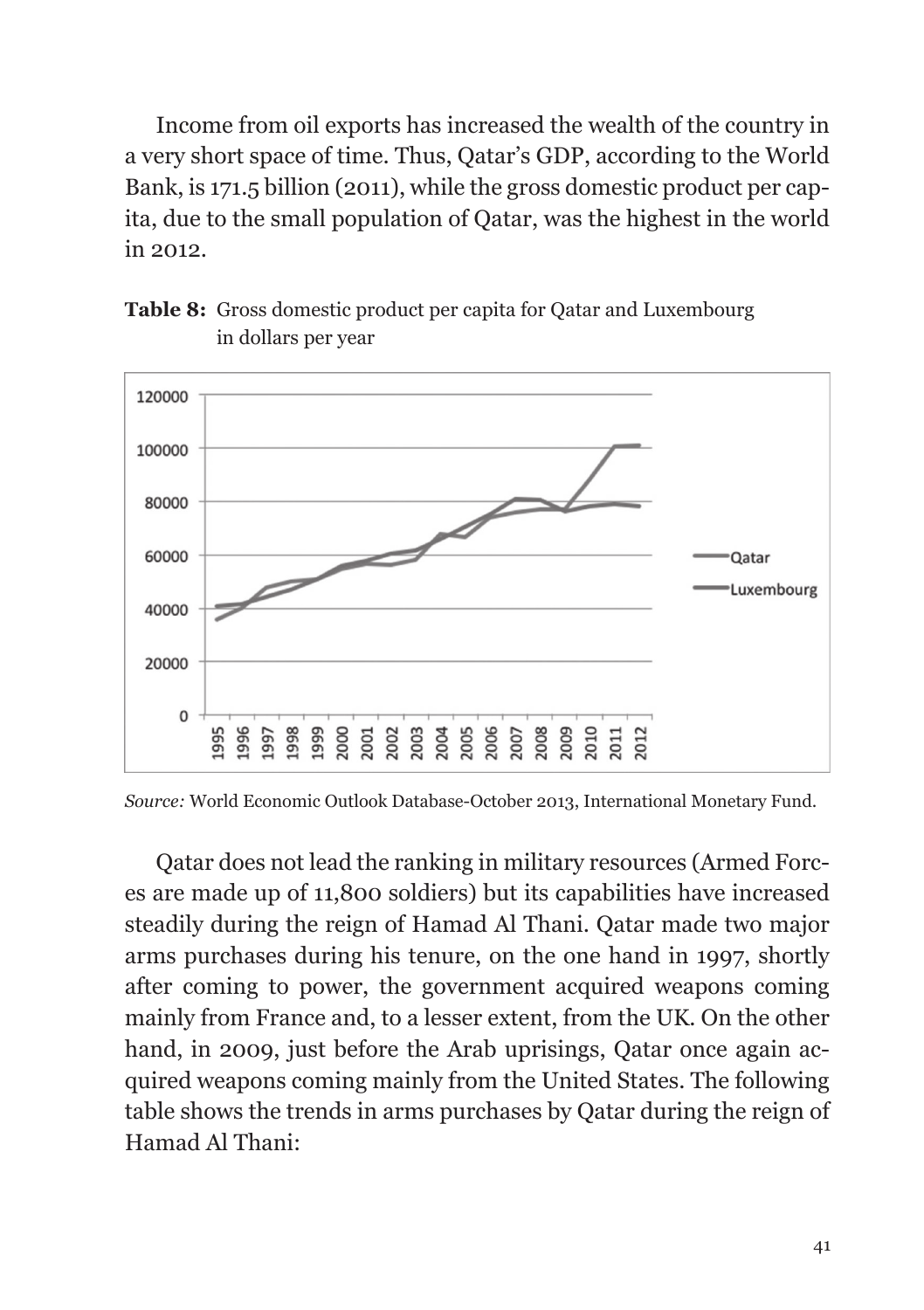Income from oil exports has increased the wealth of the country in a very short space of time. Thus, Qatar's GDP, according to the World Bank, is 171.5 billion (2011), while the gross domestic product per capita, due to the small population of Qatar, was the highest in the world in 2012.

**Table 8:** Gross domestic product per capita for Qatar and Luxembourg in dollars per year

*Source:* World Economic Outlook Database-October 2013, International Monetary Fund.

Qatar does not lead the ranking in military resources (Armed Forces are made up of 11,800 soldiers) but its capabilities have increased steadily during the reign of Hamad Al Thani. Qatar made two major arms purchases during his tenure, on the one hand in 1997, shortly after coming to power, the government acquired weapons coming mainly from France and, to a lesser extent, from the UK. On the other hand, in 2009, just before the Arab uprisings, Qatar once again acquired weapons coming mainly from the United States. The following table shows the trends in arms purchases by Qatar during the reign of Hamad Al Thani: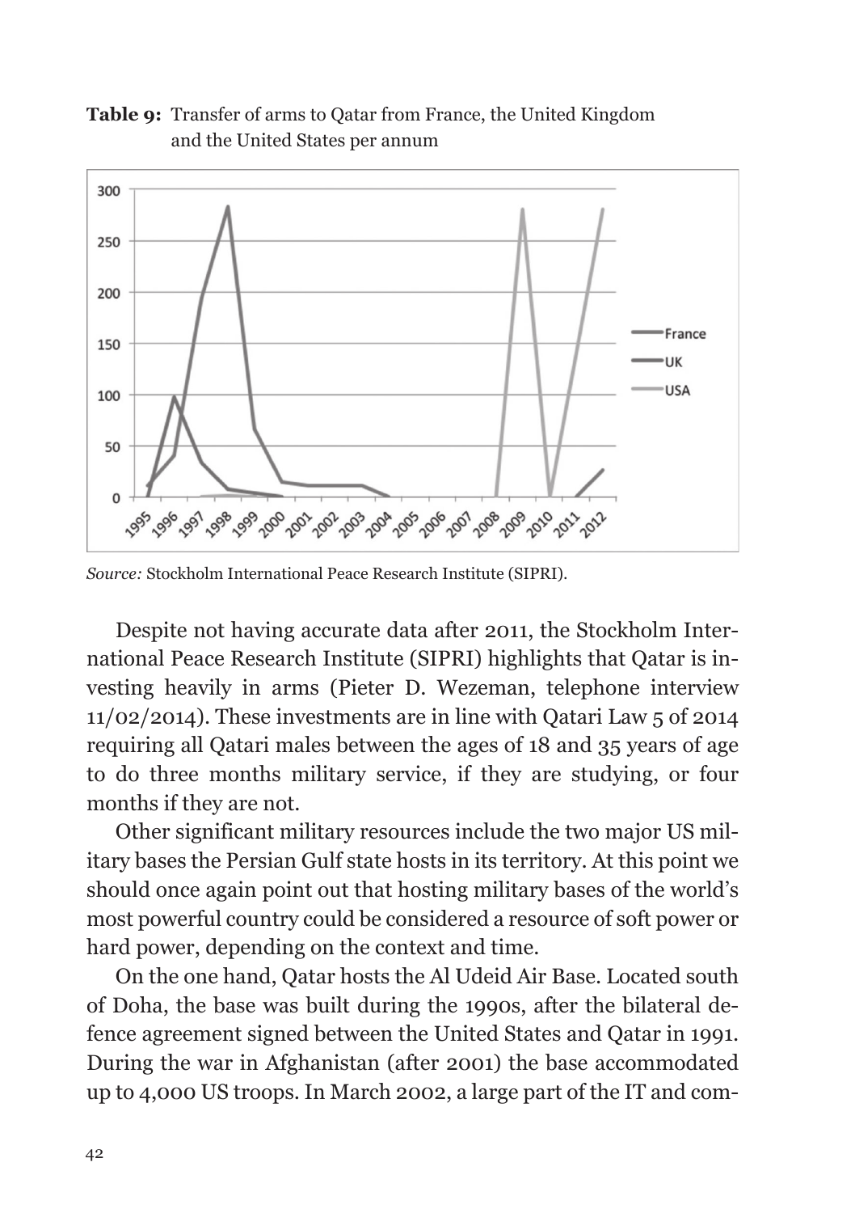**Table 9:** Transfer of arms to Qatar from France, the United Kingdom and the United States per annum

*Source:* Stockholm International Peace Research Institute (SIPRI).

Despite not having accurate data after 2011, the Stockholm International Peace Research Institute (SIPRI) highlights that Qatar is investing heavily in arms (Pieter D. Wezeman, telephone interview 11/02/2014). These investments are in line with Qatari Law 5 of 2014 requiring all Qatari males between the ages of 18 and 35 years of age to do three months military service, if they are studying, or four months if they are not.

Other significant military resources include the two major US military bases the Persian Gulf state hosts in its territory. At this point we should once again point out that hosting military bases of the world's most powerful country could be considered a resource of soft power or hard power, depending on the context and time.

On the one hand, Qatar hosts the Al Udeid Air Base. Located south of Doha, the base was built during the 1990s, after the bilateral defence agreement signed between the United States and Qatar in 1991. During the war in Afghanistan (after 2001) the base accommodated up to 4,000 US troops. In March 2002, a large part of the IT and com-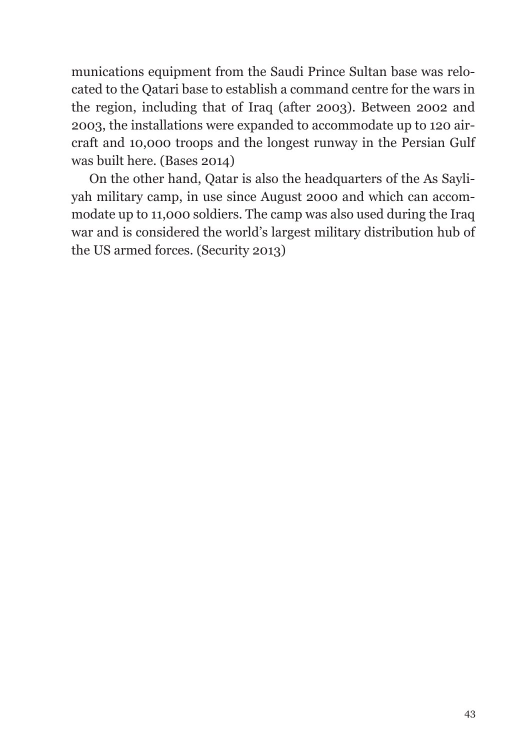munications equipment from the Saudi Prince Sultan base was relocated to the Qatari base to establish a command centre for the wars in the region, including that of Iraq (after 2003). Between 2002 and 2003, the installations were expanded to accommodate up to 120 aircraft and 10,000 troops and the longest runway in the Persian Gulf was built here. (Bases 2014)

On the other hand, Qatar is also the headquarters of the As Sayliyah military camp, in use since August 2000 and which can accommodate up to 11,000 soldiers. The camp was also used during the Iraq war and is considered the world's largest military distribution hub of the US armed forces. (Security 2013)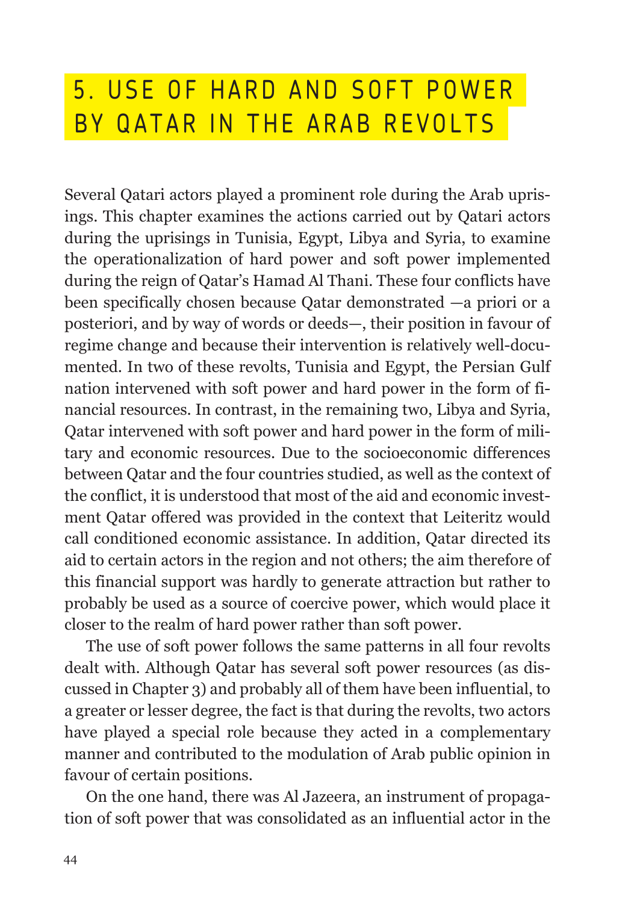# 5. USE OF HARD AND SOFT POWER BY QATAR IN THE ARAB REVOLTS

Several Qatari actors played a prominent role during the Arab uprisings. This chapter examines the actions carried out by Qatari actors during the uprisings in Tunisia, Egypt, Libya and Syria, to examine the operationalization of hard power and soft power implemented during the reign of Qatar's Hamad Al Thani. These four conflicts have been specifically chosen because Qatar demonstrated —a priori or a posteriori, and by way of words or deeds—, their position in favour of regime change and because their intervention is relatively well-documented. In two of these revolts, Tunisia and Egypt, the Persian Gulf nation intervened with soft power and hard power in the form of financial resources. In contrast, in the remaining two, Libya and Syria, Qatar intervened with soft power and hard power in the form of military and economic resources. Due to the socioeconomic differences between Qatar and the four countries studied, as well as the context of the conflict, it is understood that most of the aid and economic investment Qatar offered was provided in the context that Leiteritz would call conditioned economic assistance. In addition, Qatar directed its aid to certain actors in the region and not others; the aim therefore of this financial support was hardly to generate attraction but rather to probably be used as a source of coercive power, which would place it closer to the realm of hard power rather than soft power.

The use of soft power follows the same patterns in all four revolts dealt with. Although Qatar has several soft power resources (as discussed in Chapter 3) and probably all of them have been influential, to a greater or lesser degree, the fact is that during the revolts, two actors have played a special role because they acted in a complementary manner and contributed to the modulation of Arab public opinion in favour of certain positions.

On the one hand, there was Al Jazeera, an instrument of propagation of soft power that was consolidated as an influential actor in the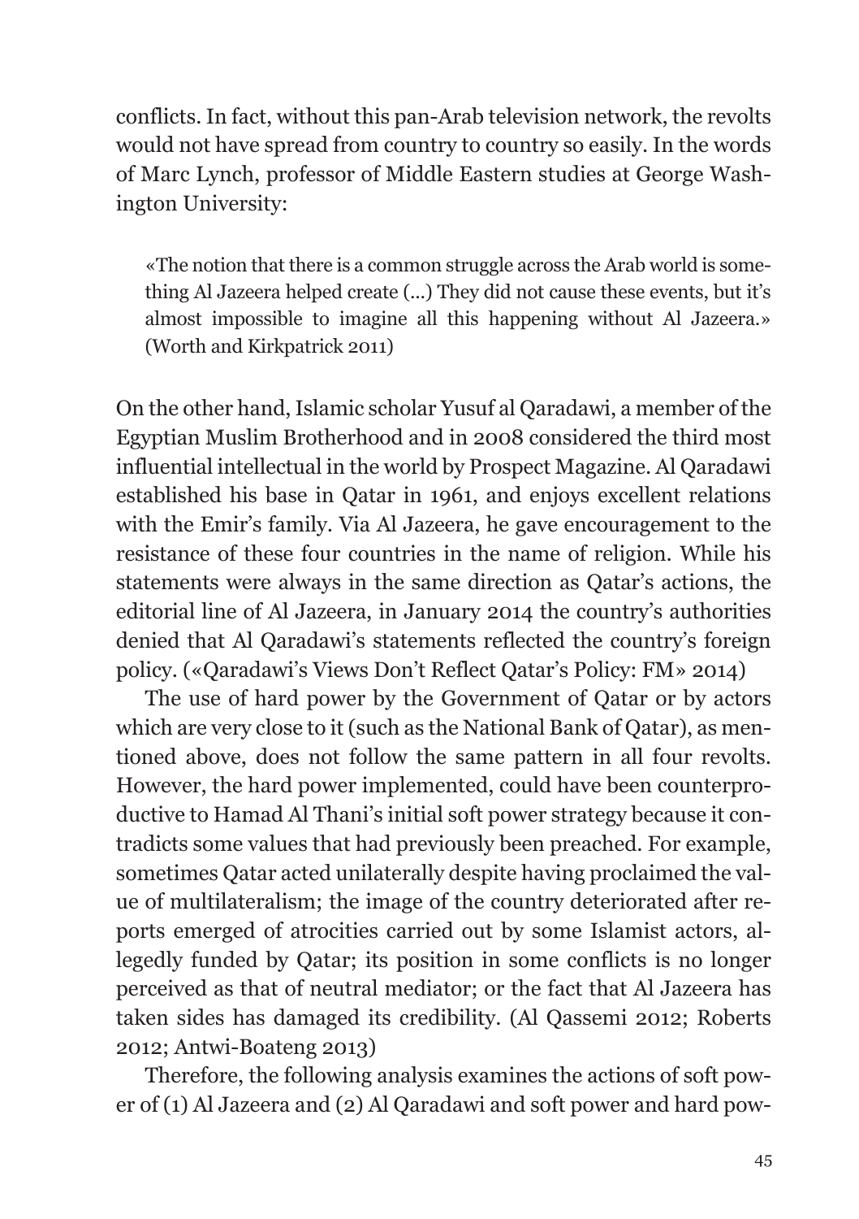conflicts. In fact, without this pan-Arab television network, the revolts would not have spread from country to country so easily. In the words of Marc Lynch, professor of Middle Eastern studies at George Washington University:

> «The notion that there is a common struggle across the Arab world is something Al Jazeera helped create (…) They did not cause these events, but it's almost impossible to imagine all this happening without Al Jazeera.» (Worth and Kirkpatrick 2011)

On the other hand, Islamic scholar Yusuf al Qaradawi, a member of the Egyptian Muslim Brotherhood and in 2008 considered the third most influential intellectual in the world by Prospect Magazine. Al Qaradawi established his base in Qatar in 1961, and enjoys excellent relations with the Emir's family. Via Al Jazeera, he gave encouragement to the resistance of these four countries in the name of religion. While his statements were always in the same direction as Qatar's actions, the editorial line of Al Jazeera, in January 2014 the country's authorities denied that Al Qaradawi's statements reflected the country's foreign policy. («Qaradawi's Views Don't Reflect Qatar's Policy: FM» 2014)

The use of hard power by the Government of Qatar or by actors which are very close to it (such as the National Bank of Qatar), as mentioned above, does not follow the same pattern in all four revolts. However, the hard power implemented, could have been counterproductive to Hamad Al Thani's initial soft power strategy because it contradicts some values that had previously been preached. For example, sometimes Qatar acted unilaterally despite having proclaimed the value of multilateralism; the image of the country deteriorated after reports emerged of atrocities carried out by some Islamist actors, allegedly funded by Qatar; its position in some conflicts is no longer perceived as that of neutral mediator; or the fact that Al Jazeera has taken sides has damaged its credibility. (Al Qassemi 2012; Roberts 2012; Antwi-Boateng 2013)

Therefore, the following analysis examines the actions of soft power of (1) Al Jazeera and (2) Al Qaradawi and soft power and hard pow-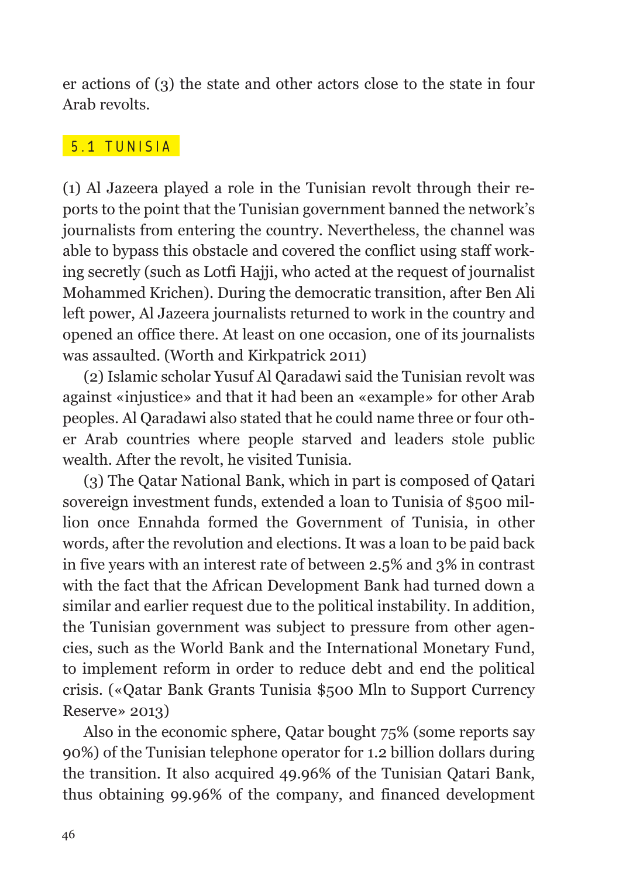er actions of (3) the state and other actors close to the state in four Arab revolts.

## 5.1 TUNISIA

(1) Al Jazeera played a role in the Tunisian revolt through their reports to the point that the Tunisian government banned the network's journalists from entering the country. Nevertheless, the channel was able to bypass this obstacle and covered the conflict using staff working secretly (such as Lotfi Hajji, who acted at the request of journalist Mohammed Krichen). During the democratic transition, after Ben Ali left power, Al Jazeera journalists returned to work in the country and opened an office there. At least on one occasion, one of its journalists was assaulted. (Worth and Kirkpatrick 2011)

(2) Islamic scholar Yusuf Al Qaradawi said the Tunisian revolt was against «injustice» and that it had been an «example» for other Arab peoples. Al Qaradawi also stated that he could name three or four other Arab countries where people starved and leaders stole public wealth. After the revolt, he visited Tunisia.

(3) The Qatar National Bank, which in part is composed of Qatari sovereign investment funds, extended a loan to Tunisia of $500 million once Ennahda formed the Government of Tunisia, in other words, after the revolution and elections. It was a loan to be paid back in five years with an interest rate of between 2.5% and 3% in contrast with the fact that the African Development Bank had turned down a similar and earlier request due to the political instability. In addition, the Tunisian government was subject to pressure from other agencies, such as the World Bank and the International Monetary Fund, to implement reform in order to reduce debt and end the political crisis. («Qatar Bank Grants Tunisia $500 Mln to Support Currency Reserve» 2013)

Also in the economic sphere, Qatar bought 75% (some reports say 90%) of the Tunisian telephone operator for 1.2 billion dollars during the transition. It also acquired 49.96% of the Tunisian Qatari Bank, thus obtaining 99.96% of the company, and financed development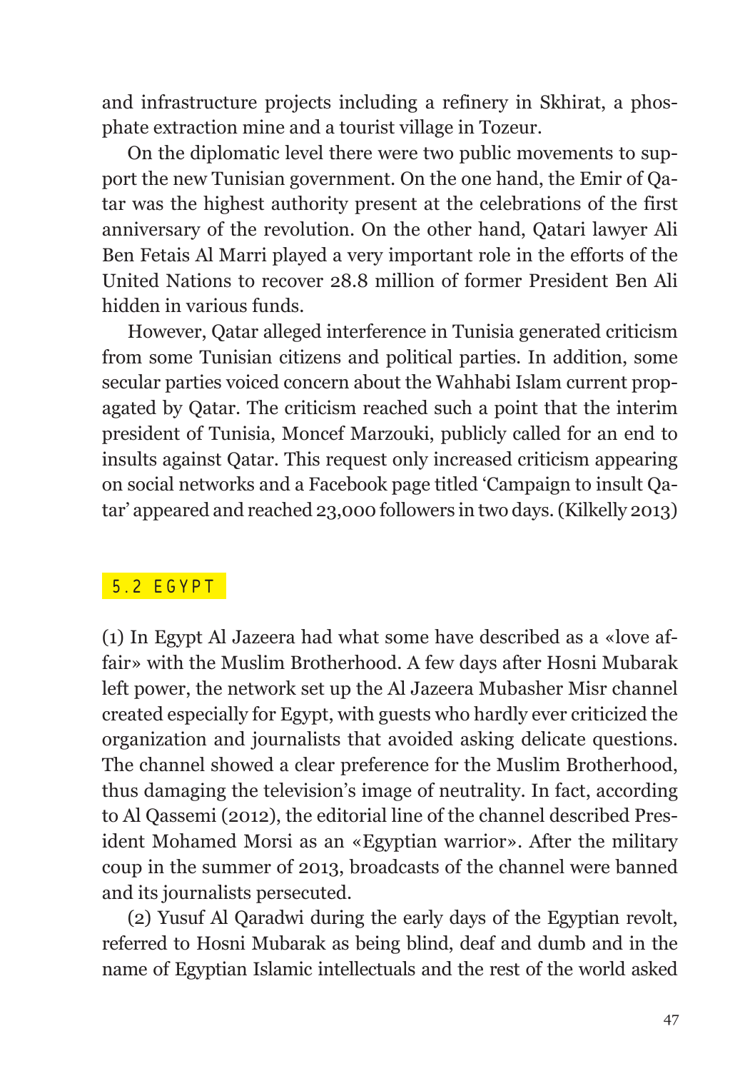and infrastructure projects including a refinery in Skhirat, a phosphate extraction mine and a tourist village in Tozeur.

On the diplomatic level there were two public movements to support the new Tunisian government. On the one hand, the Emir of Qatar was the highest authority present at the celebrations of the first anniversary of the revolution. On the other hand, Qatari lawyer Ali Ben Fetais Al Marri played a very important role in the efforts of the United Nations to recover 28.8 million of former President Ben Ali hidden in various funds.

However, Qatar alleged interference in Tunisia generated criticism from some Tunisian citizens and political parties. In addition, some secular parties voiced concern about the Wahhabi Islam current propagated by Qatar. The criticism reached such a point that the interim president of Tunisia, Moncef Marzouki, publicly called for an end to insults against Qatar. This request only increased criticism appearing on social networks and a Facebook page titled 'Campaign to insult Qatar' appeared and reached 23,000 followers in two days. (Kilkelly 2013)

## 5.2 EGYPT

(1) In Egypt Al Jazeera had what some have described as a «love affair» with the Muslim Brotherhood. A few days after Hosni Mubarak left power, the network set up the Al Jazeera Mubasher Misr channel created especially for Egypt, with guests who hardly ever criticized the organization and journalists that avoided asking delicate questions. The channel showed a clear preference for the Muslim Brotherhood, thus damaging the television's image of neutrality. In fact, according to Al Qassemi (2012), the editorial line of the channel described President Mohamed Morsi as an «Egyptian warrior». After the military coup in the summer of 2013, broadcasts of the channel were banned and its journalists persecuted.

(2) Yusuf Al Qaradwi during the early days of the Egyptian revolt, referred to Hosni Mubarak as being blind, deaf and dumb and in the name of Egyptian Islamic intellectuals and the rest of the world asked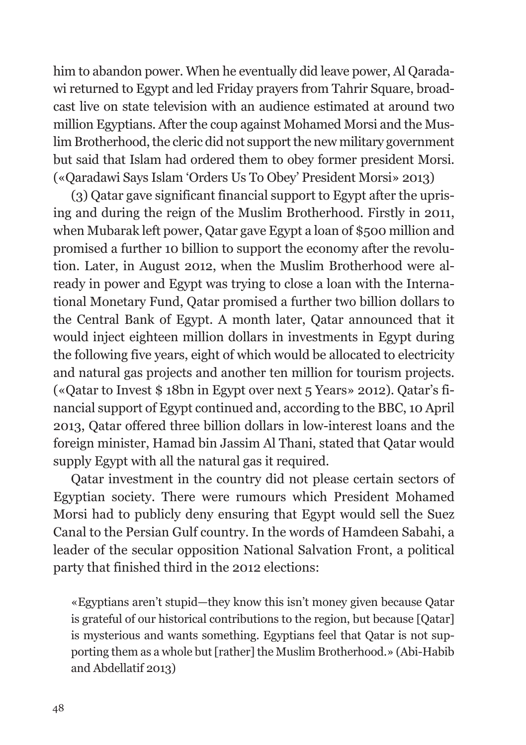him to abandon power. When he eventually did leave power, Al Qaradawi returned to Egypt and led Friday prayers from Tahrir Square, broadcast live on state television with an audience estimated at around two million Egyptians. After the coup against Mohamed Morsi and the Muslim Brotherhood, the cleric did not support the new military government but said that Islam had ordered them to obey former president Morsi. («Qaradawi Says Islam 'Orders Us To Obey' President Morsi» 2013)

(3) Qatar gave significant financial support to Egypt after the uprising and during the reign of the Muslim Brotherhood. Firstly in 2011, when Mubarak left power, Qatar gave Egypt a loan of $500 million and promised a further 10 billion to support the economy after the revolution. Later, in August 2012, when the Muslim Brotherhood were already in power and Egypt was trying to close a loan with the International Monetary Fund, Qatar promised a further two billion dollars to the Central Bank of Egypt. A month later, Qatar announced that it would inject eighteen million dollars in investments in Egypt during the following five years, eight of which would be allocated to electricity and natural gas projects and another ten million for tourism projects. («Qatar to Invest $ 18bn in Egypt over next 5 Years» 2012). Qatar's financial support of Egypt continued and, according to the BBC, 10 April 2013, Qatar offered three billion dollars in low-interest loans and the foreign minister, Hamad bin Jassim Al Thani, stated that Qatar would supply Egypt with all the natural gas it required.

Qatar investment in the country did not please certain sectors of Egyptian society. There were rumours which President Mohamed Morsi had to publicly deny ensuring that Egypt would sell the Suez Canal to the Persian Gulf country. In the words of Hamdeen Sabahi, a leader of the secular opposition National Salvation Front, a political party that finished third in the 2012 elections:

> «Egyptians aren't stupid—they know this isn't money given because Qatar is grateful of our historical contributions to the region, but because [Qatar] is mysterious and wants something. Egyptians feel that Qatar is not supporting them as a whole but [rather] the Muslim Brotherhood.» (Abi-Habib and Abdellatif 2013)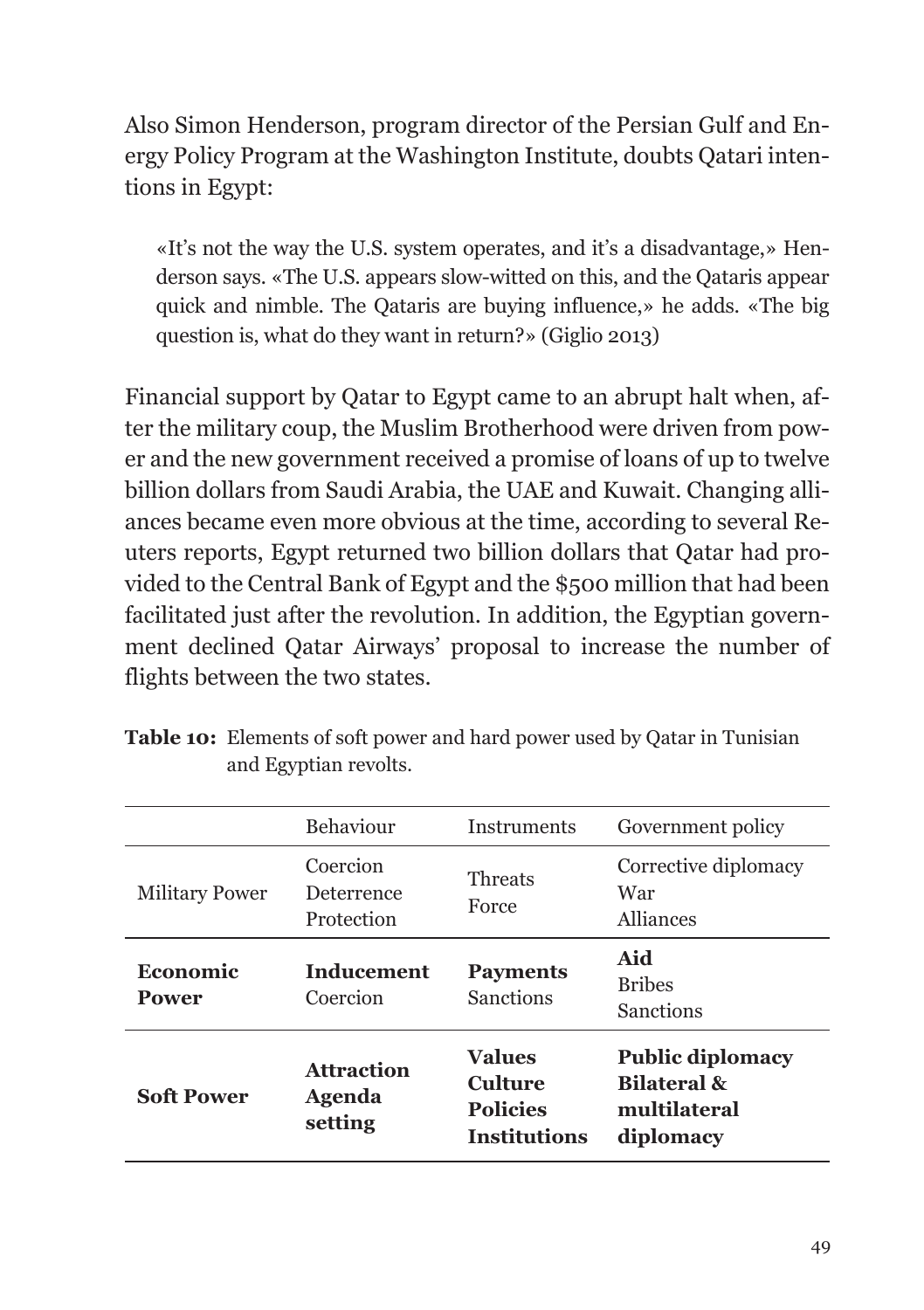Also Simon Henderson, program director of the Persian Gulf and Energy Policy Program at the Washington Institute, doubts Qatari intentions in Egypt:

> «It's not the way the U.S. system operates, and it's a disadvantage,» Henderson says. «The U.S. appears slow-witted on this, and the Qataris appear quick and nimble. The Qataris are buying influence,» he adds. «The big question is, what do they want in return?» (Giglio 2013)

Financial support by Qatar to Egypt came to an abrupt halt when, after the military coup, the Muslim Brotherhood were driven from power and the new government received a promise of loans of up to twelve billion dollars from Saudi Arabia, the UAE and Kuwait. Changing alliances became even more obvious at the time, according to several Reuters reports, Egypt returned two billion dollars that Qatar had provided to the Central Bank of Egypt and the $500 million that had been facilitated just after the revolution. In addition, the Egyptian government declined Qatar Airways' proposal to increase the number of flights between the two states.

**Table 10:** Elements of soft power and hard power used by Qatar in Tunisian and Egyptian revolts.

| | Behaviour | Instruments | Government policy |
|---|---|---|---|
| Military Power | Coercion<br>Deterrence<br>Protection | Threats<br>Force | Corrective diplomacy<br>War<br>Alliances |
| **Economic Power** | **Inducement**<br>Coercion | **Payments**<br>Sanctions | **Aid**<br>Bribes<br>Sanctions |
| **Soft Power** | **Attraction**<br>**Agenda setting** | **Values**<br>**Culture**<br>**Policies**<br>**Institutions** | **Public diplomacy**<br>**Bilateral & multilateral diplomacy** |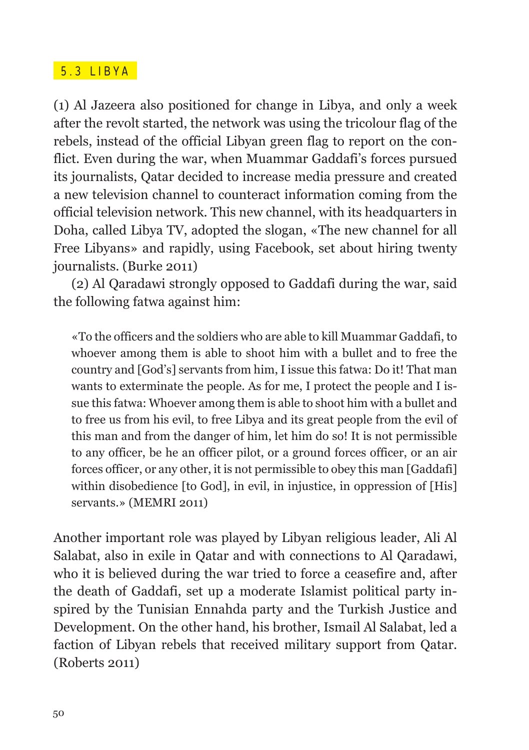## 5.3 LIBYA

(1) Al Jazeera also positioned for change in Libya, and only a week after the revolt started, the network was using the tricolour flag of the rebels, instead of the official Libyan green flag to report on the conflict. Even during the war, when Muammar Gaddafi's forces pursued its journalists, Qatar decided to increase media pressure and created a new television channel to counteract information coming from the official television network. This new channel, with its headquarters in Doha, called Libya TV, adopted the slogan, «The new channel for all Free Libyans» and rapidly, using Facebook, set about hiring twenty journalists. (Burke 2011)

(2) Al Qaradawi strongly opposed to Gaddafi during the war, said the following fatwa against him:

> «To the officers and the soldiers who are able to kill Muammar Gaddafi, to whoever among them is able to shoot him with a bullet and to free the country and [God's] servants from him, I issue this fatwa: Do it! That man wants to exterminate the people. As for me, I protect the people and I issue this fatwa: Whoever among them is able to shoot him with a bullet and to free us from his evil, to free Libya and its great people from the evil of this man and from the danger of him, let him do so! It is not permissible to any officer, be he an officer pilot, or a ground forces officer, or an air forces officer, or any other, it is not permissible to obey this man [Gaddafi] within disobedience [to God], in evil, in injustice, in oppression of [His] servants.» (MEMRI 2011)

Another important role was played by Libyan religious leader, Ali Al Salabat, also in exile in Qatar and with connections to Al Qaradawi, who it is believed during the war tried to force a ceasefire and, after the death of Gaddafi, set up a moderate Islamist political party inspired by the Tunisian Ennahda party and the Turkish Justice and Development. On the other hand, his brother, Ismail Al Salabat, led a faction of Libyan rebels that received military support from Qatar. (Roberts 2011)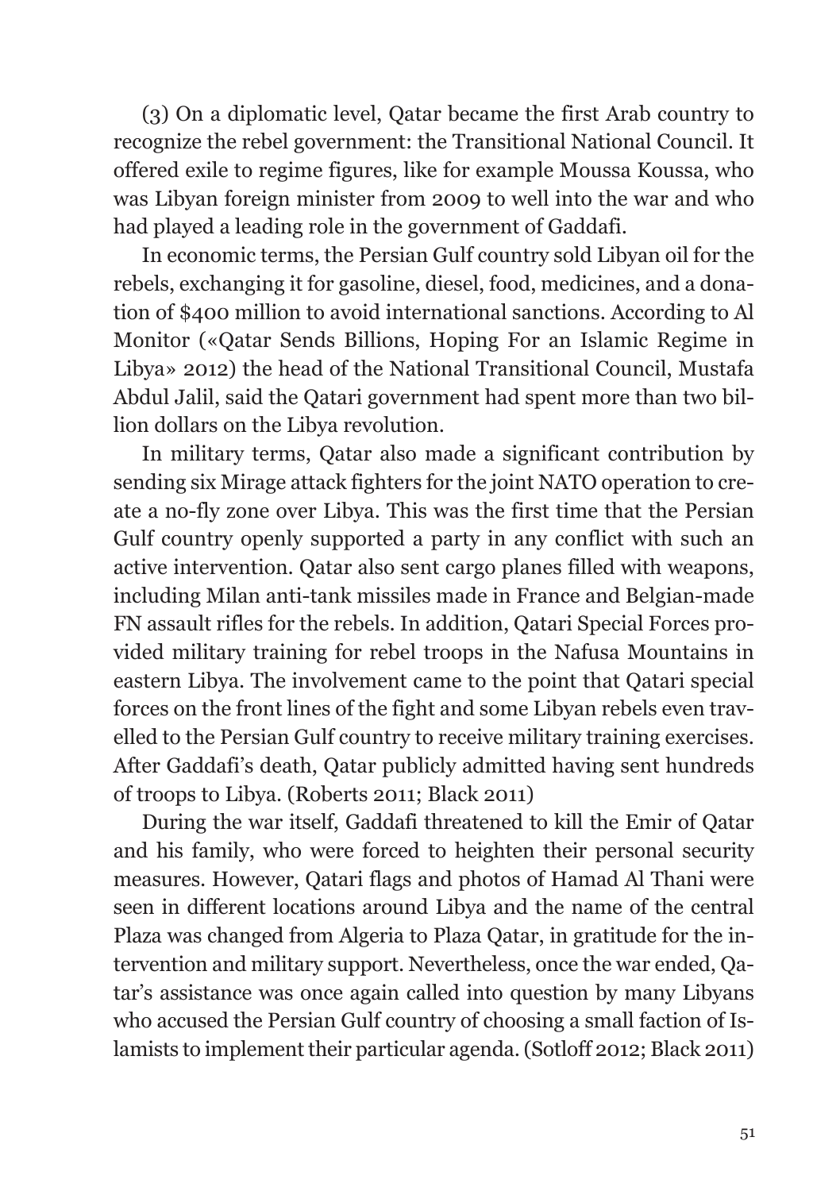(3) On a diplomatic level, Qatar became the first Arab country to recognize the rebel government: the Transitional National Council. It offered exile to regime figures, like for example Moussa Koussa, who was Libyan foreign minister from 2009 to well into the war and who had played a leading role in the government of Gaddafi.

In economic terms, the Persian Gulf country sold Libyan oil for the rebels, exchanging it for gasoline, diesel, food, medicines, and a donation of $400 million to avoid international sanctions. According to Al Monitor («Qatar Sends Billions, Hoping For an Islamic Regime in Libya» 2012) the head of the National Transitional Council, Mustafa Abdul Jalil, said the Qatari government had spent more than two billion dollars on the Libya revolution.

In military terms, Qatar also made a significant contribution by sending six Mirage attack fighters for the joint NATO operation to create a no-fly zone over Libya. This was the first time that the Persian Gulf country openly supported a party in any conflict with such an active intervention. Qatar also sent cargo planes filled with weapons, including Milan anti-tank missiles made in France and Belgian-made FN assault rifles for the rebels. In addition, Qatari Special Forces provided military training for rebel troops in the Nafusa Mountains in eastern Libya. The involvement came to the point that Qatari special forces on the front lines of the fight and some Libyan rebels even travelled to the Persian Gulf country to receive military training exercises. After Gaddafi's death, Qatar publicly admitted having sent hundreds of troops to Libya. (Roberts 2011; Black 2011)

During the war itself, Gaddafi threatened to kill the Emir of Qatar and his family, who were forced to heighten their personal security measures. However, Qatari flags and photos of Hamad Al Thani were seen in different locations around Libya and the name of the central Plaza was changed from Algeria to Plaza Qatar, in gratitude for the intervention and military support. Nevertheless, once the war ended, Qatar's assistance was once again called into question by many Libyans who accused the Persian Gulf country of choosing a small faction of Islamists to implement their particular agenda. (Sotloff 2012; Black 2011)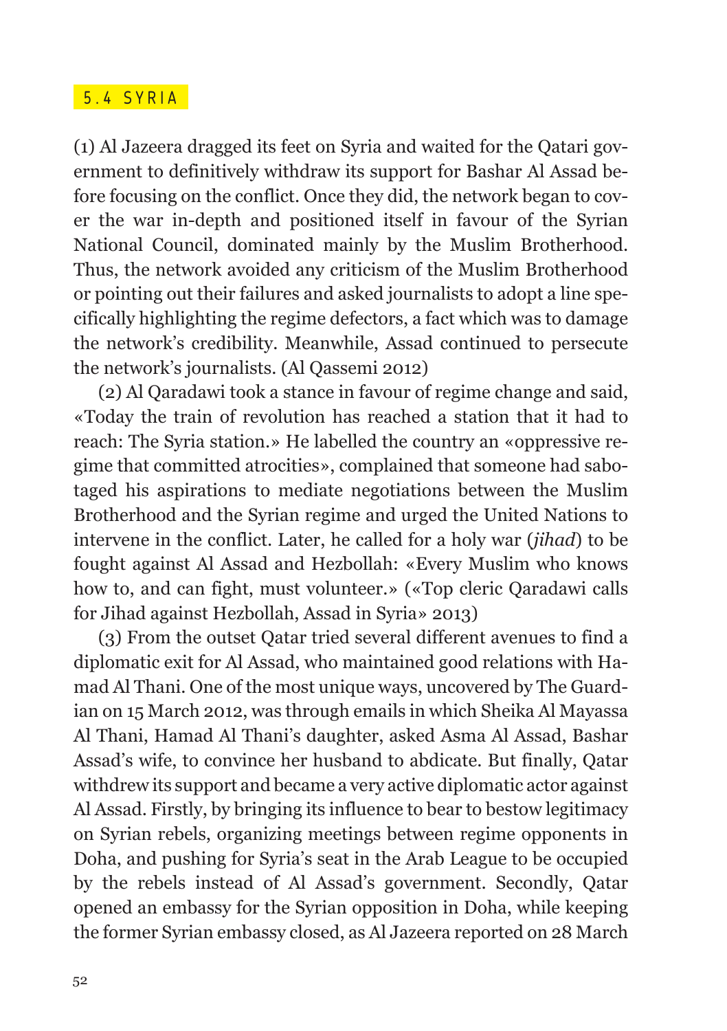## 5.4 SYRIA

(1) Al Jazeera dragged its feet on Syria and waited for the Qatari government to definitively withdraw its support for Bashar Al Assad before focusing on the conflict. Once they did, the network began to cover the war in-depth and positioned itself in favour of the Syrian National Council, dominated mainly by the Muslim Brotherhood. Thus, the network avoided any criticism of the Muslim Brotherhood or pointing out their failures and asked journalists to adopt a line specifically highlighting the regime defectors, a fact which was to damage the network's credibility. Meanwhile, Assad continued to persecute the network's journalists. (Al Qassemi 2012)

(2) Al Qaradawi took a stance in favour of regime change and said, «Today the train of revolution has reached a station that it had to reach: The Syria station.» He labelled the country an «oppressive regime that committed atrocities», complained that someone had sabotaged his aspirations to mediate negotiations between the Muslim Brotherhood and the Syrian regime and urged the United Nations to intervene in the conflict. Later, he called for a holy war (*jihad*) to be fought against Al Assad and Hezbollah: «Every Muslim who knows how to, and can fight, must volunteer.» («Top cleric Qaradawi calls for Jihad against Hezbollah, Assad in Syria» 2013)

(3) From the outset Qatar tried several different avenues to find a diplomatic exit for Al Assad, who maintained good relations with Hamad Al Thani. One of the most unique ways, uncovered by The Guardian on 15 March 2012, was through emails in which Sheika Al Mayassa Al Thani, Hamad Al Thani's daughter, asked Asma Al Assad, Bashar Assad's wife, to convince her husband to abdicate. But finally, Qatar withdrew its support and became a very active diplomatic actor against Al Assad. Firstly, by bringing its influence to bear to bestow legitimacy on Syrian rebels, organizing meetings between regime opponents in Doha, and pushing for Syria's seat in the Arab League to be occupied by the rebels instead of Al Assad's government. Secondly, Qatar opened an embassy for the Syrian opposition in Doha, while keeping the former Syrian embassy closed, as Al Jazeera reported on 28 March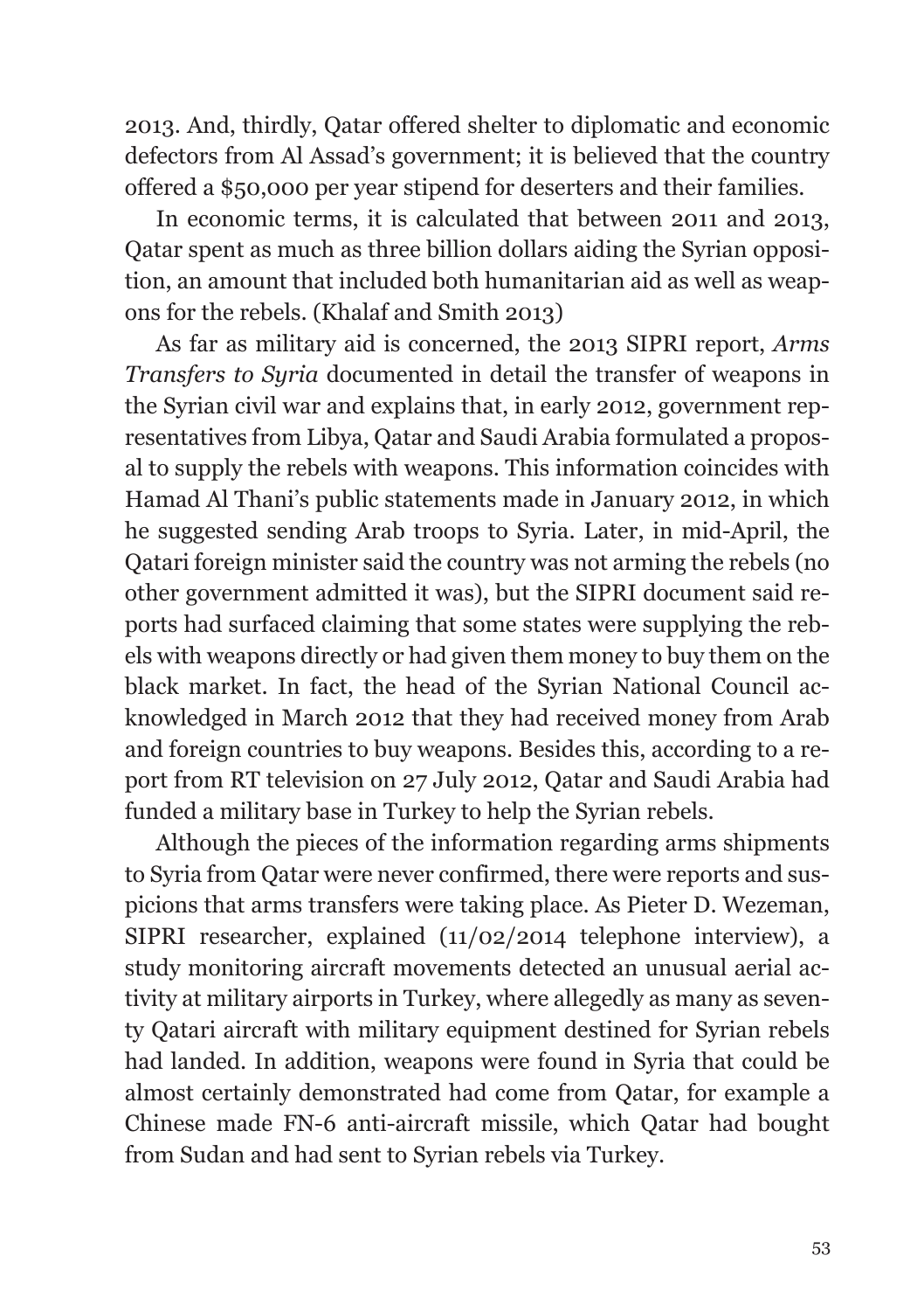2013. And, thirdly, Qatar offered shelter to diplomatic and economic defectors from Al Assad's government; it is believed that the country offered a $50,000 per year stipend for deserters and their families.

In economic terms, it is calculated that between 2011 and 2013, Qatar spent as much as three billion dollars aiding the Syrian opposition, an amount that included both humanitarian aid as well as weapons for the rebels. (Khalaf and Smith 2013)

As far as military aid is concerned, the 2013 SIPRI report, *Arms Transfers to Syria* documented in detail the transfer of weapons in the Syrian civil war and explains that, in early 2012, government representatives from Libya, Qatar and Saudi Arabia formulated a proposal to supply the rebels with weapons. This information coincides with Hamad Al Thani's public statements made in January 2012, in which he suggested sending Arab troops to Syria. Later, in mid-April, the Qatari foreign minister said the country was not arming the rebels (no other government admitted it was), but the SIPRI document said reports had surfaced claiming that some states were supplying the rebels with weapons directly or had given them money to buy them on the black market. In fact, the head of the Syrian National Council acknowledged in March 2012 that they had received money from Arab and foreign countries to buy weapons. Besides this, according to a report from RT television on 27 July 2012, Qatar and Saudi Arabia had funded a military base in Turkey to help the Syrian rebels.

Although the pieces of the information regarding arms shipments to Syria from Qatar were never confirmed, there were reports and suspicions that arms transfers were taking place. As Pieter D. Wezeman, SIPRI researcher, explained (11/02/2014 telephone interview), a study monitoring aircraft movements detected an unusual aerial activity at military airports in Turkey, where allegedly as many as seventy Qatari aircraft with military equipment destined for Syrian rebels had landed. In addition, weapons were found in Syria that could be almost certainly demonstrated had come from Qatar, for example a Chinese made FN-6 anti-aircraft missile, which Qatar had bought from Sudan and had sent to Syrian rebels via Turkey.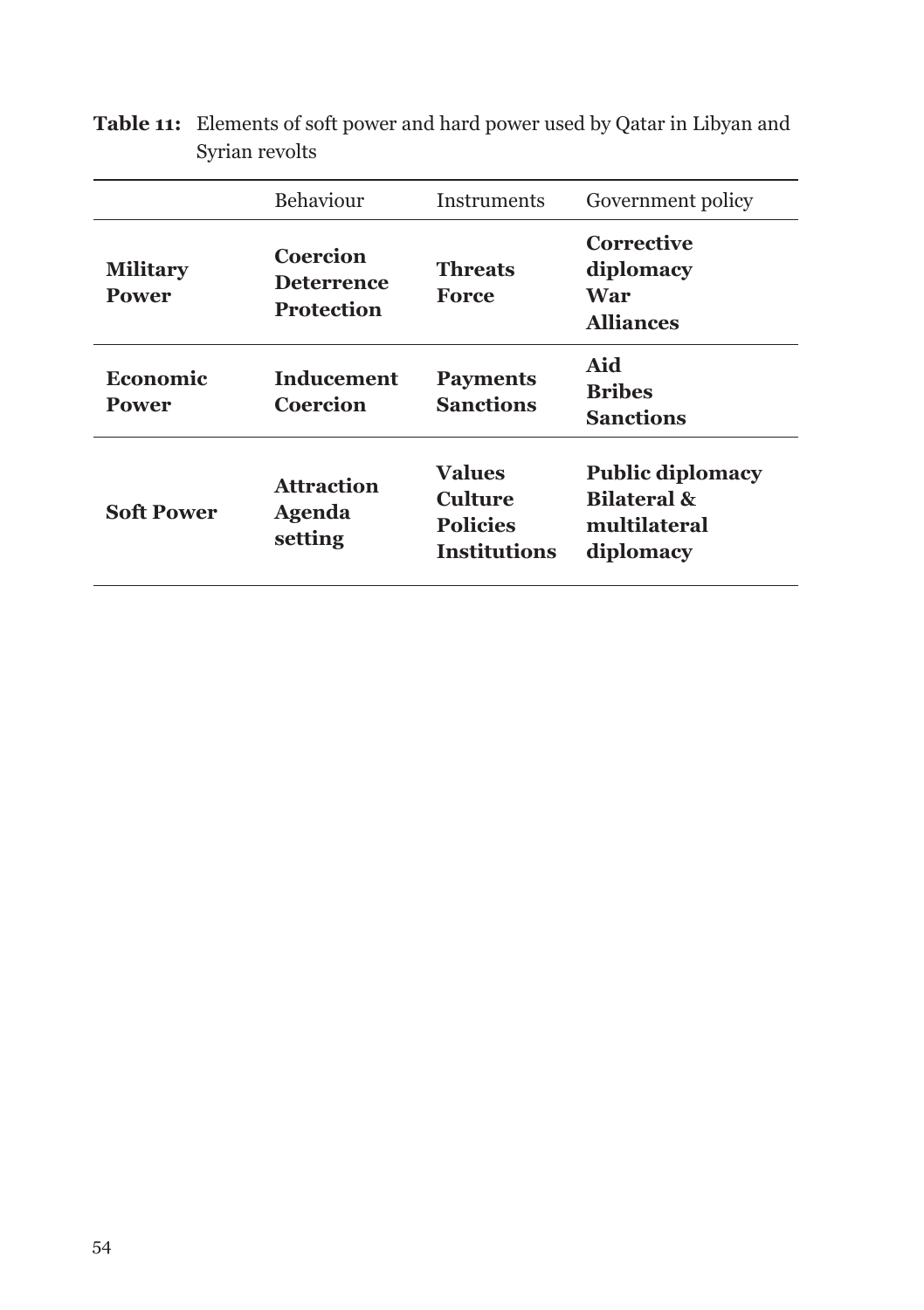**Table 11:** Elements of soft power and hard power used by Qatar in Libyan and Syrian revolts

| | Behaviour | Instruments | Government policy |
|---|---|---|---|
| **Military Power** | **Coercion Deterrence Protection** | **Threats Force** | **Corrective diplomacy War Alliances** |
| **Economic Power** | **Inducement Coercion** | **Payments Sanctions** | **Aid Bribes Sanctions** |
| **Soft Power** | **Attraction Agenda setting** | **Values Culture Policies Institutions** | **Public diplomacy Bilateral & multilateral diplomacy** |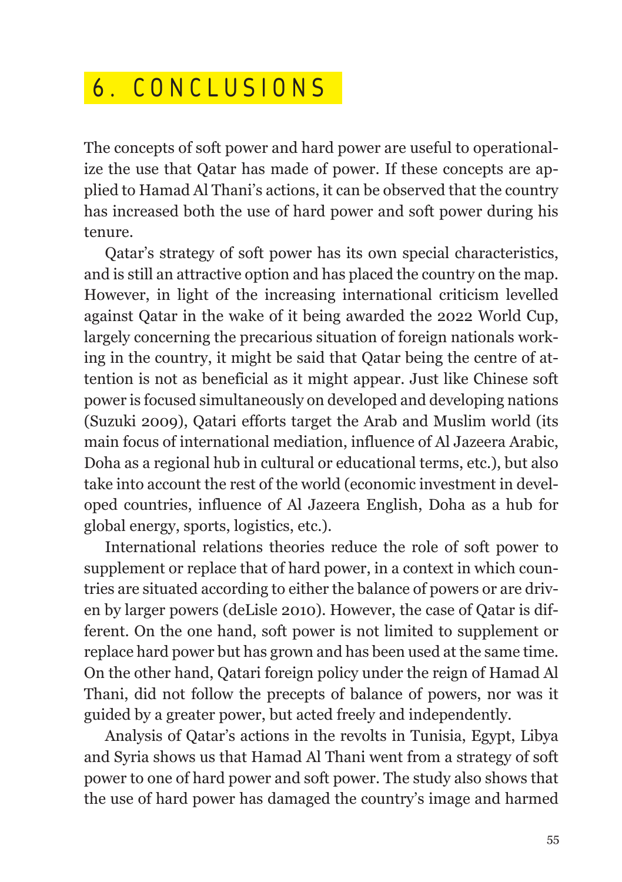# 6. CONCLUSIONS

The concepts of soft power and hard power are useful to operationalize the use that Qatar has made of power. If these concepts are applied to Hamad Al Thani's actions, it can be observed that the country has increased both the use of hard power and soft power during his tenure.

Qatar's strategy of soft power has its own special characteristics, and is still an attractive option and has placed the country on the map. However, in light of the increasing international criticism levelled against Qatar in the wake of it being awarded the 2022 World Cup, largely concerning the precarious situation of foreign nationals working in the country, it might be said that Qatar being the centre of attention is not as beneficial as it might appear. Just like Chinese soft power is focused simultaneously on developed and developing nations (Suzuki 2009), Qatari efforts target the Arab and Muslim world (its main focus of international mediation, influence of Al Jazeera Arabic, Doha as a regional hub in cultural or educational terms, etc.), but also take into account the rest of the world (economic investment in developed countries, influence of Al Jazeera English, Doha as a hub for global energy, sports, logistics, etc.).

International relations theories reduce the role of soft power to supplement or replace that of hard power, in a context in which countries are situated according to either the balance of powers or are driven by larger powers (deLisle 2010). However, the case of Qatar is different. On the one hand, soft power is not limited to supplement or replace hard power but has grown and has been used at the same time. On the other hand, Qatari foreign policy under the reign of Hamad Al Thani, did not follow the precepts of balance of powers, nor was it guided by a greater power, but acted freely and independently.

Analysis of Qatar's actions in the revolts in Tunisia, Egypt, Libya and Syria shows us that Hamad Al Thani went from a strategy of soft power to one of hard power and soft power. The study also shows that the use of hard power has damaged the country's image and harmed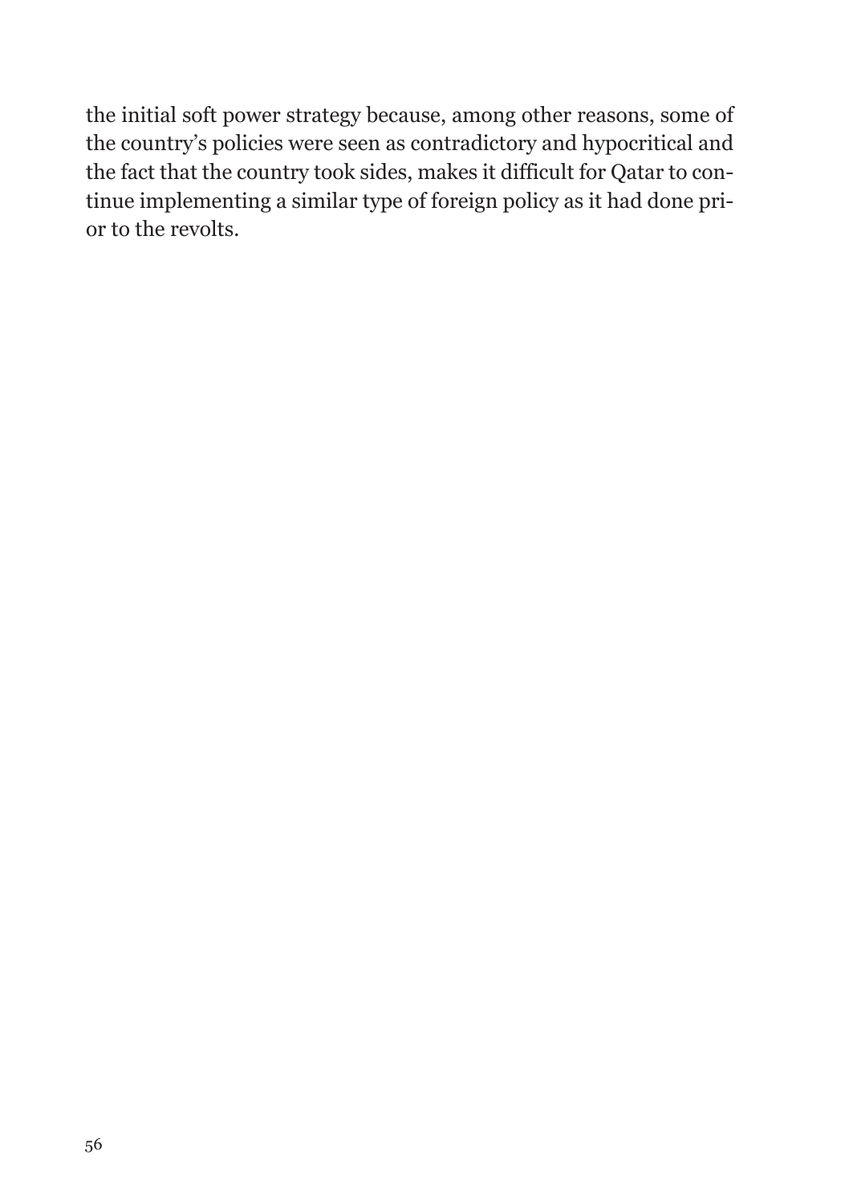the initial soft power strategy because, among other reasons, some of the country's policies were seen as contradictory and hypocritical and the fact that the country took sides, makes it difficult for Qatar to continue implementing a similar type of foreign policy as it had done prior to the revolts.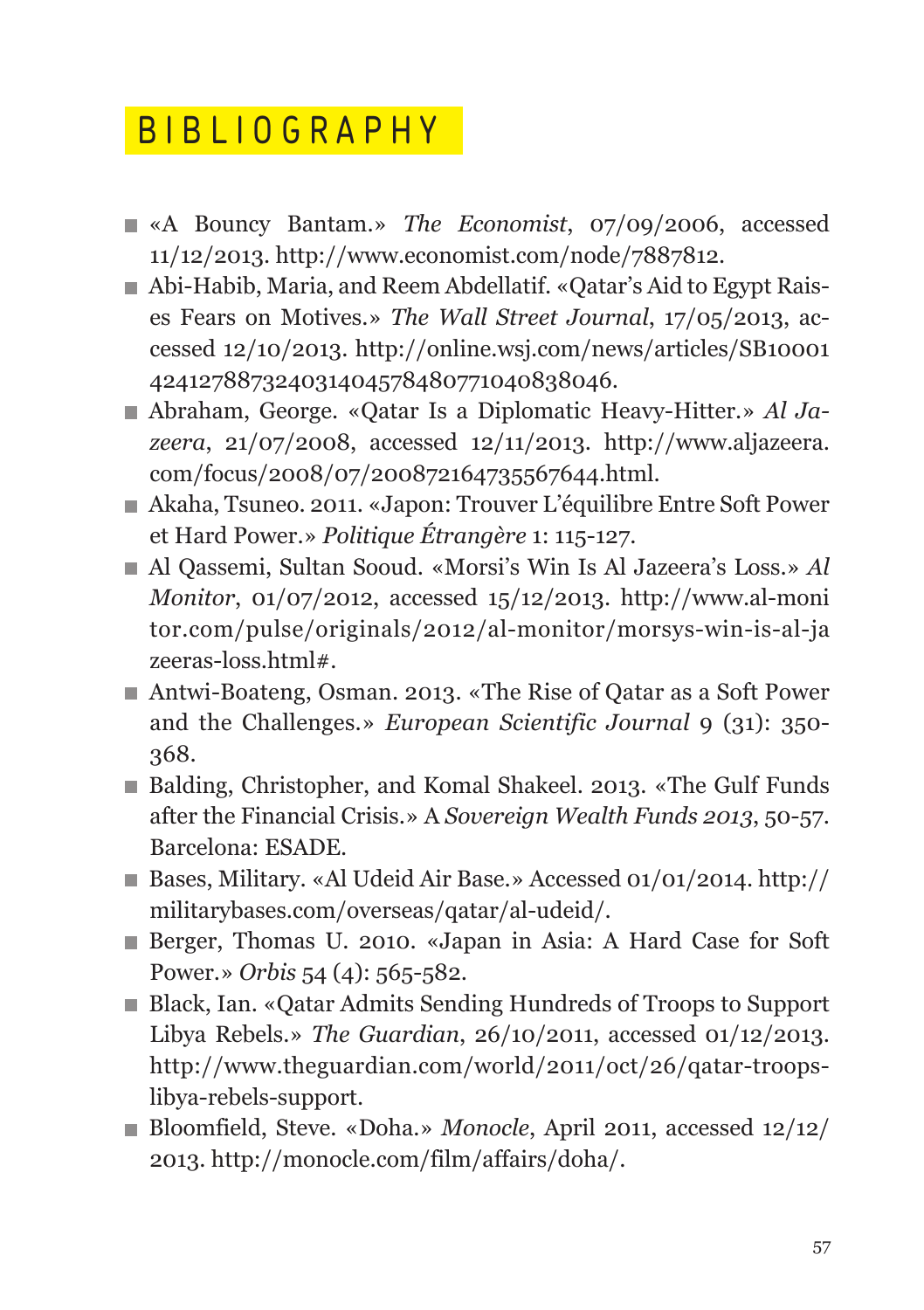# BIBLIOGRAPHY

- «A Bouncy Bantam.» *The Economist*, 07/09/2006, accessed 11/12/2013. http://www.economist.com/node/7887812.
- Abi-Habib, Maria, and Reem Abdellatif. «Qatar's Aid to Egypt Raises Fears on Motives.» *The Wall Street Journal*, 17/05/2013, accessed 12/10/2013. http://online.wsj.com/news/articles/SB10001424127887324031404578480771040838046.
- Abraham, George. «Qatar Is a Diplomatic Heavy-Hitter.» *Al Jazeera*, 21/07/2008, accessed 12/11/2013. http://www.aljazeera.com/focus/2008/07/200872164735567644.html.
- Akaha, Tsuneo. 2011. «Japon: Trouver L'équilibre Entre Soft Power et Hard Power.» *Politique Étrangère* 1: 115-127.
- Al Qassemi, Sultan Sooud. «Morsi's Win Is Al Jazeera's Loss.» *Al Monitor*, 01/07/2012, accessed 15/12/2013. http://www.al-monitor.com/pulse/originals/2012/al-monitor/morsys-win-is-al-jazeeras-loss.html#.
- Antwi-Boateng, Osman. 2013. «The Rise of Qatar as a Soft Power and the Challenges.» *European Scientific Journal* 9 (31): 350-368.
- Balding, Christopher, and Komal Shakeel. 2013. «The Gulf Funds after the Financial Crisis.» A *Sovereign Wealth Funds 2013*, 50-57. Barcelona: ESADE.
- Bases, Military. «Al Udeid Air Base.» Accessed 01/01/2014. http://militarybases.com/overseas/qatar/al-udeid/.
- Berger, Thomas U. 2010. «Japan in Asia: A Hard Case for Soft Power.» *Orbis* 54 (4): 565-582.
- Black, Ian. «Qatar Admits Sending Hundreds of Troops to Support Libya Rebels.» *The Guardian*, 26/10/2011, accessed 01/12/2013. http://www.theguardian.com/world/2011/oct/26/qatar-troops-libya-rebels-support.
- Bloomfield, Steve. «Doha.» *Monocle*, April 2011, accessed 12/12/2013. http://monocle.com/film/affairs/doha/.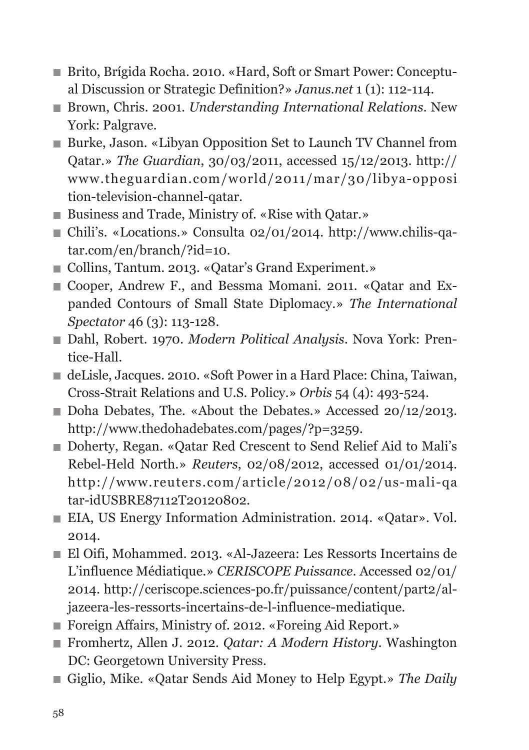- Brito, Brígida Rocha. 2010. «Hard, Soft or Smart Power: Conceptual Discussion or Strategic Definition?» *Janus.net* 1 (1): 112-114.
- Brown, Chris. 2001. *Understanding International Relations*. New York: Palgrave.
- Burke, Jason. «Libyan Opposition Set to Launch TV Channel from Qatar.» *The Guardian*, 30/03/2011, accessed 15/12/2013. http://www.theguardian.com/world/2011/mar/30/libya-opposition-television-channel-qatar.
- Business and Trade, Ministry of. «Rise with Qatar.»
- Chili's. «Locations.» Consulta 02/01/2014. http://www.chilis-qatar.com/en/branch/?id=10.
- Collins, Tantum. 2013. «Qatar's Grand Experiment.»
- Cooper, Andrew F., and Bessma Momani. 2011. «Qatar and Expanded Contours of Small State Diplomacy.» *The International Spectator* 46 (3): 113-128.
- Dahl, Robert. 1970. *Modern Political Analysis*. Nova York: Prentice-Hall.
- deLisle, Jacques. 2010. «Soft Power in a Hard Place: China, Taiwan, Cross-Strait Relations and U.S. Policy.» *Orbis* 54 (4): 493-524.
- Doha Debates, The. «About the Debates.» Accessed 20/12/2013. http://www.thedohadebates.com/pages/?p=3259.
- Doherty, Regan. «Qatar Red Crescent to Send Relief Aid to Mali's Rebel-Held North.» *Reuters*, 02/08/2012, accessed 01/01/2014. http://www.reuters.com/article/2012/08/02/us-mali-qatar-idUSBRE87112T20120802.
- EIA, US Energy Information Administration. 2014. «Qatar». Vol. 2014.
- El Oifi, Mohammed. 2013. «Al-Jazeera: Les Ressorts Incertains de L'influence Médiatique.» *CERISCOPE Puissance*. Accessed 02/01/2014. http://ceriscope.sciences-po.fr/puissance/content/part2/al-jazeera-les-ressorts-incertains-de-l-influence-mediatique.
- Foreign Affairs, Ministry of. 2012. «Foreing Aid Report.»
- Fromhertz, Allen J. 2012. *Qatar: A Modern History*. Washington DC: Georgetown University Press.
- Giglio, Mike. «Qatar Sends Aid Money to Help Egypt.» *The Daily*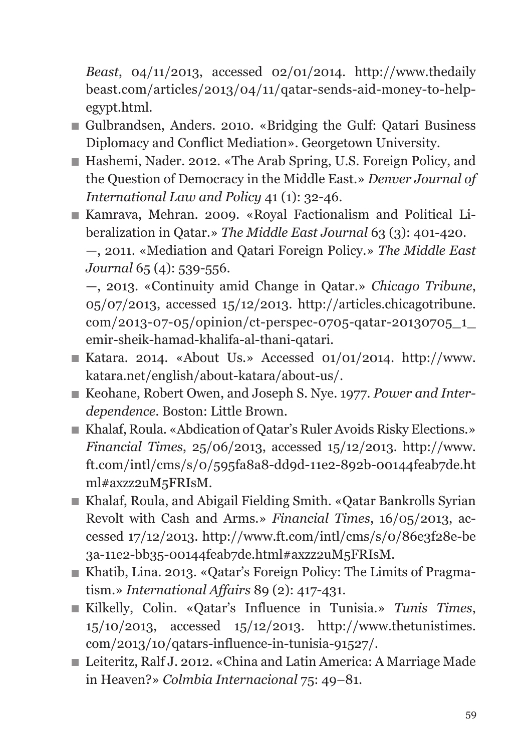*Beast*, 04/11/2013, accessed 02/01/2014. http://www.thedaily beast.com/articles/2013/04/11/qatar-sends-aid-money-to-help-egypt.html.

- Gulbrandsen, Anders. 2010. «Bridging the Gulf: Qatari Business Diplomacy and Conflict Mediation». Georgetown University.
- Hashemi, Nader. 2012. «The Arab Spring, U.S. Foreign Policy, and the Question of Democracy in the Middle East.» *Denver Journal of International Law and Policy* 41 (1): 32-46.
- Kamrava, Mehran. 2009. «Royal Factionalism and Political Liberalization in Qatar.» *The Middle East Journal* 63 (3): 401-420.
  —, 2011. «Mediation and Qatari Foreign Policy.» *The Middle East Journal* 65 (4): 539-556.
  —, 2013. «Continuity amid Change in Qatar.» *Chicago Tribune*, 05/07/2013, accessed 15/12/2013. http://articles.chicagotribune.com/2013-07-05/opinion/ct-perspec-0705-qatar-20130705_1_emir-sheik-hamad-khalifa-al-thani-qatari.
- Katara. 2014. «About Us.» Accessed 01/01/2014. http://www.katara.net/english/about-katara/about-us/.
- Keohane, Robert Owen, and Joseph S. Nye. 1977. *Power and Interdependence*. Boston: Little Brown.
- Khalaf, Roula. «Abdication of Qatar's Ruler Avoids Risky Elections.» *Financial Times*, 25/06/2013, accessed 15/12/2013. http://www.ft.com/intl/cms/s/0/595fa8a8-dd9d-11e2-892b-00144feab7de.html#axzz2uM5FRIsM.
- Khalaf, Roula, and Abigail Fielding Smith. «Qatar Bankrolls Syrian Revolt with Cash and Arms.» *Financial Times*, 16/05/2013, accessed 17/12/2013. http://www.ft.com/intl/cms/s/0/86e3f28e-be3a-11e2-bb35-00144feab7de.html#axzz2uM5FRIsM.
- Khatib, Lina. 2013. «Qatar's Foreign Policy: The Limits of Pragmatism.» *International Affairs* 89 (2): 417-431.
- Kilkelly, Colin. «Qatar's Influence in Tunisia.» *Tunis Times*, 15/10/2013, accessed 15/12/2013. http://www.thetunistimes.com/2013/10/qatars-influence-in-tunisia-91527/.
- Leiteritz, Ralf J. 2012. «China and Latin America: A Marriage Made in Heaven?» *Colmbia Internacional* 75: 49–81.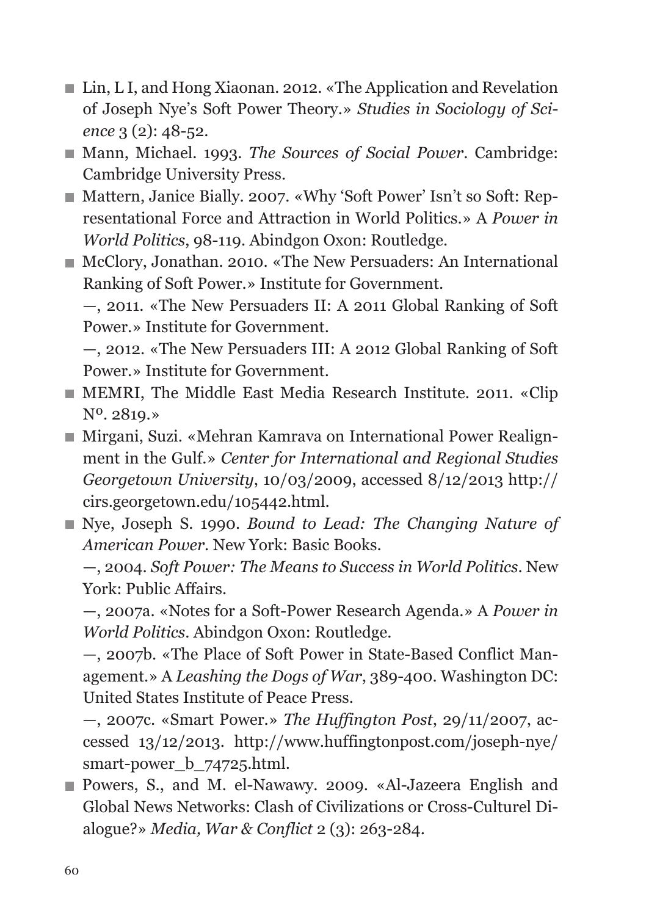- Lin, L I, and Hong Xiaonan. 2012. «The Application and Revelation of Joseph Nye's Soft Power Theory.» *Studies in Sociology of Science* 3 (2): 48-52.
- Mann, Michael. 1993. *The Sources of Social Power*. Cambridge: Cambridge University Press.
- Mattern, Janice Bially. 2007. «Why 'Soft Power' Isn't so Soft: Representational Force and Attraction in World Politics.» A *Power in World Politics*, 98-119. Abindgon Oxon: Routledge.
- McClory, Jonathan. 2010. «The New Persuaders: An International Ranking of Soft Power.» Institute for Government.

  —, 2011. «The New Persuaders II: A 2011 Global Ranking of Soft Power.» Institute for Government.

  —, 2012. «The New Persuaders III: A 2012 Global Ranking of Soft Power.» Institute for Government.
- MEMRI, The Middle East Media Research Institute. 2011. «Clip Nº. 2819.»
- Mirgani, Suzi. «Mehran Kamrava on International Power Realignment in the Gulf.» *Center for International and Regional Studies Georgetown University*, 10/03/2009, accessed 8/12/2013 http://cirs.georgetown.edu/105442.html.
- Nye, Joseph S. 1990. *Bound to Lead: The Changing Nature of American Power*. New York: Basic Books.

  —, 2004. *Soft Power: The Means to Success in World Politics*. New York: Public Affairs.

  —, 2007a. «Notes for a Soft-Power Research Agenda.» A *Power in World Politics*. Abindgon Oxon: Routledge.

  —, 2007b. «The Place of Soft Power in State-Based Conflict Management.» A *Leashing the Dogs of War*, 389-400. Washington DC: United States Institute of Peace Press.

  —, 2007c. «Smart Power.» *The Huffington Post*, 29/11/2007, accessed 13/12/2013. http://www.huffingtonpost.com/joseph-nye/smart-power_b_74725.html.
- Powers, S., and M. el-Nawawy. 2009. «Al-Jazeera English and Global News Networks: Clash of Civilizations or Cross-Culturel Dialogue?» *Media, War & Conflict* 2 (3): 263-284.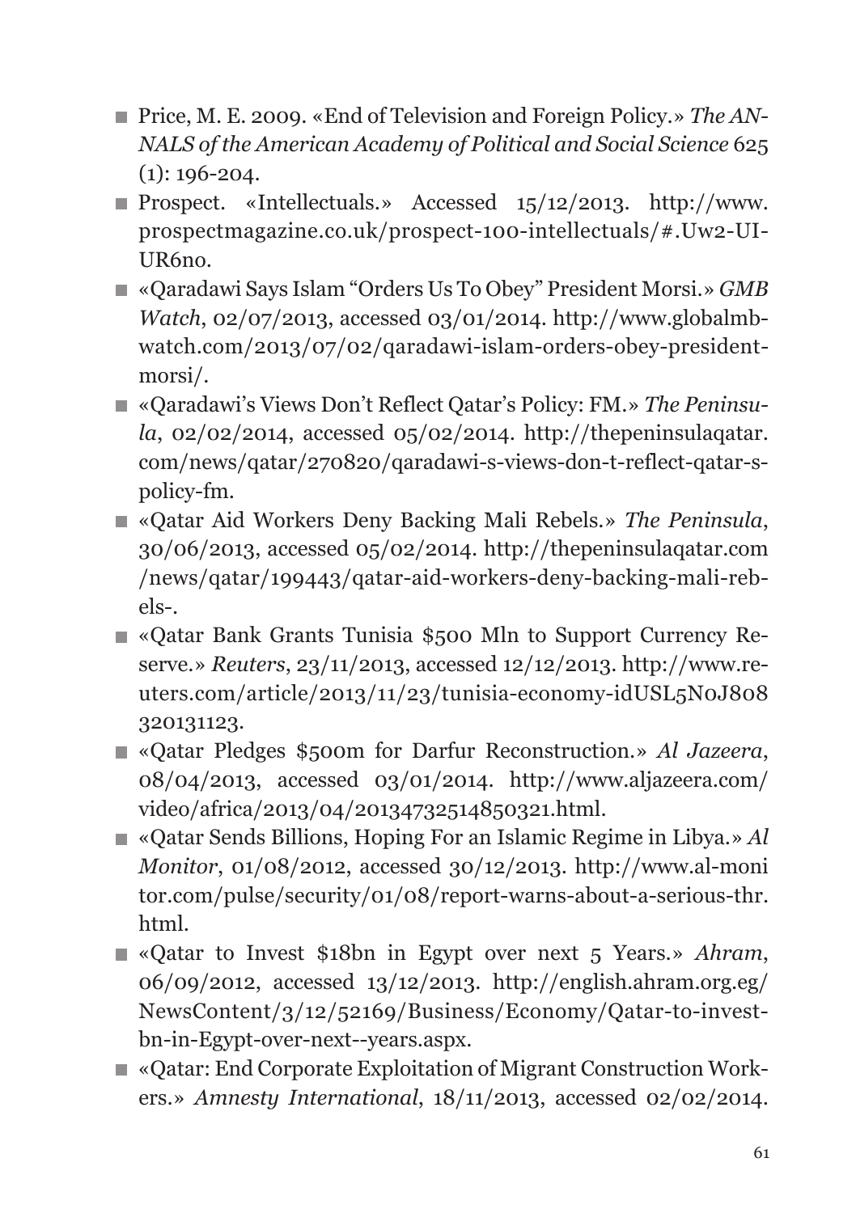- Price, M. E. 2009. «End of Television and Foreign Policy.» *The ANNALS of the American Academy of Political and Social Science* 625 (1): 196-204.
- Prospect. «Intellectuals.» Accessed 15/12/2013. http://www.prospectmagazine.co.uk/prospect-100-intellectuals/#.Uw2-UI-UR6no.
- «Qaradawi Says Islam "Orders Us To Obey" President Morsi.» *GMB Watch*, 02/07/2013, accessed 03/01/2014. http://www.globalmbwatch.com/2013/07/02/qaradawi-islam-orders-obey-president-morsi/.
- «Qaradawi's Views Don't Reflect Qatar's Policy: FM.» *The Peninsula*, 02/02/2014, accessed 05/02/2014. http://thepeninsulaqatar.com/news/qatar/270820/qaradawi-s-views-don-t-reflect-qatar-s-policy-fm.
- «Qatar Aid Workers Deny Backing Mali Rebels.» *The Peninsula*, 30/06/2013, accessed 05/02/2014. http://thepeninsulaqatar.com /news/qatar/199443/qatar-aid-workers-deny-backing-mali-rebels-.
- «Qatar Bank Grants Tunisia $500 Mln to Support Currency Reserve.» *Reuters*, 23/11/2013, accessed 12/12/2013. http://www.reuters.com/article/2013/11/23/tunisia-economy-idUSL5N0J808 320131123.
- «Qatar Pledges $500m for Darfur Reconstruction.» *Al Jazeera*, 08/04/2013, accessed 03/01/2014. http://www.aljazeera.com/video/africa/2013/04/20134732514850321.html.
- «Qatar Sends Billions, Hoping For an Islamic Regime in Libya.» *Al Monitor*, 01/08/2012, accessed 30/12/2013. http://www.al-monitor.com/pulse/security/01/08/report-warns-about-a-serious-thr.html.
- «Qatar to Invest $18bn in Egypt over next 5 Years.» *Ahram*, 06/09/2012, accessed 13/12/2013. http://english.ahram.org.eg/NewsContent/3/12/52169/Business/Economy/Qatar-to-invest-bn-in-Egypt-over-next--years.aspx.
- «Qatar: End Corporate Exploitation of Migrant Construction Workers.» *Amnesty International*, 18/11/2013, accessed 02/02/2014.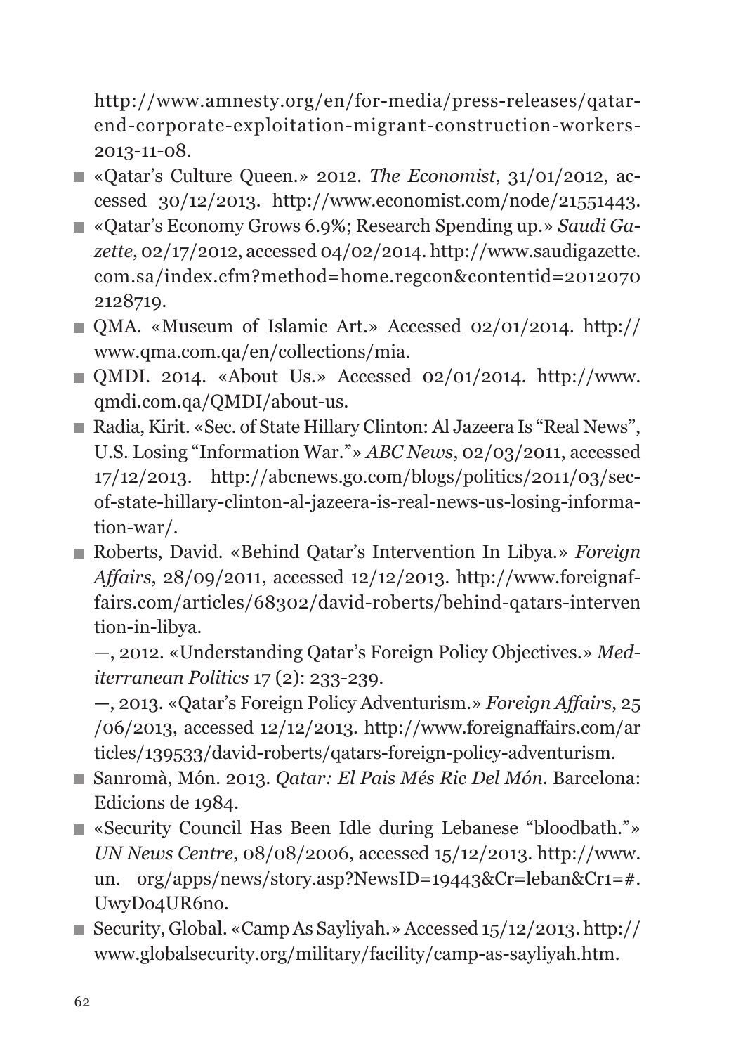http://www.amnesty.org/en/for-media/press-releases/qatar-end-corporate-exploitation-migrant-construction-workers-2013-11-08.

- «Qatar's Culture Queen.» 2012. *The Economist*, 31/01/2012, accessed 30/12/2013. http://www.economist.com/node/21551443.
- «Qatar's Economy Grows 6.9%; Research Spending up.» *Saudi Gazette*, 02/17/2012, accessed 04/02/2014. http://www.saudigazette.com.sa/index.cfm?method=home.regcon&contentid=20120702128719.
- QMA. «Museum of Islamic Art.» Accessed 02/01/2014. http://www.qma.com.qa/en/collections/mia.
- QMDI. 2014. «About Us.» Accessed 02/01/2014. http://www.qmdi.com.qa/QMDI/about-us.
- Radia, Kirit. «Sec. of State Hillary Clinton: Al Jazeera Is "Real News", U.S. Losing "Information War."» *ABC News*, 02/03/2011, accessed 17/12/2013. http://abcnews.go.com/blogs/politics/2011/03/sec-of-state-hillary-clinton-al-jazeera-is-real-news-us-losing-information-war/.
- Roberts, David. «Behind Qatar's Intervention In Libya.» *Foreign Affairs*, 28/09/2011, accessed 12/12/2013. http://www.foreignaffairs.com/articles/68302/david-roberts/behind-qatars-intervention-in-libya.

  —, 2012. «Understanding Qatar's Foreign Policy Objectives.» *Mediterranean Politics* 17 (2): 233-239.

  —, 2013. «Qatar's Foreign Policy Adventurism.» *Foreign Affairs*, 25/06/2013, accessed 12/12/2013. http://www.foreignaffairs.com/articles/139533/david-roberts/qatars-foreign-policy-adventurism.
- Sanromà, Món. 2013. *Qatar: El Pais Més Ric Del Món*. Barcelona: Edicions de 1984.
- «Security Council Has Been Idle during Lebanese "bloodbath."» *UN News Centre*, 08/08/2006, accessed 15/12/2013. http://www.un. org/apps/news/story.asp?NewsID=19443&Cr=leban&Cr1=#.UwyDo4UR6no.
- Security, Global. «Camp As Sayliyah.» Accessed 15/12/2013. http://www.globalsecurity.org/military/facility/camp-as-sayliyah.htm.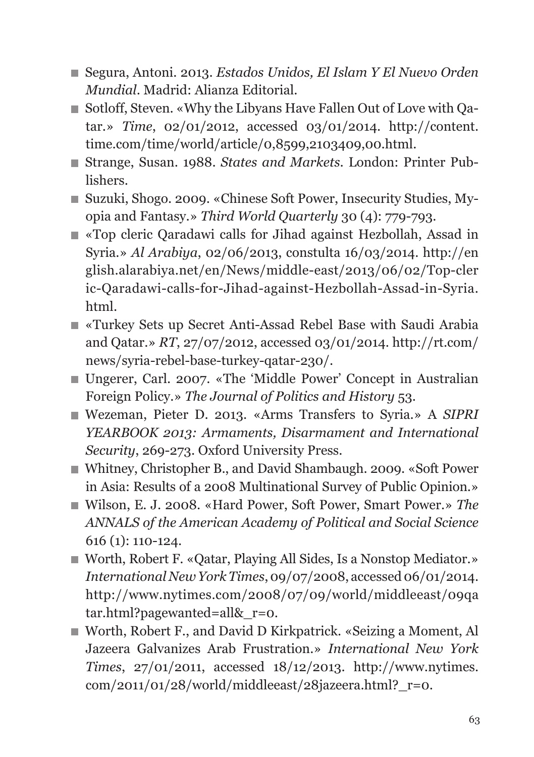- Segura, Antoni. 2013. *Estados Unidos, El Islam Y El Nuevo Orden Mundial*. Madrid: Alianza Editorial.
- Sotloff, Steven. «Why the Libyans Have Fallen Out of Love with Qatar.» *Time*, 02/01/2012, accessed 03/01/2014. http://content.time.com/time/world/article/0,8599,2103409,00.html.
- Strange, Susan. 1988. *States and Markets*. London: Printer Publishers.
- Suzuki, Shogo. 2009. «Chinese Soft Power, Insecurity Studies, Myopia and Fantasy.» *Third World Quarterly* 30 (4): 779-793.
- «Top cleric Qaradawi calls for Jihad against Hezbollah, Assad in Syria.» *Al Arabiya*, 02/06/2013, constulta 16/03/2014. http://english.alarabiya.net/en/News/middle-east/2013/06/02/Top-cleric-Qaradawi-calls-for-Jihad-against-Hezbollah-Assad-in-Syria.html.
- «Turkey Sets up Secret Anti-Assad Rebel Base with Saudi Arabia and Qatar.» *RT*, 27/07/2012, accessed 03/01/2014. http://rt.com/news/syria-rebel-base-turkey-qatar-230/.
- Ungerer, Carl. 2007. «The 'Middle Power' Concept in Australian Foreign Policy.» *The Journal of Politics and History* 53.
- Wezeman, Pieter D. 2013. «Arms Transfers to Syria.» A *SIPRI YEARBOOK 2013: Armaments, Disarmament and International Security*, 269-273. Oxford University Press.
- Whitney, Christopher B., and David Shambaugh. 2009. «Soft Power in Asia: Results of a 2008 Multinational Survey of Public Opinion.»
- Wilson, E. J. 2008. «Hard Power, Soft Power, Smart Power.» *The ANNALS of the American Academy of Political and Social Science* 616 (1): 110-124.
- Worth, Robert F. «Qatar, Playing All Sides, Is a Nonstop Mediator.» *International New York Times*, 09/07/2008, accessed 06/01/2014. http://www.nytimes.com/2008/07/09/world/middleeast/09qatar.html?pagewanted=all&_r=0.
- Worth, Robert F., and David D Kirkpatrick. «Seizing a Moment, Al Jazeera Galvanizes Arab Frustration.» *International New York Times*, 27/01/2011, accessed 18/12/2013. http://www.nytimes.com/2011/01/28/world/middleeast/28jazeera.html?_r=0.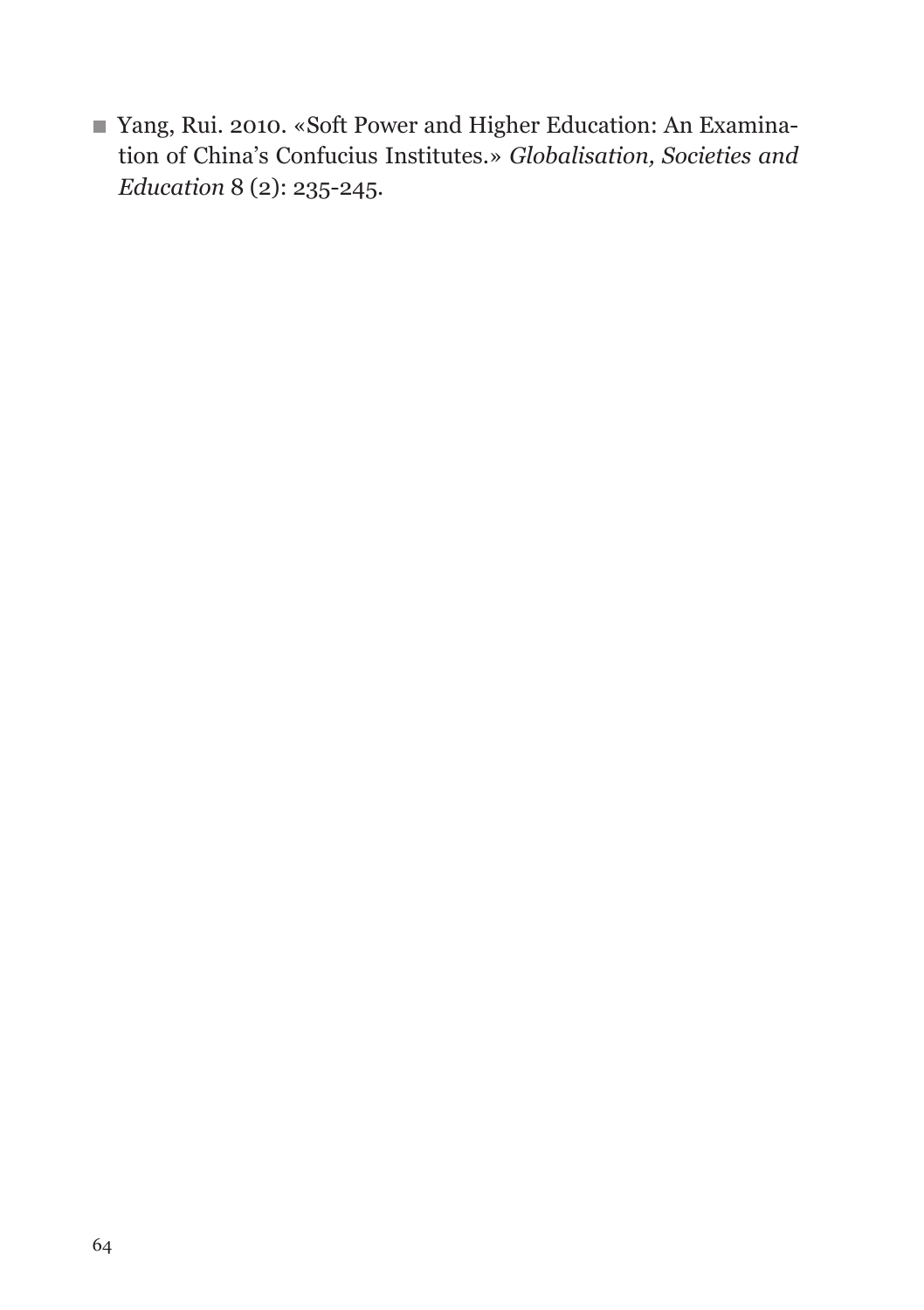- Yang, Rui. 2010. «Soft Power and Higher Education: An Examination of China's Confucius Institutes.» *Globalisation, Societies and Education* 8 (2): 235-245.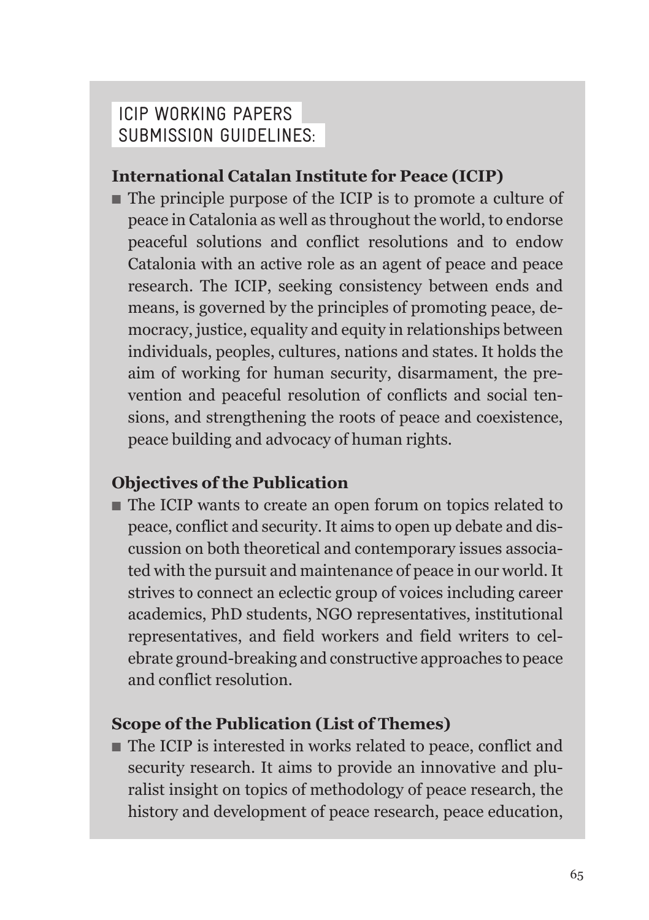# ICIP WORKING PAPERS SUBMISSION GUIDELINES:

### International Catalan Institute for Peace (ICIP)

- The principle purpose of the ICIP is to promote a culture of peace in Catalonia as well as throughout the world, to endorse peaceful solutions and conflict resolutions and to endow Catalonia with an active role as an agent of peace and peace research. The ICIP, seeking consistency between ends and means, is governed by the principles of promoting peace, democracy, justice, equality and equity in relationships between individuals, peoples, cultures, nations and states. It holds the aim of working for human security, disarmament, the prevention and peaceful resolution of conflicts and social tensions, and strengthening the roots of peace and coexistence, peace building and advocacy of human rights.

### Objectives of the Publication

- The ICIP wants to create an open forum on topics related to peace, conflict and security. It aims to open up debate and discussion on both theoretical and contemporary issues associated with the pursuit and maintenance of peace in our world. It strives to connect an eclectic group of voices including career academics, PhD students, NGO representatives, institutional representatives, and field workers and field writers to celebrate ground-breaking and constructive approaches to peace and conflict resolution.

### Scope of the Publication (List of Themes)

- The ICIP is interested in works related to peace, conflict and security research. It aims to provide an innovative and pluralist insight on topics of methodology of peace research, the history and development of peace research, peace education,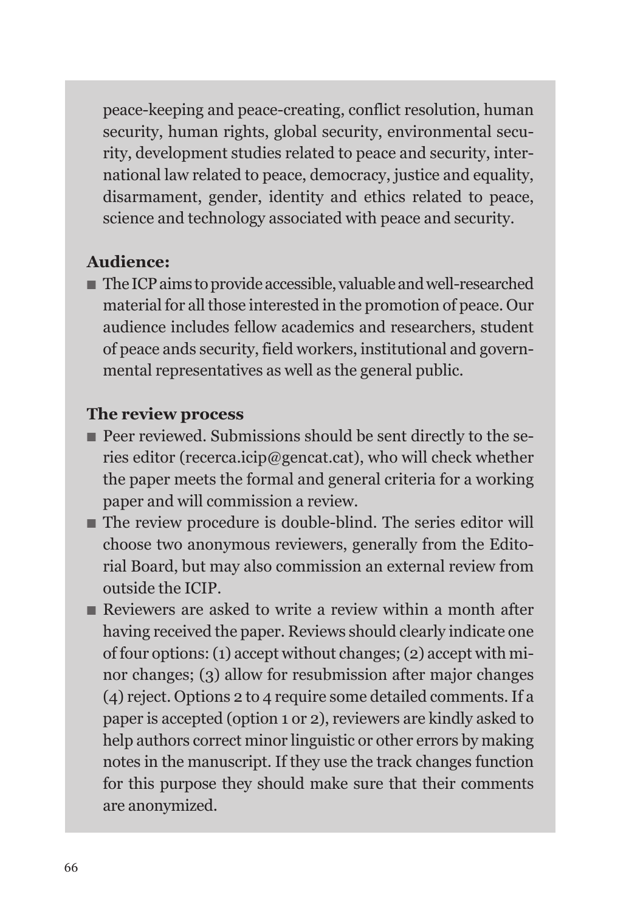peace-keeping and peace-creating, conflict resolution, human security, human rights, global security, environmental security, development studies related to peace and security, international law related to peace, democracy, justice and equality, disarmament, gender, identity and ethics related to peace, science and technology associated with peace and security.

**Audience:**

- The ICP aims to provide accessible, valuable and well-researched material for all those interested in the promotion of peace. Our audience includes fellow academics and researchers, student of peace ands security, field workers, institutional and governmental representatives as well as the general public.

**The review process**

- Peer reviewed. Submissions should be sent directly to the series editor (recerca.icip@gencat.cat), who will check whether the paper meets the formal and general criteria for a working paper and will commission a review.
- The review procedure is double-blind. The series editor will choose two anonymous reviewers, generally from the Editorial Board, but may also commission an external review from outside the ICIP.
- Reviewers are asked to write a review within a month after having received the paper. Reviews should clearly indicate one of four options: (1) accept without changes; (2) accept with minor changes; (3) allow for resubmission after major changes (4) reject. Options 2 to 4 require some detailed comments. If a paper is accepted (option 1 or 2), reviewers are kindly asked to help authors correct minor linguistic or other errors by making notes in the manuscript. If they use the track changes function for this purpose they should make sure that their comments are anonymized.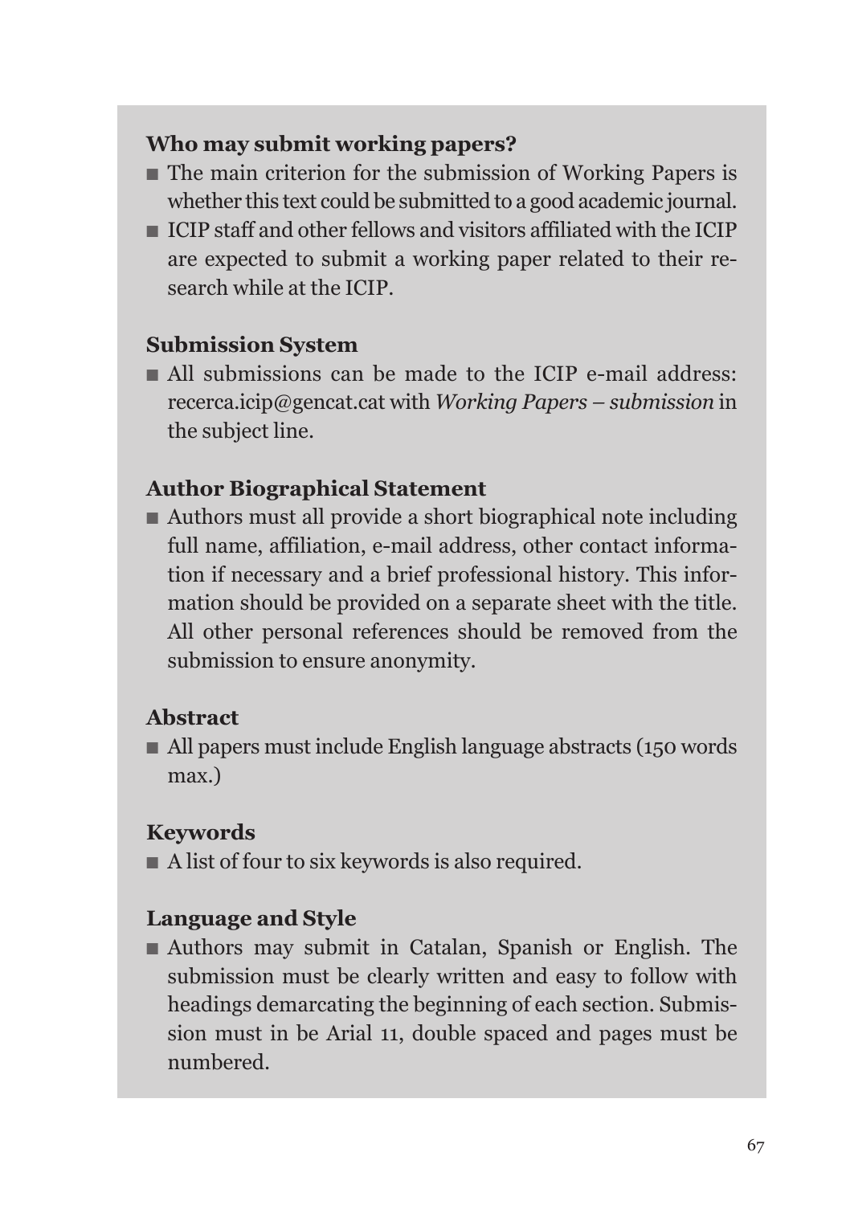### Who may submit working papers?

- The main criterion for the submission of Working Papers is whether this text could be submitted to a good academic journal.
- ICIP staff and other fellows and visitors affiliated with the ICIP are expected to submit a working paper related to their research while at the ICIP.

### Submission System

- All submissions can be made to the ICIP e-mail address: recerca.icip@gencat.cat with *Working Papers – submission* in the subject line.

### Author Biographical Statement

- Authors must all provide a short biographical note including full name, affiliation, e-mail address, other contact information if necessary and a brief professional history. This information should be provided on a separate sheet with the title. All other personal references should be removed from the submission to ensure anonymity.

### Abstract

- All papers must include English language abstracts (150 words max.)

### Keywords

- A list of four to six keywords is also required.

### Language and Style

- Authors may submit in Catalan, Spanish or English. The submission must be clearly written and easy to follow with headings demarcating the beginning of each section. Submission must in be Arial 11, double spaced and pages must be numbered.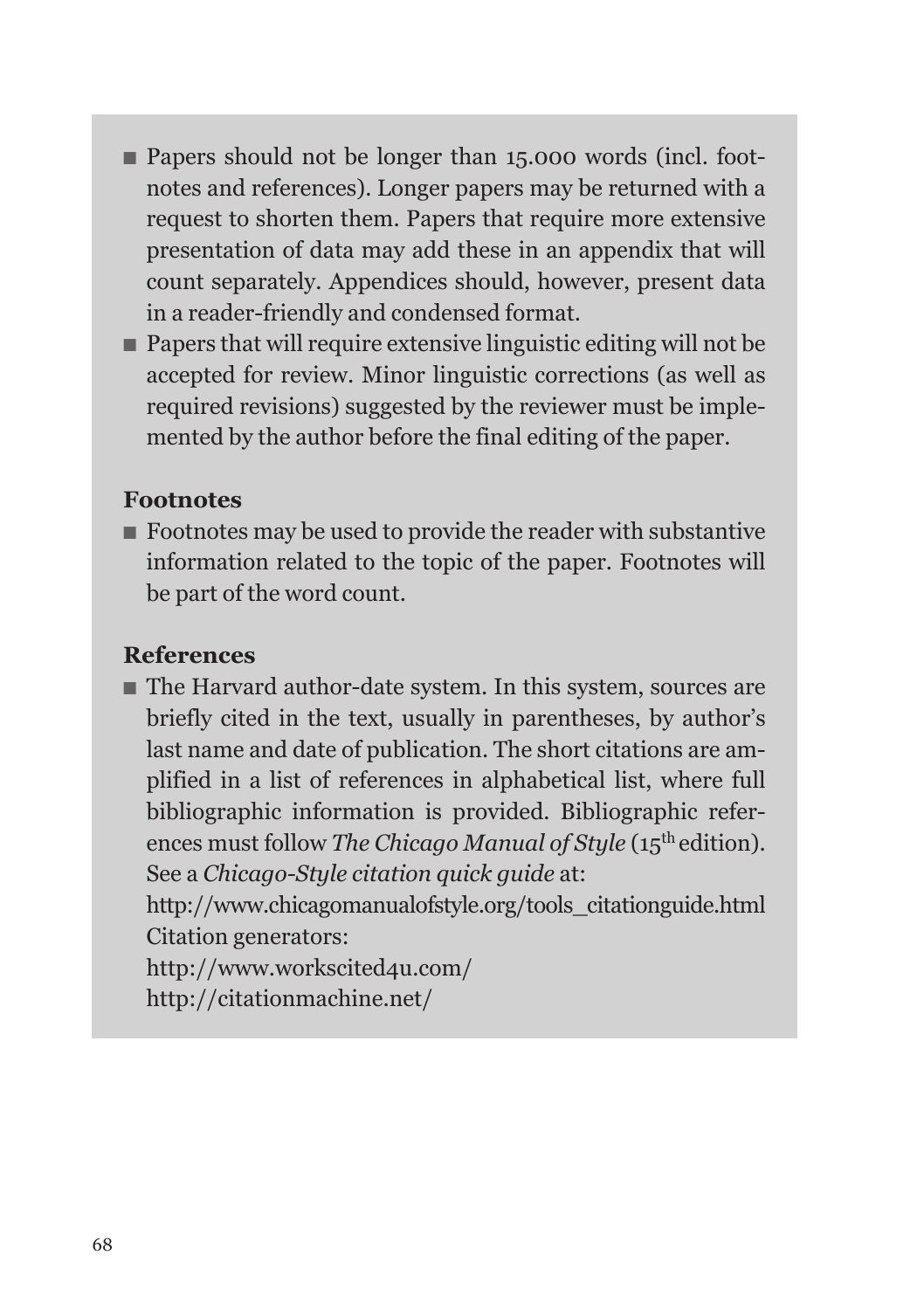- Papers should not be longer than 15.000 words (incl. footnotes and references). Longer papers may be returned with a request to shorten them. Papers that require more extensive presentation of data may add these in an appendix that will count separately. Appendices should, however, present data in a reader-friendly and condensed format.
- Papers that will require extensive linguistic editing will not be accepted for review. Minor linguistic corrections (as well as required revisions) suggested by the reviewer must be implemented by the author before the final editing of the paper.

**Footnotes**

- Footnotes may be used to provide the reader with substantive information related to the topic of the paper. Footnotes will be part of the word count.

**References**

- The Harvard author-date system. In this system, sources are briefly cited in the text, usually in parentheses, by author's last name and date of publication. The short citations are amplified in a list of references in alphabetical list, where full bibliographic information is provided. Bibliographic references must follow *The Chicago Manual of Style* (15th edition). See a *Chicago-Style citation quick guide* at:
  http://www.chicagomanualofstyle.org/tools_citationguide.html
  Citation generators:
  http://www.workscited4u.com/
  http://citationmachine.net/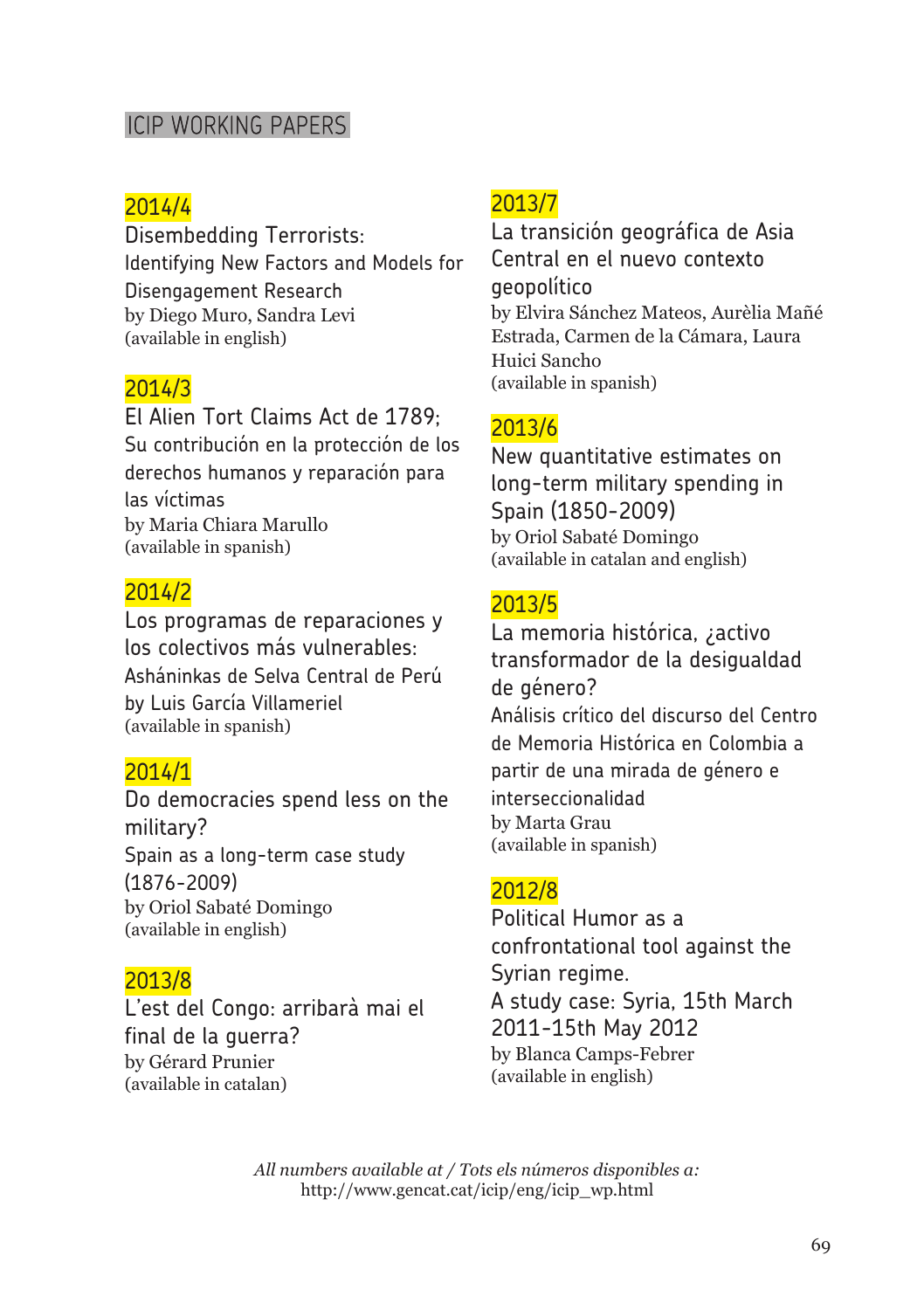# ICIP WORKING PAPERS

### 2014/4

Disembedding Terrorists:
Identifying New Factors and Models for Disengagement Research
by Diego Muro, Sandra Levi
(available in english)

### 2014/3

El Alien Tort Claims Act de 1789;
Su contribución en la protección de los derechos humanos y reparación para las víctimas
by Maria Chiara Marullo
(available in spanish)

### 2014/2

Los programas de reparaciones y los colectivos más vulnerables:
Asháninkas de Selva Central de Perú
by Luis García Villameriel
(available in spanish)

### 2014/1

Do democracies spend less on the military?
Spain as a long-term case study (1876-2009)
by Oriol Sabaté Domingo
(available in english)

### 2013/8

L'est del Congo: arribarà mai el final de la guerra?
by Gérard Prunier
(available in catalan)

### 2013/7

La transición geográfica de Asia Central en el nuevo contexto geopolítico
by Elvira Sánchez Mateos, Aurèlia Mañé Estrada, Carmen de la Cámara, Laura Huici Sancho
(available in spanish)

### 2013/6

New quantitative estimates on long-term military spending in Spain (1850-2009)
by Oriol Sabaté Domingo
(available in catalan and english)

### 2013/5

La memoria histórica, ¿activo transformador de la desigualdad de género?
Análisis crítico del discurso del Centro de Memoria Histórica en Colombia a partir de una mirada de género e interseccionalidad
by Marta Grau
(available in spanish)

### 2012/8

Political Humor as a confrontational tool against the Syrian regime.
A study case: Syria, 15th March 2011-15th May 2012
by Blanca Camps-Febrer
(available in english)

*All numbers available at / Tots els números disponibles a:*
http://www.gencat.cat/icip/eng/icip_wp.html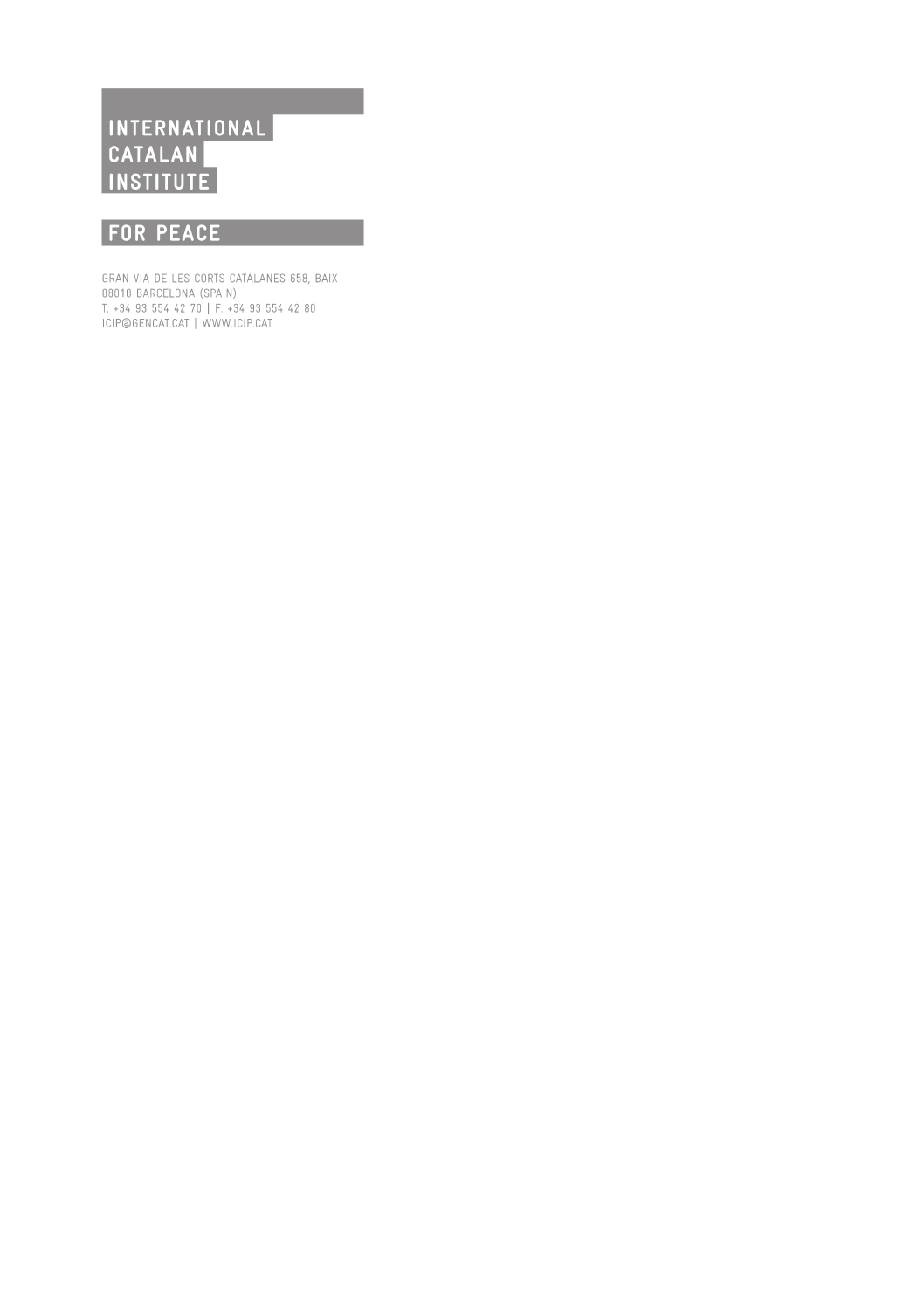INTERNATIONAL
CATALAN
INSTITUTE

FOR PEACE

GRAN VIA DE LES CORTS CATALANES 658, BAIX
08010 BARCELONA (SPAIN)
T. +34 93 554 42 70 | F. +34 93 554 42 80
ICIP@GENCAT.CAT | WWW.ICIP.CAT